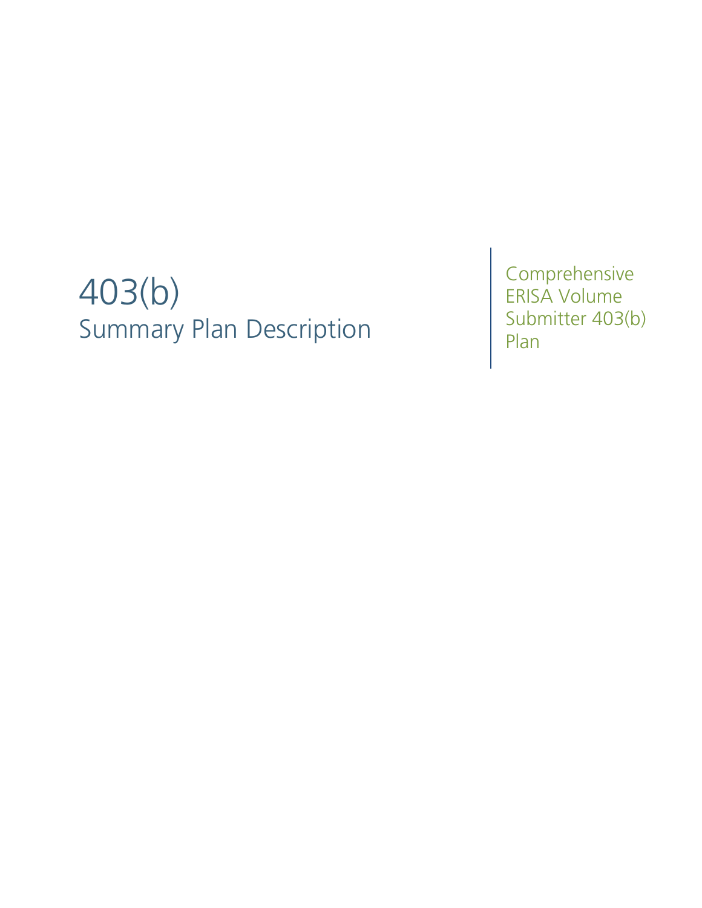# 403(b)

## Summary Plan Description

Comprehensive ERISA Volume Submitter 403(b) Plan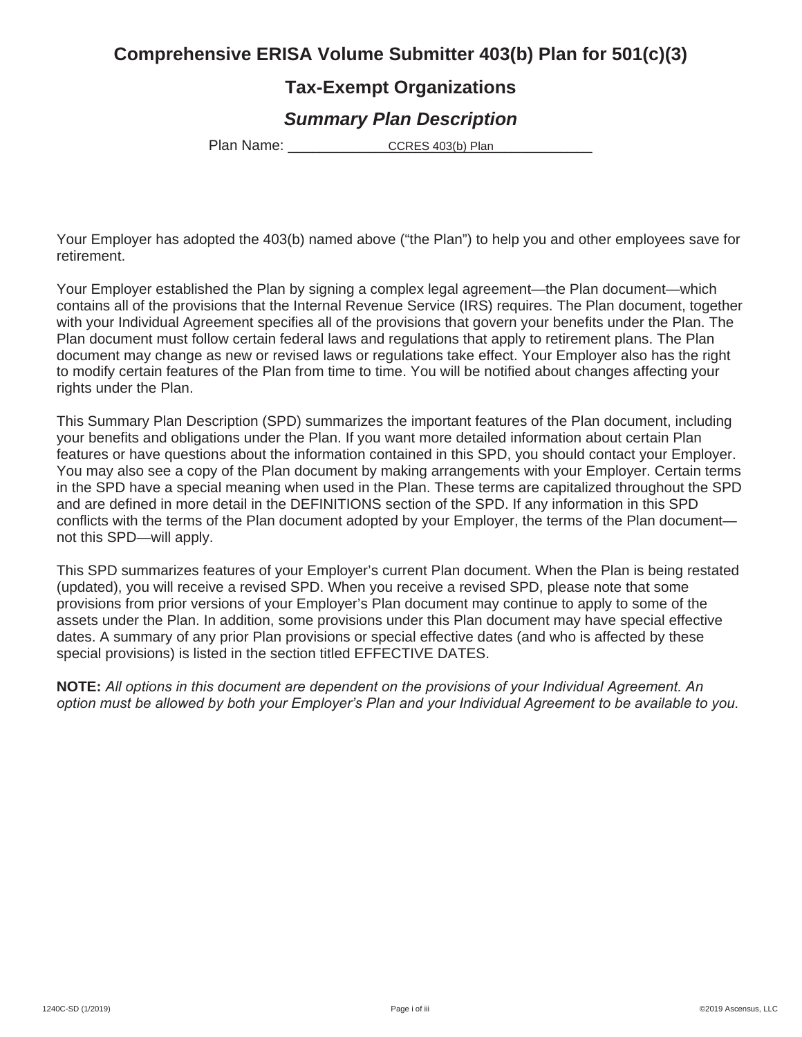# Comprehensive ERISA Volume Submitter 403(b) Plan for 501(c)(3)

## Tax-Exempt Organizations

### *Summary Plan Description*

Plan Name: CCRES 403(b) Plan

Your Employer has adopted the 403(b) named above ("the Plan") to help you and other employees save for retirement.

Your Employer established the Plan by signing a complex legal agreement—the Plan document—which contains all of the provisions that the Internal Revenue Service (IRS) requires. The Plan document, together with your Individual Agreement specifies all of the provisions that govern your benefits under the Plan. The Plan document must follow certain federal laws and regulations that apply to retirement plans. The Plan document may change as new or revised laws or regulations take effect. Your Employer also has the right to modify certain features of the Plan from time to time. You will be notified about changes affecting your rights under the Plan.

This Summary Plan Description (SPD) summarizes the important features of the Plan document, including your benefits and obligations under the Plan. If you want more detailed information about certain Plan features or have questions about the information contained in this SPD, you should contact your Employer. You may also see a copy of the Plan document by making arrangements with your Employer. Certain terms in the SPD have a special meaning when used in the Plan. These terms are capitalized throughout the SPD and are defined in more detail in the DEFINITIONS section of the SPD. If any information in this SPD conflicts with the terms of the Plan document adopted by your Employer, the terms of the Plan document—not this SPD—will apply.

This SPD summarizes features of your Employer's current Plan document. When the Plan is being restated (updated), you will receive a revised SPD. When you receive a revised SPD, please note that some provisions from prior versions of your Employer's Plan document may continue to apply to some of the assets under the Plan. In addition, some provisions under this Plan document may have special effective dates. A summary of any prior Plan provisions or special effective dates (and who is affected by these special provisions) is listed in the section titled EFFECTIVE DATES.

**NOTE:** *All options in this document are dependent on the provisions of your Individual Agreement. An option must be allowed by both your Employer's Plan and your Individual Agreement to be available to you.*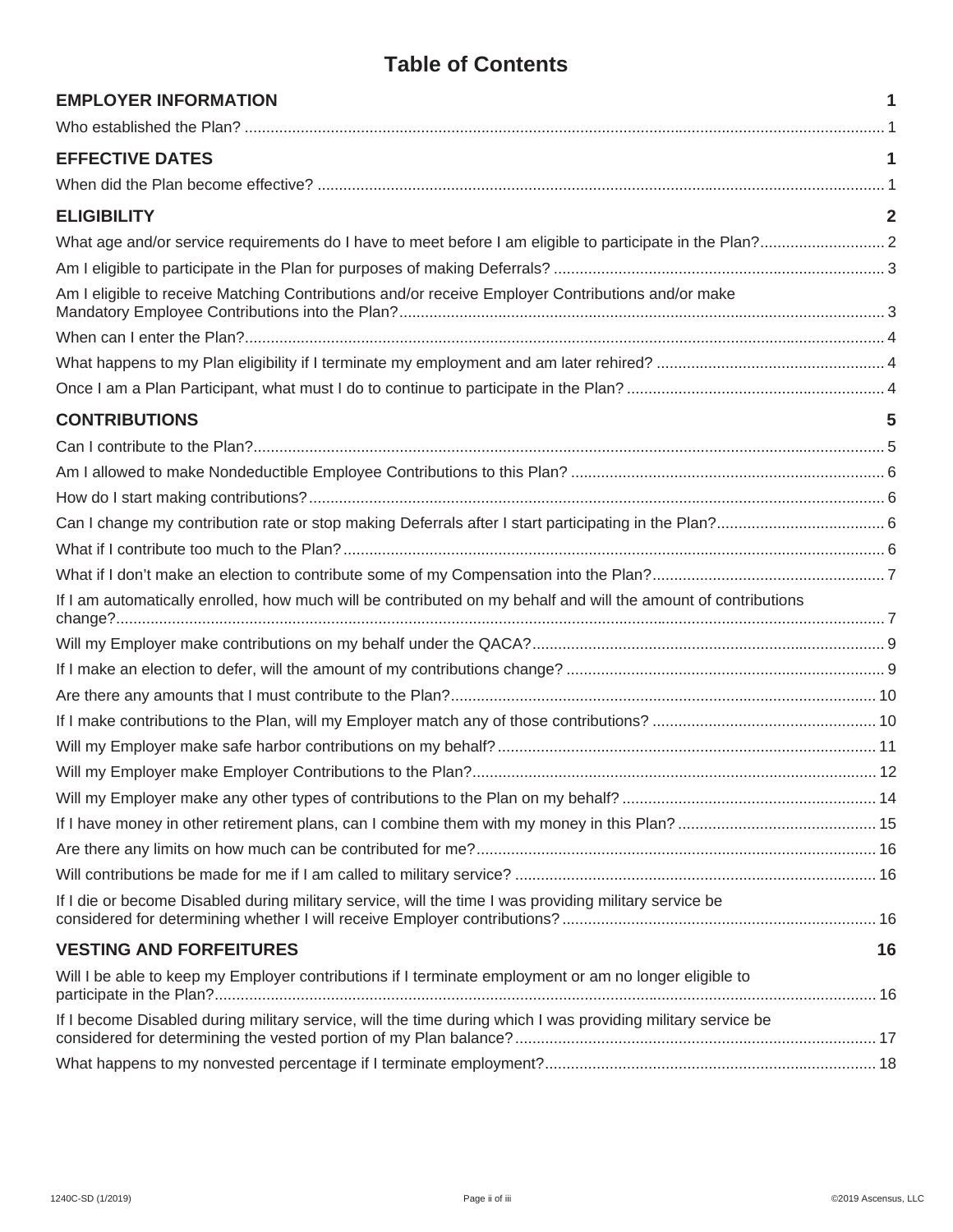# Table of Contents

| | |
|---|---|
| **EMPLOYER INFORMATION** | **1** |
| Who established the Plan? | 1 |
| **EFFECTIVE DATES** | **1** |
| When did the Plan become effective? | 1 |
| **ELIGIBILITY** | **2** |
| What age and/or service requirements do I have to meet before I am eligible to participate in the Plan? | 2 |
| Am I eligible to participate in the Plan for purposes of making Deferrals? | 3 |
| Am I eligible to receive Matching Contributions and/or receive Employer Contributions and/or make Mandatory Employee Contributions into the Plan? | 3 |
| When can I enter the Plan? | 4 |
| What happens to my Plan eligibility if I terminate my employment and am later rehired? | 4 |
| Once I am a Plan Participant, what must I do to continue to participate in the Plan? | 4 |
| **CONTRIBUTIONS** | **5** |
| Can I contribute to the Plan? | 5 |
| Am I allowed to make Nondeductible Employee Contributions to this Plan? | 6 |
| How do I start making contributions? | 6 |
| Can I change my contribution rate or stop making Deferrals after I start participating in the Plan? | 6 |
| What if I contribute too much to the Plan? | 6 |
| What if I don't make an election to contribute some of my Compensation into the Plan? | 7 |
| If I am automatically enrolled, how much will be contributed on my behalf and will the amount of contributions change? | 7 |
| Will my Employer make contributions on my behalf under the QACA? | 9 |
| If I make an election to defer, will the amount of my contributions change? | 9 |
| Are there any amounts that I must contribute to the Plan? | 10 |
| If I make contributions to the Plan, will my Employer match any of those contributions? | 10 |
| Will my Employer make safe harbor contributions on my behalf? | 11 |
| Will my Employer make Employer Contributions to the Plan? | 12 |
| Will my Employer make any other types of contributions to the Plan on my behalf? | 14 |
| If I have money in other retirement plans, can I combine them with my money in this Plan? | 15 |
| Are there any limits on how much can be contributed for me? | 16 |
| Will contributions be made for me if I am called to military service? | 16 |
| If I die or become Disabled during military service, will the time I was providing military service be considered for determining whether I will receive Employer contributions? | 16 |
| **VESTING AND FORFEITURES** | **16** |
| Will I be able to keep my Employer contributions if I terminate employment or am no longer eligible to participate in the Plan? | 16 |
| If I become Disabled during military service, will the time during which I was providing military service be considered for determining the vested portion of my Plan balance? | 17 |
| What happens to my nonvested percentage if I terminate employment? | 18 |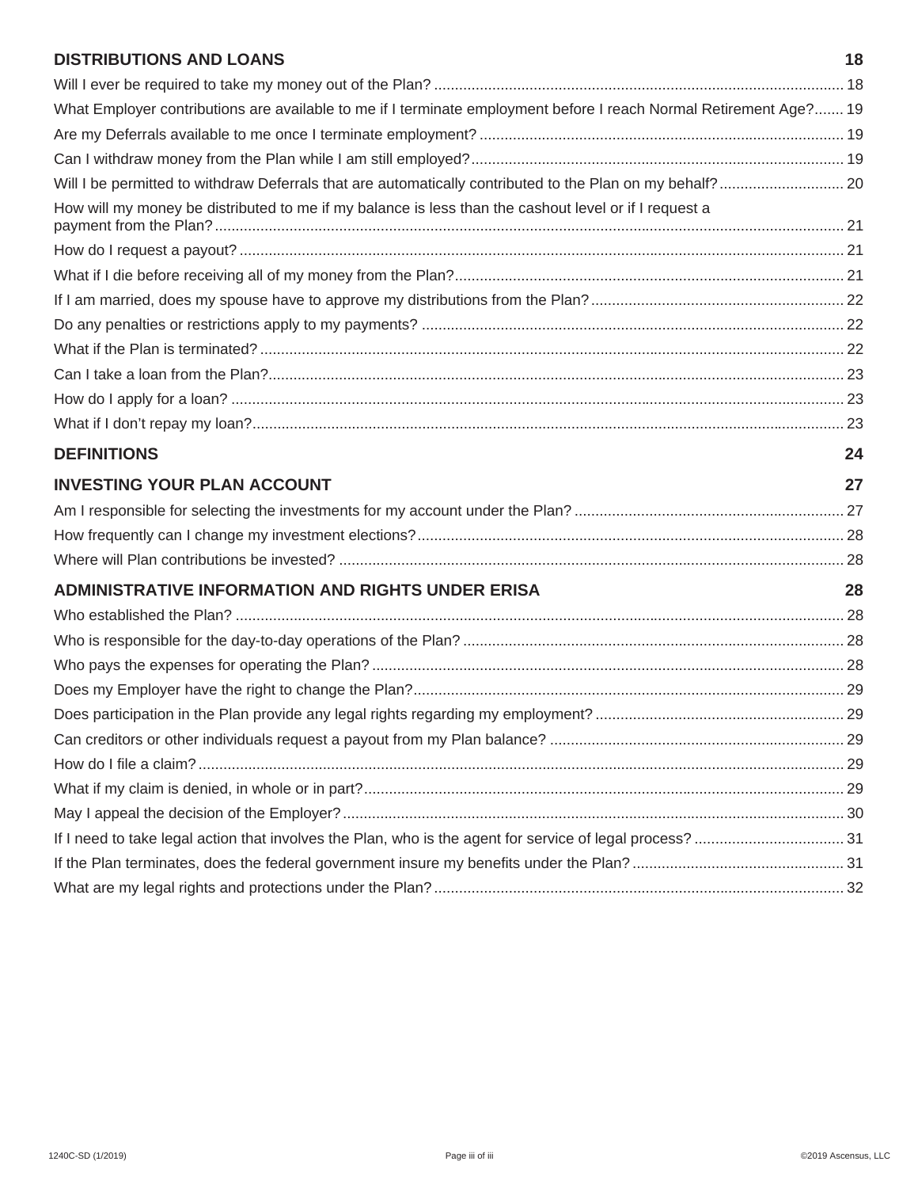**DISTRIBUTIONS AND LOANS** 18

Will I ever be required to take my money out of the Plan? 18

What Employer contributions are available to me if I terminate employment before I reach Normal Retirement Age? 19

Are my Deferrals available to me once I terminate employment? 19

Can I withdraw money from the Plan while I am still employed? 19

Will I be permitted to withdraw Deferrals that are automatically contributed to the Plan on my behalf? 20

How will my money be distributed to me if my balance is less than the cashout level or if I request a payment from the Plan? 21

How do I request a payout? 21

What if I die before receiving all of my money from the Plan? 21

If I am married, does my spouse have to approve my distributions from the Plan? 22

Do any penalties or restrictions apply to my payments? 22

What if the Plan is terminated? 22

Can I take a loan from the Plan? 23

How do I apply for a loan? 23

What if I don't repay my loan? 23

**DEFINITIONS** 24

**INVESTING YOUR PLAN ACCOUNT** 27

Am I responsible for selecting the investments for my account under the Plan? 27

How frequently can I change my investment elections? 28

Where will Plan contributions be invested? 28

**ADMINISTRATIVE INFORMATION AND RIGHTS UNDER ERISA** 28

Who established the Plan? 28

Who is responsible for the day-to-day operations of the Plan? 28

Who pays the expenses for operating the Plan? 28

Does my Employer have the right to change the Plan? 29

Does participation in the Plan provide any legal rights regarding my employment? 29

Can creditors or other individuals request a payout from my Plan balance? 29

How do I file a claim? 29

What if my claim is denied, in whole or in part? 29

May I appeal the decision of the Employer? 30

If I need to take legal action that involves the Plan, who is the agent for service of legal process? 31

If the Plan terminates, does the federal government insure my benefits under the Plan? 31

What are my legal rights and protections under the Plan? 32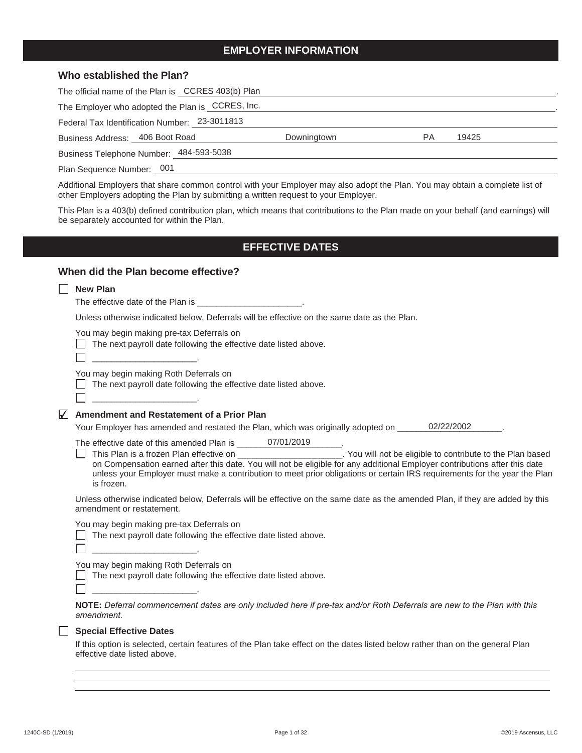## EMPLOYER INFORMATION

### Who established the Plan?

The official name of the Plan is CCRES 403(b) Plan.

The Employer who adopted the Plan is CCRES, Inc.

Federal Tax Identification Number: 23-3011813

Business Address: 406 Boot Road Downingtown PA 19425

Business Telephone Number: 484-593-5038

Plan Sequence Number: 001

Additional Employers that share common control with your Employer may also adopt the Plan. You may obtain a complete list of other Employers adopting the Plan by submitting a written request to your Employer.

This Plan is a 403(b) defined contribution plan, which means that contributions to the Plan made on your behalf (and earnings) will be separately accounted for within the Plan.

## EFFECTIVE DATES

### When did the Plan become effective?

☐ **New Plan**

The effective date of the Plan is ______________________.

Unless otherwise indicated below, Deferrals will be effective on the same date as the Plan.

You may begin making pre-tax Deferrals on

☐ The next payroll date following the effective date listed above.

☐ ______________________.

You may begin making Roth Deferrals on

☐ The next payroll date following the effective date listed above.

☐ ______________________.

☑ **Amendment and Restatement of a Prior Plan**

Your Employer has amended and restated the Plan, which was originally adopted on 02/22/2002.

The effective date of this amended Plan is 07/01/2019.

☐ This Plan is a frozen Plan effective on ______________________. You will not be eligible to contribute to the Plan based on Compensation earned after this date. You will not be eligible for any additional Employer contributions after this date unless your Employer must make a contribution to meet prior obligations or certain IRS requirements for the year the Plan is frozen.

Unless otherwise indicated below, Deferrals will be effective on the same date as the amended Plan, if they are added by this amendment or restatement.

You may begin making pre-tax Deferrals on

☐ The next payroll date following the effective date listed above.

☐ ______________________.

You may begin making Roth Deferrals on

☐ The next payroll date following the effective date listed above.

☐ ______________________.

**NOTE:** *Deferral commencement dates are only included here if pre-tax and/or Roth Deferrals are new to the Plan with this amendment.*

☐ **Special Effective Dates**

If this option is selected, certain features of the Plan take effect on the dates listed below rather than on the general Plan effective date listed above.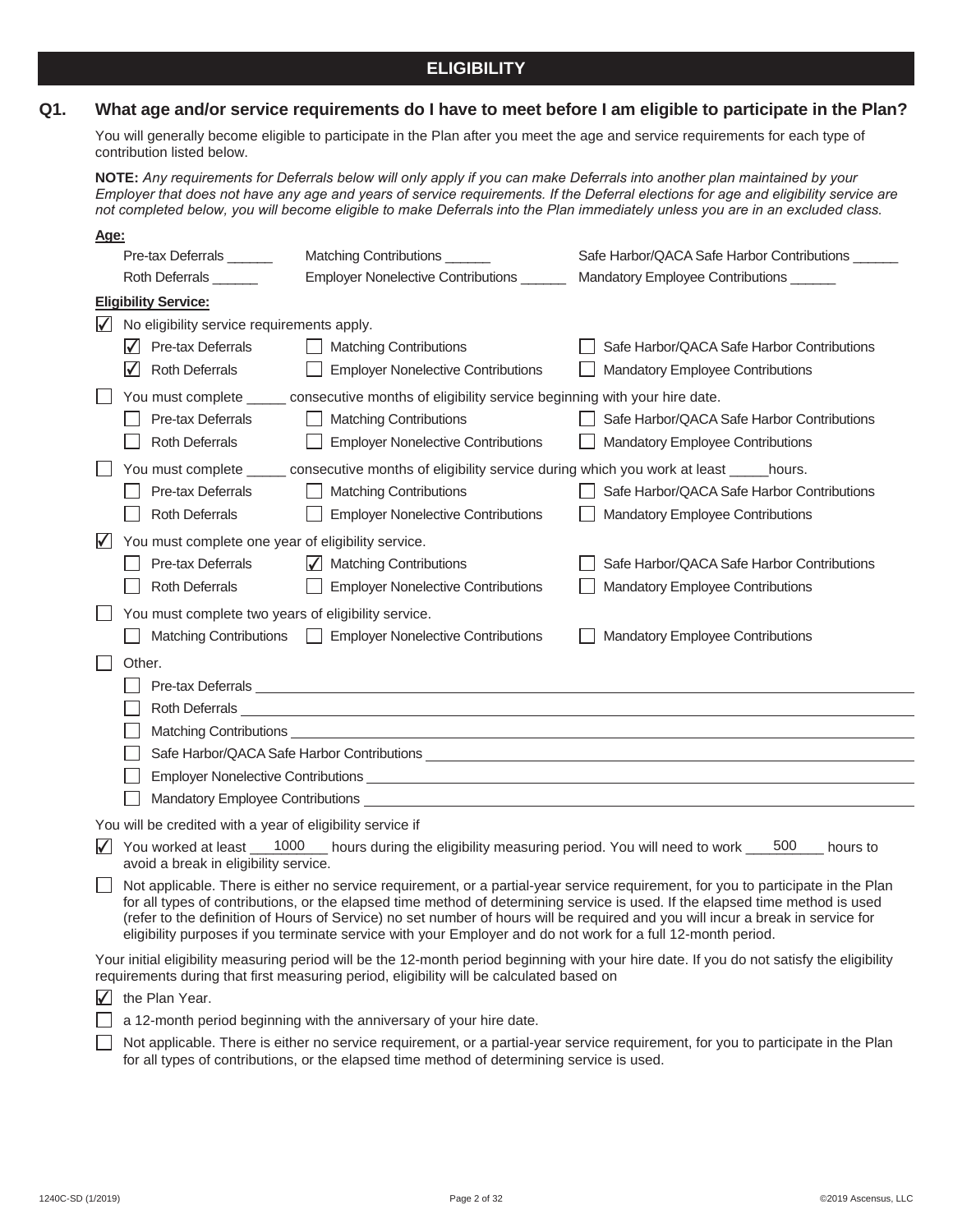## ELIGIBILITY

**Q1. What age and/or service requirements do I have to meet before I am eligible to participate in the Plan?**

You will generally become eligible to participate in the Plan after you meet the age and service requirements for each type of contribution listed below.

**NOTE:** *Any requirements for Deferrals below will only apply if you can make Deferrals into another plan maintained by your Employer that does not have any age and years of service requirements. If the Deferral elections for age and eligibility service are not completed below, you will become eligible to make Deferrals into the Plan immediately unless you are in an excluded class.*

**Age:**

Pre-tax Deferrals ______ Matching Contributions ______ Safe Harbor/QACA Safe Harbor Contributions ______

Roth Deferrals ______ Employer Nonelective Contributions ______ Mandatory Employee Contributions ______

**Eligibility Service:**

☑ No eligibility service requirements apply.

- ☑ Pre-tax Deferrals ☐ Matching Contributions ☐ Safe Harbor/QACA Safe Harbor Contributions
- ☑ Roth Deferrals ☐ Employer Nonelective Contributions ☐ Mandatory Employee Contributions

☐ You must complete _____ consecutive months of eligibility service beginning with your hire date.

- ☐ Pre-tax Deferrals ☐ Matching Contributions ☐ Safe Harbor/QACA Safe Harbor Contributions
- ☐ Roth Deferrals ☐ Employer Nonelective Contributions ☐ Mandatory Employee Contributions

☐ You must complete _____ consecutive months of eligibility service during which you work at least _____hours.

- ☐ Pre-tax Deferrals ☐ Matching Contributions ☐ Safe Harbor/QACA Safe Harbor Contributions
- ☐ Roth Deferrals ☐ Employer Nonelective Contributions ☐ Mandatory Employee Contributions

☑ You must complete one year of eligibility service.

- ☐ Pre-tax Deferrals ☑ Matching Contributions ☐ Safe Harbor/QACA Safe Harbor Contributions
- ☐ Roth Deferrals ☐ Employer Nonelective Contributions ☐ Mandatory Employee Contributions

☐ You must complete two years of eligibility service.

- ☐ Matching Contributions ☐ Employer Nonelective Contributions ☐ Mandatory Employee Contributions

☐ Other.

- ☐ Pre-tax Deferrals ____________________
- ☐ Roth Deferrals ____________________
- ☐ Matching Contributions ____________________
- ☐ Safe Harbor/QACA Safe Harbor Contributions ____________________
- ☐ Employer Nonelective Contributions ____________________
- ☐ Mandatory Employee Contributions ____________________

You will be credited with a year of eligibility service if

☑ You worked at least 1000 hours during the eligibility measuring period. You will need to work 500 hours to avoid a break in eligibility service.

☐ Not applicable. There is either no service requirement, or a partial-year service requirement, for you to participate in the Plan for all types of contributions, or the elapsed time method of determining service is used. If the elapsed time method is used (refer to the definition of Hours of Service) no set number of hours will be required and you will incur a break in service for eligibility purposes if you terminate service with your Employer and do not work for a full 12-month period.

Your initial eligibility measuring period will be the 12-month period beginning with your hire date. If you do not satisfy the eligibility requirements during that first measuring period, eligibility will be calculated based on

☑ the Plan Year.

☐ a 12-month period beginning with the anniversary of your hire date.

☐ Not applicable. There is either no service requirement, or a partial-year service requirement, for you to participate in the Plan for all types of contributions, or the elapsed time method of determining service is used.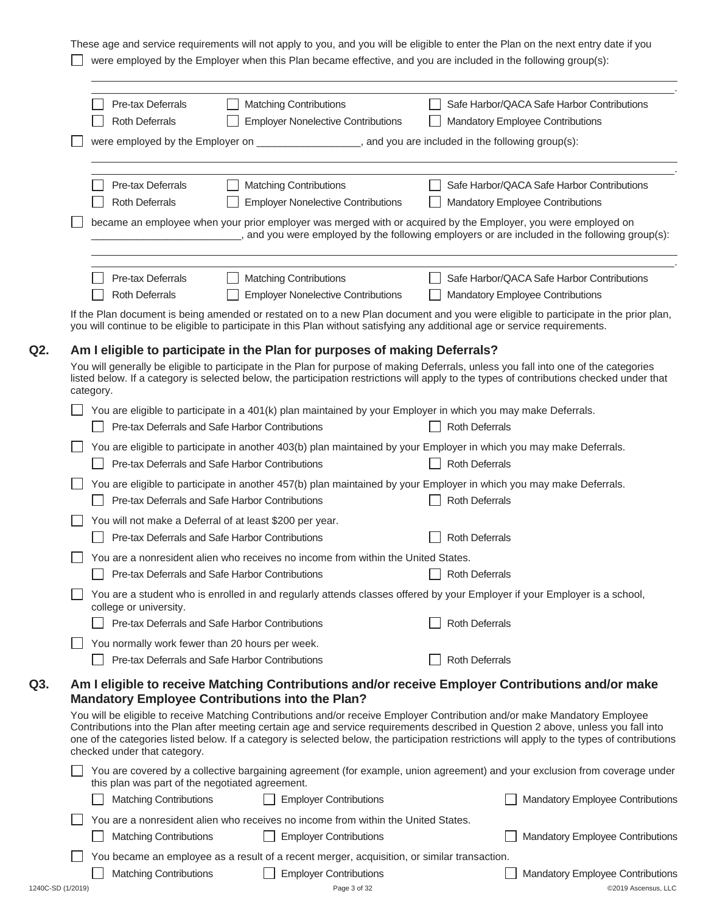These age and service requirements will not apply to you, and you will be eligible to enter the Plan on the next entry date if you

☐ were employed by the Employer when this Plan became effective, and you are included in the following group(s):

______________________________________________________________________________________________.

☐ Pre-tax Deferrals ☐ Matching Contributions ☐ Safe Harbor/QACA Safe Harbor Contributions
☐ Roth Deferrals ☐ Employer Nonelective Contributions ☐ Mandatory Employee Contributions

☐ were employed by the Employer on _________________, and you are included in the following group(s):

______________________________________________________________________________________________.

☐ Pre-tax Deferrals ☐ Matching Contributions ☐ Safe Harbor/QACA Safe Harbor Contributions
☐ Roth Deferrals ☐ Employer Nonelective Contributions ☐ Mandatory Employee Contributions

☐ became an employee when your prior employer was merged with or acquired by the Employer, you were employed on __________________________, and you were employed by the following employers or are included in the following group(s):

______________________________________________________________________________________________.

☐ Pre-tax Deferrals ☐ Matching Contributions ☐ Safe Harbor/QACA Safe Harbor Contributions
☐ Roth Deferrals ☐ Employer Nonelective Contributions ☐ Mandatory Employee Contributions

If the Plan document is being amended or restated on to a new Plan document and you were eligible to participate in the prior plan, you will continue to be eligible to participate in this Plan without satisfying any additional age or service requirements.

## Q2. Am I eligible to participate in the Plan for purposes of making Deferrals?

You will generally be eligible to participate in the Plan for purpose of making Deferrals, unless you fall into one of the categories listed below. If a category is selected below, the participation restrictions will apply to the types of contributions checked under that category.

☐ You are eligible to participate in a 401(k) plan maintained by your Employer in which you may make Deferrals.
☐ Pre-tax Deferrals and Safe Harbor Contributions ☐ Roth Deferrals

☐ You are eligible to participate in another 403(b) plan maintained by your Employer in which you may make Deferrals.
☐ Pre-tax Deferrals and Safe Harbor Contributions ☐ Roth Deferrals

☐ You are eligible to participate in another 457(b) plan maintained by your Employer in which you may make Deferrals.
☐ Pre-tax Deferrals and Safe Harbor Contributions ☐ Roth Deferrals

☐ You will not make a Deferral of at least $200 per year.
☐ Pre-tax Deferrals and Safe Harbor Contributions ☐ Roth Deferrals

☐ You are a nonresident alien who receives no income from within the United States.
☐ Pre-tax Deferrals and Safe Harbor Contributions ☐ Roth Deferrals

☐ You are a student who is enrolled in and regularly attends classes offered by your Employer if your Employer is a school, college or university.
☐ Pre-tax Deferrals and Safe Harbor Contributions ☐ Roth Deferrals

☐ You normally work fewer than 20 hours per week.
☐ Pre-tax Deferrals and Safe Harbor Contributions ☐ Roth Deferrals

## Q3. Am I eligible to receive Matching Contributions and/or receive Employer Contributions and/or make Mandatory Employee Contributions into the Plan?

You will be eligible to receive Matching Contributions and/or receive Employer Contribution and/or make Mandatory Employee Contributions into the Plan after meeting certain age and service requirements described in Question 2 above, unless you fall into one of the categories listed below. If a category is selected below, the participation restrictions will apply to the types of contributions checked under that category.

☐ You are covered by a collective bargaining agreement (for example, union agreement) and your exclusion from coverage under this plan was part of the negotiated agreement.
☐ Matching Contributions ☐ Employer Contributions ☐ Mandatory Employee Contributions

☐ You are a nonresident alien who receives no income from within the United States.
☐ Matching Contributions ☐ Employer Contributions ☐ Mandatory Employee Contributions

☐ You became an employee as a result of a recent merger, acquisition, or similar transaction.
☐ Matching Contributions ☐ Employer Contributions ☐ Mandatory Employee Contributions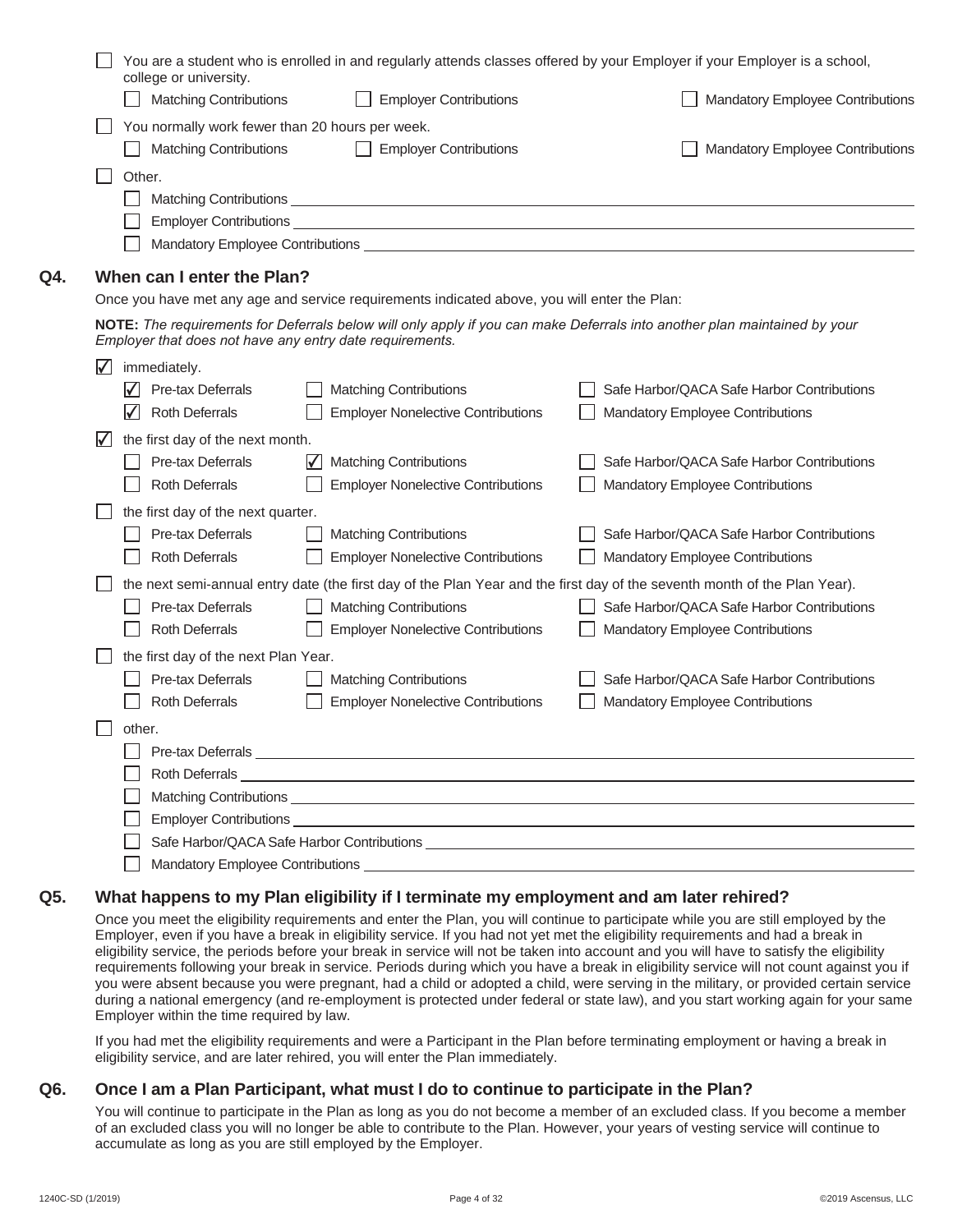- [ ] You are a student who is enrolled in and regularly attends classes offered by your Employer if your Employer is a school, college or university.
  - [ ] Matching Contributions
  - [ ] Employer Contributions
  - [ ] Mandatory Employee Contributions
- [ ] You normally work fewer than 20 hours per week.
  - [ ] Matching Contributions
  - [ ] Employer Contributions
  - [ ] Mandatory Employee Contributions
- [ ] Other.
  - [ ] Matching Contributions ______________________________
  - [ ] Employer Contributions ______________________________
  - [ ] Mandatory Employee Contributions ______________________________

## Q4. When can I enter the Plan?

Once you have met any age and service requirements indicated above, you will enter the Plan:

**NOTE:** *The requirements for Deferrals below will only apply if you can make Deferrals into another plan maintained by your Employer that does not have any entry date requirements.*

- [x] immediately.
  - [x] Pre-tax Deferrals
  - [ ] Matching Contributions
  - [ ] Safe Harbor/QACA Safe Harbor Contributions
  - [x] Roth Deferrals
  - [ ] Employer Nonelective Contributions
  - [ ] Mandatory Employee Contributions
- [x] the first day of the next month.
  - [ ] Pre-tax Deferrals
  - [x] Matching Contributions
  - [ ] Safe Harbor/QACA Safe Harbor Contributions
  - [ ] Roth Deferrals
  - [ ] Employer Nonelective Contributions
  - [ ] Mandatory Employee Contributions
- [ ] the first day of the next quarter.
  - [ ] Pre-tax Deferrals
  - [ ] Matching Contributions
  - [ ] Safe Harbor/QACA Safe Harbor Contributions
  - [ ] Roth Deferrals
  - [ ] Employer Nonelective Contributions
  - [ ] Mandatory Employee Contributions
- [ ] the next semi-annual entry date (the first day of the Plan Year and the first day of the seventh month of the Plan Year).
  - [ ] Pre-tax Deferrals
  - [ ] Matching Contributions
  - [ ] Safe Harbor/QACA Safe Harbor Contributions
  - [ ] Roth Deferrals
  - [ ] Employer Nonelective Contributions
  - [ ] Mandatory Employee Contributions
- [ ] the first day of the next Plan Year.
  - [ ] Pre-tax Deferrals
  - [ ] Matching Contributions
  - [ ] Safe Harbor/QACA Safe Harbor Contributions
  - [ ] Roth Deferrals
  - [ ] Employer Nonelective Contributions
  - [ ] Mandatory Employee Contributions
- [ ] other.
  - [ ] Pre-tax Deferrals ______________________________
  - [ ] Roth Deferrals ______________________________
  - [ ] Matching Contributions ______________________________
  - [ ] Employer Contributions ______________________________
  - [ ] Safe Harbor/QACA Safe Harbor Contributions ______________________________
  - [ ] Mandatory Employee Contributions ______________________________

## Q5. What happens to my Plan eligibility if I terminate my employment and am later rehired?

Once you meet the eligibility requirements and enter the Plan, you will continue to participate while you are still employed by the Employer, even if you have a break in eligibility service. If you had not yet met the eligibility requirements and had a break in eligibility service, the periods before your break in service will not be taken into account and you will have to satisfy the eligibility requirements following your break in service. Periods during which you have a break in eligibility service will not count against you if you were absent because you were pregnant, had a child or adopted a child, were serving in the military, or provided certain service during a national emergency (and re-employment is protected under federal or state law), and you start working again for your same Employer within the time required by law.

If you had met the eligibility requirements and were a Participant in the Plan before terminating employment or having a break in eligibility service, and are later rehired, you will enter the Plan immediately.

## Q6. Once I am a Plan Participant, what must I do to continue to participate in the Plan?

You will continue to participate in the Plan as long as you do not become a member of an excluded class. If you become a member of an excluded class you will no longer be able to contribute to the Plan. However, your years of vesting service will continue to accumulate as long as you are still employed by the Employer.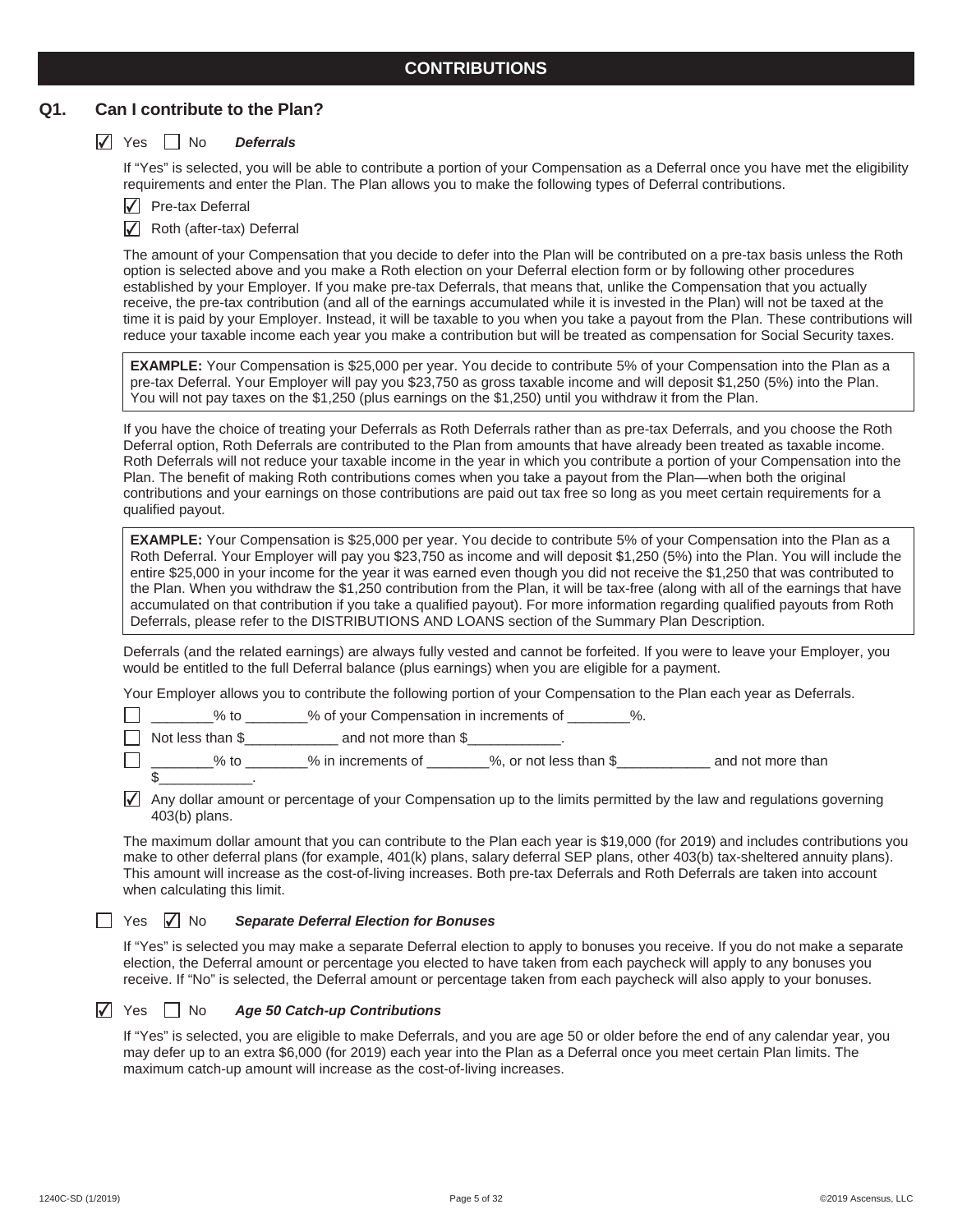## CONTRIBUTIONS

### Q1. Can I contribute to the Plan?

☑ Yes ☐ No ***Deferrals***

If "Yes" is selected, you will be able to contribute a portion of your Compensation as a Deferral once you have met the eligibility requirements and enter the Plan. The Plan allows you to make the following types of Deferral contributions.

☑ Pre-tax Deferral

☑ Roth (after-tax) Deferral

The amount of your Compensation that you decide to defer into the Plan will be contributed on a pre-tax basis unless the Roth option is selected above and you make a Roth election on your Deferral election form or by following other procedures established by your Employer. If you make pre-tax Deferrals, that means that, unlike the Compensation that you actually receive, the pre-tax contribution (and all of the earnings accumulated while it is invested in the Plan) will not be taxed at the time it is paid by your Employer. Instead, it will be taxable to you when you take a payout from the Plan. These contributions will reduce your taxable income each year you make a contribution but will be treated as compensation for Social Security taxes.

> **EXAMPLE:** Your Compensation is $25,000 per year. You decide to contribute 5% of your Compensation into the Plan as a pre-tax Deferral. Your Employer will pay you $23,750 as gross taxable income and will deposit $1,250 (5%) into the Plan. You will not pay taxes on the $1,250 (plus earnings on the $1,250) until you withdraw it from the Plan.

If you have the choice of treating your Deferrals as Roth Deferrals rather than as pre-tax Deferrals, and you choose the Roth Deferral option, Roth Deferrals are contributed to the Plan from amounts that have already been treated as taxable income. Roth Deferrals will not reduce your taxable income in the year in which you contribute a portion of your Compensation into the Plan. The benefit of making Roth contributions comes when you take a payout from the Plan—when both the original contributions and your earnings on those contributions are paid out tax free so long as you meet certain requirements for a qualified payout.

> **EXAMPLE:** Your Compensation is $25,000 per year. You decide to contribute 5% of your Compensation into the Plan as a Roth Deferral. Your Employer will pay you $23,750 as income and will deposit $1,250 (5%) into the Plan. You will include the entire $25,000 in your income for the year it was earned even though you did not receive the $1,250 that was contributed to the Plan. When you withdraw the $1,250 contribution from the Plan, it will be tax-free (along with all of the earnings that have accumulated on that contribution if you take a qualified payout). For more information regarding qualified payouts from Roth Deferrals, please refer to the DISTRIBUTIONS AND LOANS section of the Summary Plan Description.

Deferrals (and the related earnings) are always fully vested and cannot be forfeited. If you were to leave your Employer, you would be entitled to the full Deferral balance (plus earnings) when you are eligible for a payment.

Your Employer allows you to contribute the following portion of your Compensation to the Plan each year as Deferrals.

☐ ________% to ________% of your Compensation in increments of ________%.

☐ Not less than $____________ and not more than $____________.

☐ ________% to ________% in increments of ________%, or not less than $____________ and not more than $____________.

☑ Any dollar amount or percentage of your Compensation up to the limits permitted by the law and regulations governing 403(b) plans.

The maximum dollar amount that you can contribute to the Plan each year is $19,000 (for 2019) and includes contributions you make to other deferral plans (for example, 401(k) plans, salary deferral SEP plans, other 403(b) tax-sheltered annuity plans). This amount will increase as the cost-of-living increases. Both pre-tax Deferrals and Roth Deferrals are taken into account when calculating this limit.

☐ Yes ☑ No ***Separate Deferral Election for Bonuses***

If "Yes" is selected you may make a separate Deferral election to apply to bonuses you receive. If you do not make a separate election, the Deferral amount or percentage you elected to have taken from each paycheck will apply to any bonuses you receive. If "No" is selected, the Deferral amount or percentage taken from each paycheck will also apply to your bonuses.

☑ Yes ☐ No ***Age 50 Catch-up Contributions***

If "Yes" is selected, you are eligible to make Deferrals, and you are age 50 or older before the end of any calendar year, you may defer up to an extra $6,000 (for 2019) each year into the Plan as a Deferral once you meet certain Plan limits. The maximum catch-up amount will increase as the cost-of-living increases.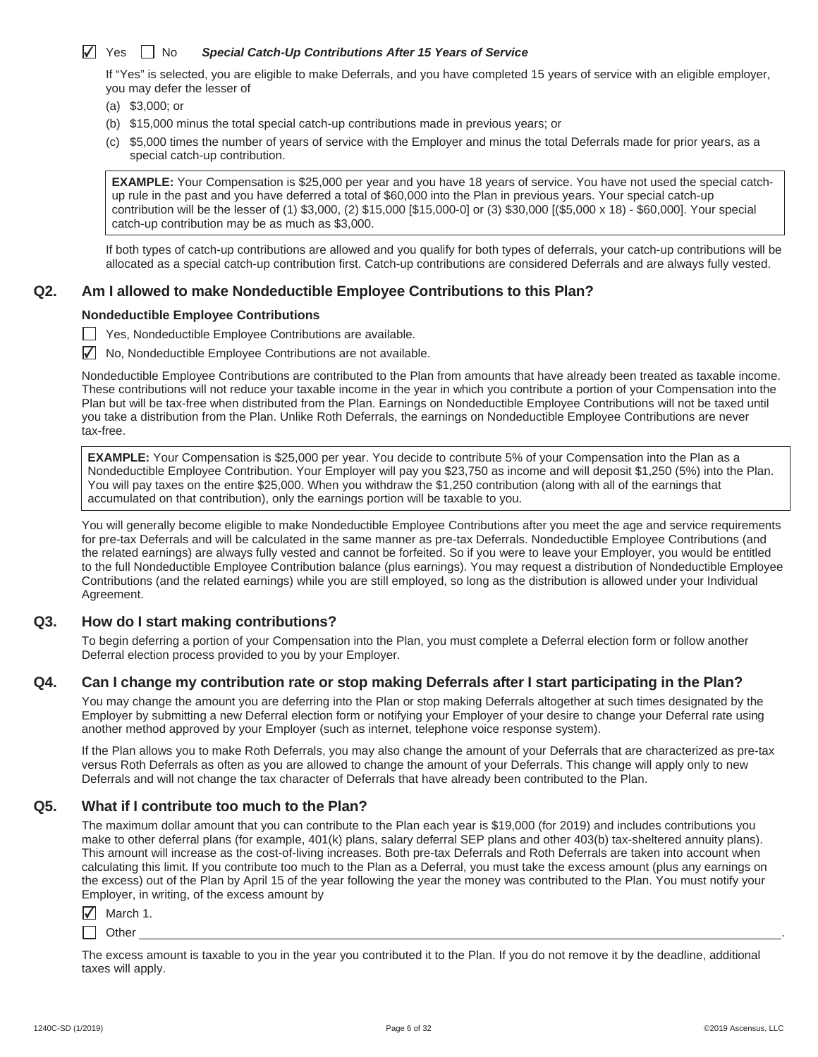☑ Yes ☐ No ***Special Catch-Up Contributions After 15 Years of Service***

If "Yes" is selected, you are eligible to make Deferrals, and you have completed 15 years of service with an eligible employer, you may defer the lesser of

(a) $3,000; or

(b) $15,000 minus the total special catch-up contributions made in previous years; or

(c) $5,000 times the number of years of service with the Employer and minus the total Deferrals made for prior years, as a special catch-up contribution.

> **EXAMPLE:** Your Compensation is $25,000 per year and you have 18 years of service. You have not used the special catch-up rule in the past and you have deferred a total of $60,000 into the Plan in previous years. Your special catch-up contribution will be the lesser of (1) $3,000, (2) $15,000 [$15,000-0] or (3) $30,000 [($5,000 x 18) - $60,000]. Your special catch-up contribution may be as much as $3,000.

If both types of catch-up contributions are allowed and you qualify for both types of deferrals, your catch-up contributions will be allocated as a special catch-up contribution first. Catch-up contributions are considered Deferrals and are always fully vested.

## Q2. Am I allowed to make Nondeductible Employee Contributions to this Plan?

**Nondeductible Employee Contributions**

☐ Yes, Nondeductible Employee Contributions are available.

☑ No, Nondeductible Employee Contributions are not available.

Nondeductible Employee Contributions are contributed to the Plan from amounts that have already been treated as taxable income. These contributions will not reduce your taxable income in the year in which you contribute a portion of your Compensation into the Plan but will be tax-free when distributed from the Plan. Earnings on Nondeductible Employee Contributions will not be taxed until you take a distribution from the Plan. Unlike Roth Deferrals, the earnings on Nondeductible Employee Contributions are never tax-free.

> **EXAMPLE:** Your Compensation is $25,000 per year. You decide to contribute 5% of your Compensation into the Plan as a Nondeductible Employee Contribution. Your Employer will pay you $23,750 as income and will deposit $1,250 (5%) into the Plan. You will pay taxes on the entire $25,000. When you withdraw the $1,250 contribution (along with all of the earnings that accumulated on that contribution), only the earnings portion will be taxable to you.

You will generally become eligible to make Nondeductible Employee Contributions after you meet the age and service requirements for pre-tax Deferrals and will be calculated in the same manner as pre-tax Deferrals. Nondeductible Employee Contributions (and the related earnings) are always fully vested and cannot be forfeited. So if you were to leave your Employer, you would be entitled to the full Nondeductible Employee Contribution balance (plus earnings). You may request a distribution of Nondeductible Employee Contributions (and the related earnings) while you are still employed, so long as the distribution is allowed under your Individual Agreement.

## Q3. How do I start making contributions?

To begin deferring a portion of your Compensation into the Plan, you must complete a Deferral election form or follow another Deferral election process provided to you by your Employer.

## Q4. Can I change my contribution rate or stop making Deferrals after I start participating in the Plan?

You may change the amount you are deferring into the Plan or stop making Deferrals altogether at such times designated by the Employer by submitting a new Deferral election form or notifying your Employer of your desire to change your Deferral rate using another method approved by your Employer (such as internet, telephone voice response system).

If the Plan allows you to make Roth Deferrals, you may also change the amount of your Deferrals that are characterized as pre-tax versus Roth Deferrals as often as you are allowed to change the amount of your Deferrals. This change will apply only to new Deferrals and will not change the tax character of Deferrals that have already been contributed to the Plan.

## Q5. What if I contribute too much to the Plan?

The maximum dollar amount that you can contribute to the Plan each year is $19,000 (for 2019) and includes contributions you make to other deferral plans (for example, 401(k) plans, salary deferral SEP plans and other 403(b) tax-sheltered annuity plans). This amount will increase as the cost-of-living increases. Both pre-tax Deferrals and Roth Deferrals are taken into account when calculating this limit. If you contribute too much to the Plan as a Deferral, you must take the excess amount (plus any earnings on the excess) out of the Plan by April 15 of the year following the year the money was contributed to the Plan. You must notify your Employer, in writing, of the excess amount by

☑ March 1.

☐ Other ______________________________.

The excess amount is taxable to you in the year you contributed it to the Plan. If you do not remove it by the deadline, additional taxes will apply.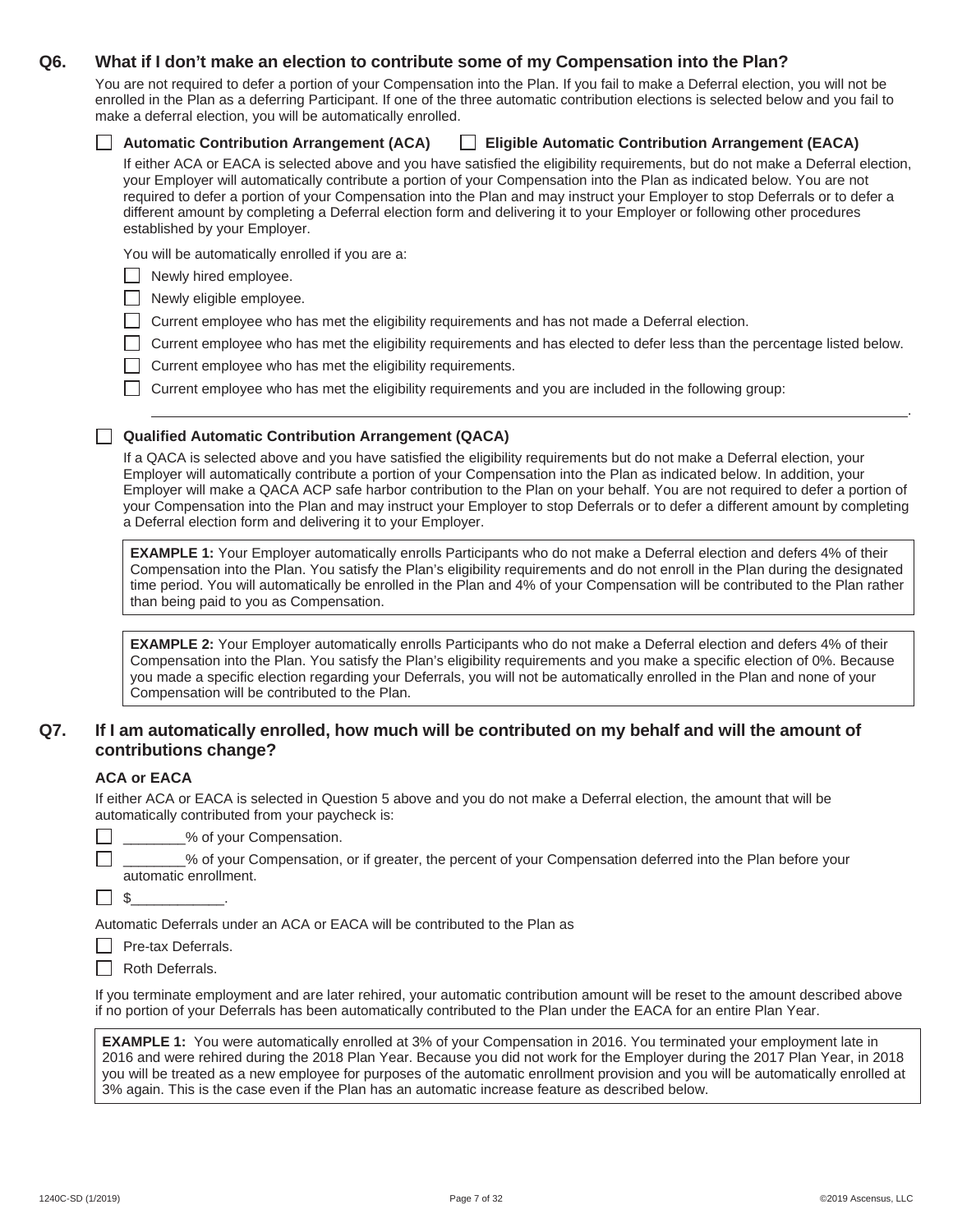## Q6. What if I don't make an election to contribute some of my Compensation into the Plan?

You are not required to defer a portion of your Compensation into the Plan. If you fail to make a Deferral election, you will not be enrolled in the Plan as a deferring Participant. If one of the three automatic contribution elections is selected below and you fail to make a deferral election, you will be automatically enrolled.

☐ **Automatic Contribution Arrangement (ACA)** ☐ **Eligible Automatic Contribution Arrangement (EACA)**

If either ACA or EACA is selected above and you have satisfied the eligibility requirements, but do not make a Deferral election, your Employer will automatically contribute a portion of your Compensation into the Plan as indicated below. You are not required to defer a portion of your Compensation into the Plan and may instruct your Employer to stop Deferrals or to defer a different amount by completing a Deferral election form and delivering it to your Employer or following other procedures established by your Employer.

You will be automatically enrolled if you are a:

☐ Newly hired employee.

☐ Newly eligible employee.

☐ Current employee who has met the eligibility requirements and has not made a Deferral election.

☐ Current employee who has met the eligibility requirements and has elected to defer less than the percentage listed below.

☐ Current employee who has met the eligibility requirements.

☐ Current employee who has met the eligibility requirements and you are included in the following group:

______________________________________________________________________________.

☐ **Qualified Automatic Contribution Arrangement (QACA)**

If a QACA is selected above and you have satisfied the eligibility requirements but do not make a Deferral election, your Employer will automatically contribute a portion of your Compensation into the Plan as indicated below. In addition, your Employer will make a QACA ACP safe harbor contribution to the Plan on your behalf. You are not required to defer a portion of your Compensation into the Plan and may instruct your Employer to stop Deferrals or to defer a different amount by completing a Deferral election form and delivering it to your Employer.

> **EXAMPLE 1:** Your Employer automatically enrolls Participants who do not make a Deferral election and defers 4% of their Compensation into the Plan. You satisfy the Plan's eligibility requirements and do not enroll in the Plan during the designated time period. You will automatically be enrolled in the Plan and 4% of your Compensation will be contributed to the Plan rather than being paid to you as Compensation.

> **EXAMPLE 2:** Your Employer automatically enrolls Participants who do not make a Deferral election and defers 4% of their Compensation into the Plan. You satisfy the Plan's eligibility requirements and you make a specific election of 0%. Because you made a specific election regarding your Deferrals, you will not be automatically enrolled in the Plan and none of your Compensation will be contributed to the Plan.

## Q7. If I am automatically enrolled, how much will be contributed on my behalf and will the amount of contributions change?

### ACA or EACA

If either ACA or EACA is selected in Question 5 above and you do not make a Deferral election, the amount that will be automatically contributed from your paycheck is:

☐ ________% of your Compensation.

☐ ________% of your Compensation, or if greater, the percent of your Compensation deferred into the Plan before your automatic enrollment.

☐ $____________.

Automatic Deferrals under an ACA or EACA will be contributed to the Plan as

☐ Pre-tax Deferrals.

☐ Roth Deferrals.

If you terminate employment and are later rehired, your automatic contribution amount will be reset to the amount described above if no portion of your Deferrals has been automatically contributed to the Plan under the EACA for an entire Plan Year.

> **EXAMPLE 1:** You were automatically enrolled at 3% of your Compensation in 2016. You terminated your employment late in 2016 and were rehired during the 2018 Plan Year. Because you did not work for the Employer during the 2017 Plan Year, in 2018 you will be treated as a new employee for purposes of the automatic enrollment provision and you will be automatically enrolled at 3% again. This is the case even if the Plan has an automatic increase feature as described below.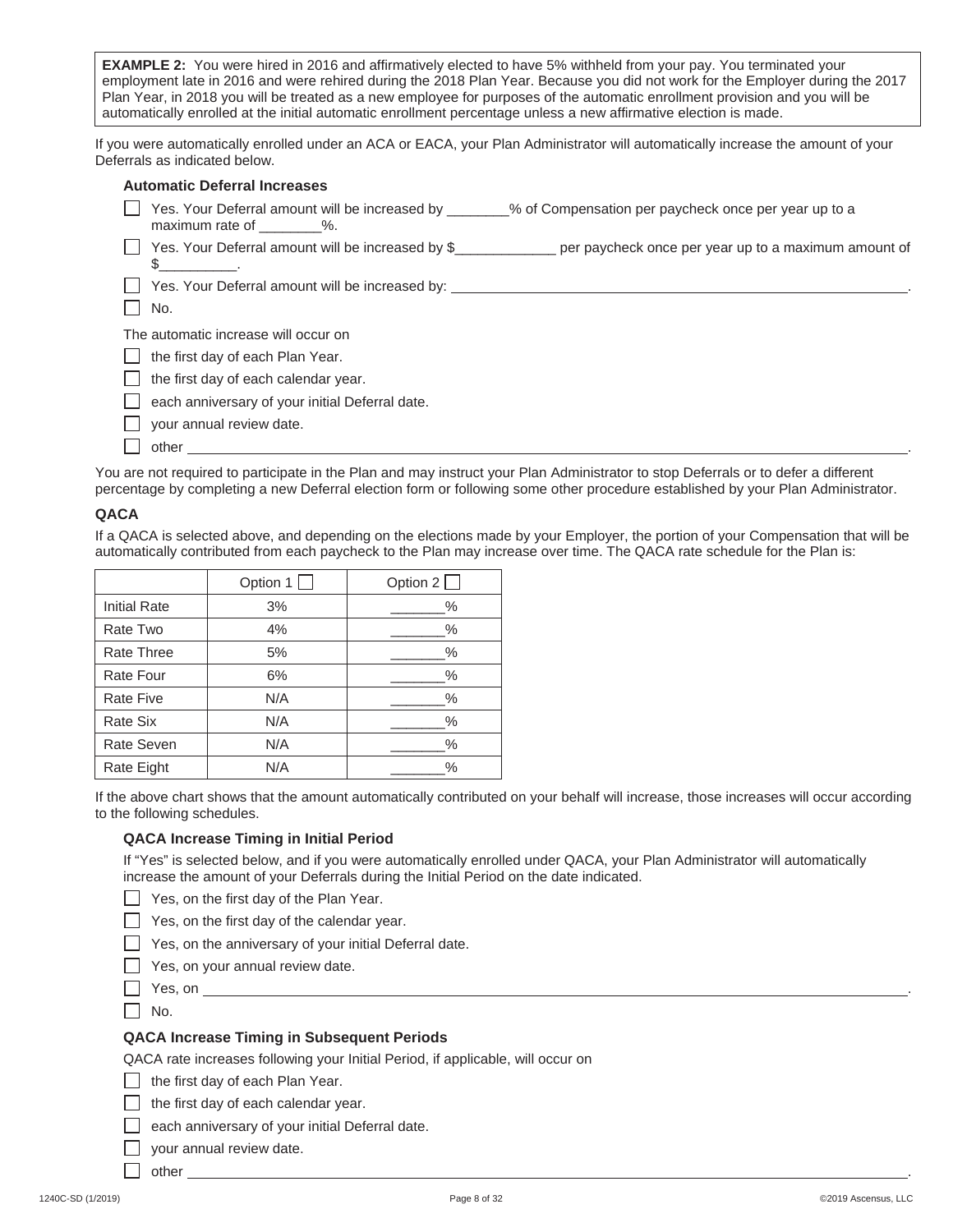**EXAMPLE 2:** You were hired in 2016 and affirmatively elected to have 5% withheld from your pay. You terminated your employment late in 2016 and were rehired during the 2018 Plan Year. Because you did not work for the Employer during the 2017 Plan Year, in 2018 you will be treated as a new employee for purposes of the automatic enrollment provision and you will be automatically enrolled at the initial automatic enrollment percentage unless a new affirmative election is made.

If you were automatically enrolled under an ACA or EACA, your Plan Administrator will automatically increase the amount of your Deferrals as indicated below.

**Automatic Deferral Increases**

☐ Yes. Your Deferral amount will be increased by ________% of Compensation per paycheck once per year up to a maximum rate of ________%.

☐ Yes. Your Deferral amount will be increased by $_____________ per paycheck once per year up to a maximum amount of $__________.

☐ Yes. Your Deferral amount will be increased by: ____________________________________________.

☐ No.

The automatic increase will occur on

☐ the first day of each Plan Year.

☐ the first day of each calendar year.

☐ each anniversary of your initial Deferral date.

☐ your annual review date.

☐ other ____________________________________________.

You are not required to participate in the Plan and may instruct your Plan Administrator to stop Deferrals or to defer a different percentage by completing a new Deferral election form or following some other procedure established by your Plan Administrator.

### QACA

If a QACA is selected above, and depending on the elections made by your Employer, the portion of your Compensation that will be automatically contributed from each paycheck to the Plan may increase over time. The QACA rate schedule for the Plan is:

| | Option 1 ☐ | Option 2 ☐ |
|---|---|---|
| Initial Rate | 3% | _______% |
| Rate Two | 4% | _______% |
| Rate Three | 5% | _______% |
| Rate Four | 6% | _______% |
| Rate Five | N/A | _______% |
| Rate Six | N/A | _______% |
| Rate Seven | N/A | _______% |
| Rate Eight | N/A | _______% |

If the above chart shows that the amount automatically contributed on your behalf will increase, those increases will occur according to the following schedules.

**QACA Increase Timing in Initial Period**

If "Yes" is selected below, and if you were automatically enrolled under QACA, your Plan Administrator will automatically increase the amount of your Deferrals during the Initial Period on the date indicated.

☐ Yes, on the first day of the Plan Year.

☐ Yes, on the first day of the calendar year.

☐ Yes, on the anniversary of your initial Deferral date.

☐ Yes, on your annual review date.

☐ Yes, on ____________________________________________.

☐ No.

**QACA Increase Timing in Subsequent Periods**

QACA rate increases following your Initial Period, if applicable, will occur on

☐ the first day of each Plan Year.

☐ the first day of each calendar year.

☐ each anniversary of your initial Deferral date.

☐ your annual review date.

☐ other ____________________________________________.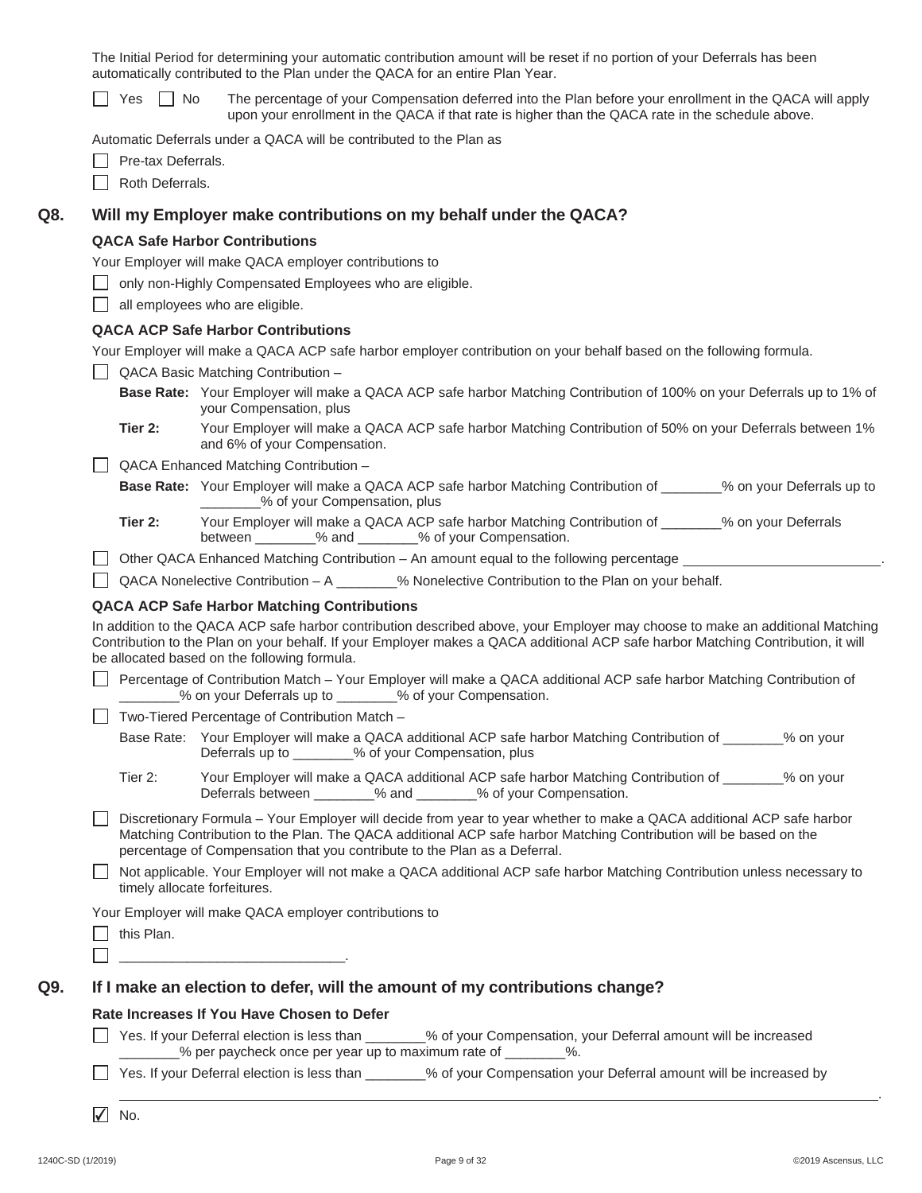The Initial Period for determining your automatic contribution amount will be reset if no portion of your Deferrals has been automatically contributed to the Plan under the QACA for an entire Plan Year.

☐ Yes ☐ No The percentage of your Compensation deferred into the Plan before your enrollment in the QACA will apply upon your enrollment in the QACA if that rate is higher than the QACA rate in the schedule above.

Automatic Deferrals under a QACA will be contributed to the Plan as

☐ Pre-tax Deferrals.

☐ Roth Deferrals.

## Q8. Will my Employer make contributions on my behalf under the QACA?

### QACA Safe Harbor Contributions

Your Employer will make QACA employer contributions to

☐ only non-Highly Compensated Employees who are eligible.

☐ all employees who are eligible.

### QACA ACP Safe Harbor Contributions

Your Employer will make a QACA ACP safe harbor employer contribution on your behalf based on the following formula.

☐ QACA Basic Matching Contribution –

**Base Rate:** Your Employer will make a QACA ACP safe harbor Matching Contribution of 100% on your Deferrals up to 1% of your Compensation, plus

**Tier 2:** Your Employer will make a QACA ACP safe harbor Matching Contribution of 50% on your Deferrals between 1% and 6% of your Compensation.

☐ QACA Enhanced Matching Contribution –

**Base Rate:** Your Employer will make a QACA ACP safe harbor Matching Contribution of ________% on your Deferrals up to ________% of your Compensation, plus

**Tier 2:** Your Employer will make a QACA ACP safe harbor Matching Contribution of ________% on your Deferrals between ________% and ________% of your Compensation.

☐ Other QACA Enhanced Matching Contribution – An amount equal to the following percentage __________________________.

☐ QACA Nonelective Contribution – A ________% Nonelective Contribution to the Plan on your behalf.

### QACA ACP Safe Harbor Matching Contributions

In addition to the QACA ACP safe harbor contribution described above, your Employer may choose to make an additional Matching Contribution to the Plan on your behalf. If your Employer makes a QACA additional ACP safe harbor Matching Contribution, it will be allocated based on the following formula.

☐ Percentage of Contribution Match – Your Employer will make a QACA additional ACP safe harbor Matching Contribution of ________% on your Deferrals up to ________% of your Compensation.

☐ Two-Tiered Percentage of Contribution Match –

Base Rate: Your Employer will make a QACA additional ACP safe harbor Matching Contribution of ________% on your Deferrals up to ________% of your Compensation, plus

Tier 2: Your Employer will make a QACA additional ACP safe harbor Matching Contribution of ________% on your Deferrals between ________% and ________% of your Compensation.

☐ Discretionary Formula – Your Employer will decide from year to year whether to make a QACA additional ACP safe harbor Matching Contribution to the Plan. The QACA additional ACP safe harbor Matching Contribution will be based on the percentage of Compensation that you contribute to the Plan as a Deferral.

☐ Not applicable. Your Employer will not make a QACA additional ACP safe harbor Matching Contribution unless necessary to timely allocate forfeitures.

Your Employer will make QACA employer contributions to

☐ this Plan.

☐ ______________________________.

## Q9. If I make an election to defer, will the amount of my contributions change?

### Rate Increases If You Have Chosen to Defer

☐ Yes. If your Deferral election is less than ________% of your Compensation, your Deferral amount will be increased ________% per paycheck once per year up to maximum rate of ________%.

☐ Yes. If your Deferral election is less than ________% of your Compensation your Deferral amount will be increased by ______________________________________________________________________________.

☑ No.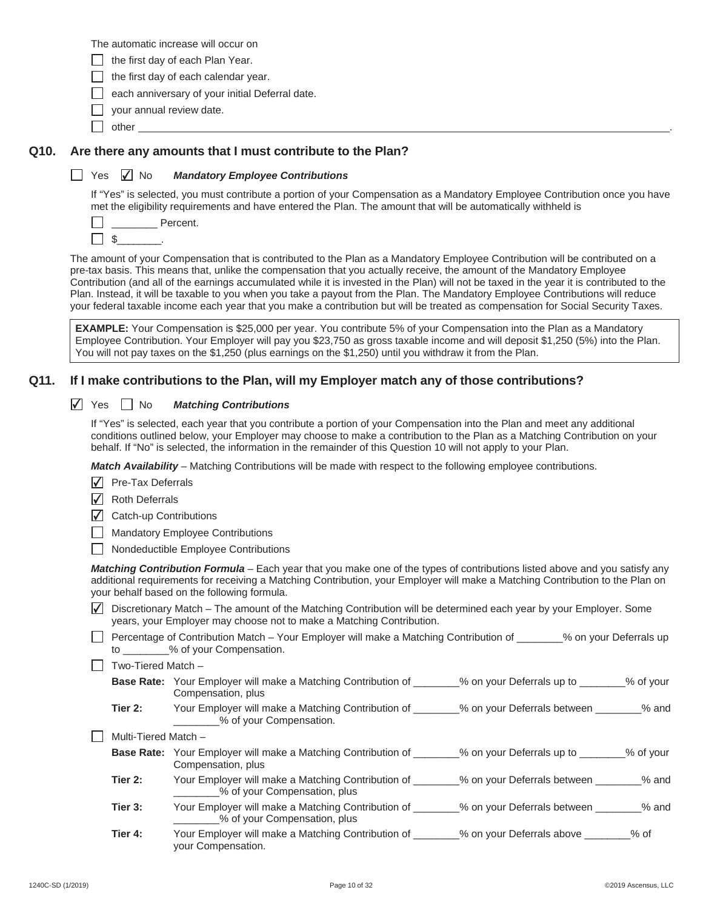The automatic increase will occur on

- ☐ the first day of each Plan Year.
- ☐ the first day of each calendar year.
- ☐ each anniversary of your initial Deferral date.
- ☐ your annual review date.
- ☐ other ________________________________________________________________.

## Q10. Are there any amounts that I must contribute to the Plan?

☐ Yes ☑ No ***Mandatory Employee Contributions***

If "Yes" is selected, you must contribute a portion of your Compensation as a Mandatory Employee Contribution once you have met the eligibility requirements and have entered the Plan. The amount that will be automatically withheld is

- ☐ ________ Percent.
- ☐ $________.

The amount of your Compensation that is contributed to the Plan as a Mandatory Employee Contribution will be contributed on a pre-tax basis. This means that, unlike the compensation that you actually receive, the amount of the Mandatory Employee Contribution (and all of the earnings accumulated while it is invested in the Plan) will not be taxed in the year it is contributed to the Plan. Instead, it will be taxable to you when you take a payout from the Plan. The Mandatory Employee Contributions will reduce your federal taxable income each year that you make a contribution but will be treated as compensation for Social Security Taxes.

> **EXAMPLE:** Your Compensation is $25,000 per year. You contribute 5% of your Compensation into the Plan as a Mandatory Employee Contribution. Your Employer will pay you $23,750 as gross taxable income and will deposit $1,250 (5%) into the Plan. You will not pay taxes on the $1,250 (plus earnings on the $1,250) until you withdraw it from the Plan.

## Q11. If I make contributions to the Plan, will my Employer match any of those contributions?

☑ Yes ☐ No ***Matching Contributions***

If "Yes" is selected, each year that you contribute a portion of your Compensation into the Plan and meet any additional conditions outlined below, your Employer may choose to make a contribution to the Plan as a Matching Contribution on your behalf. If "No" is selected, the information in the remainder of this Question 10 will not apply to your Plan.

***Match Availability*** – Matching Contributions will be made with respect to the following employee contributions.

- ☑ Pre-Tax Deferrals
- ☑ Roth Deferrals
- ☑ Catch-up Contributions
- ☐ Mandatory Employee Contributions
- ☐ Nondeductible Employee Contributions

***Matching Contribution Formula*** – Each year that you make one of the types of contributions listed above and you satisfy any additional requirements for receiving a Matching Contribution, your Employer will make a Matching Contribution to the Plan on your behalf based on the following formula.

☑ Discretionary Match – The amount of the Matching Contribution will be determined each year by your Employer. Some years, your Employer may choose not to make a Matching Contribution.

☐ Percentage of Contribution Match – Your Employer will make a Matching Contribution of ________% on your Deferrals up to ________% of your Compensation.

☐ Two-Tiered Match –

**Base Rate:** Your Employer will make a Matching Contribution of ________% on your Deferrals up to ________% of your Compensation, plus

**Tier 2:** Your Employer will make a Matching Contribution of ________% on your Deferrals between ________% and ________% of your Compensation.

☐ Multi-Tiered Match –

**Base Rate:** Your Employer will make a Matching Contribution of ________% on your Deferrals up to ________% of your Compensation, plus

**Tier 2:** Your Employer will make a Matching Contribution of ________% on your Deferrals between ________% and ________% of your Compensation, plus

**Tier 3:** Your Employer will make a Matching Contribution of ________% on your Deferrals between ________% and ________% of your Compensation, plus

**Tier 4:** Your Employer will make a Matching Contribution of ________% on your Deferrals above ________% of your Compensation.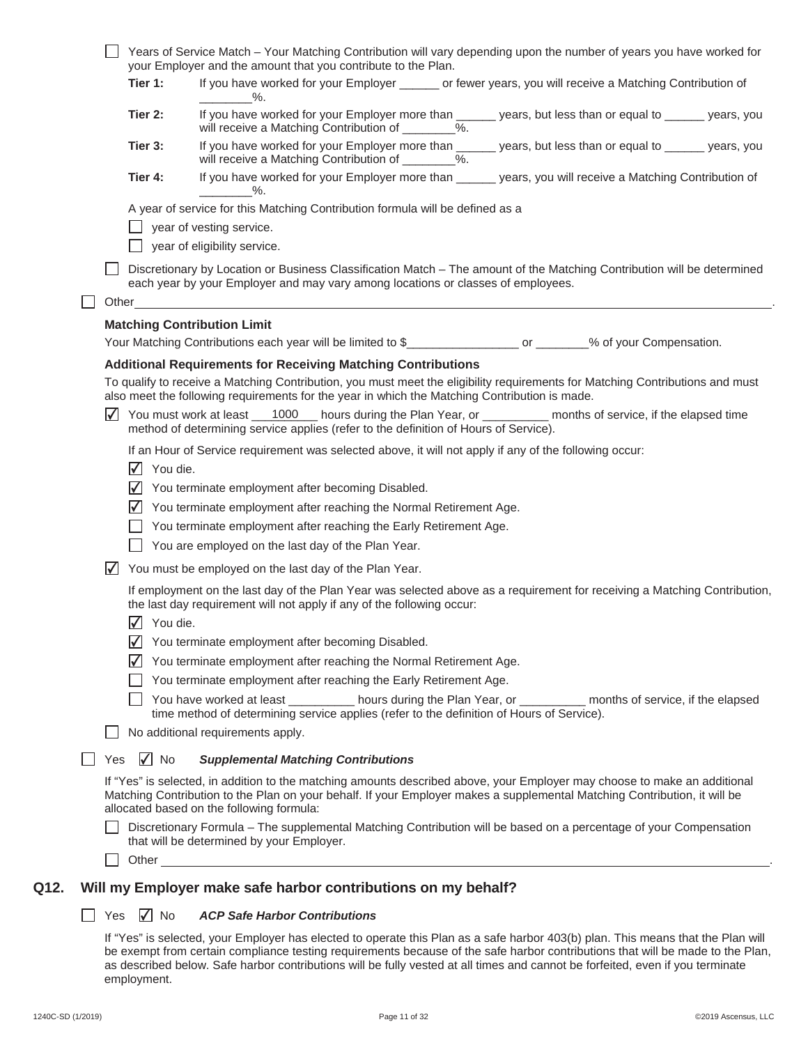☐ Years of Service Match – Your Matching Contribution will vary depending upon the number of years you have worked for your Employer and the amount that you contribute to the Plan.

**Tier 1:** If you have worked for your Employer ______ or fewer years, you will receive a Matching Contribution of ________%.

**Tier 2:** If you have worked for your Employer more than ______ years, but less than or equal to ______ years, you will receive a Matching Contribution of ________%.

**Tier 3:** If you have worked for your Employer more than ______ years, but less than or equal to ______ years, you will receive a Matching Contribution of ________%.

**Tier 4:** If you have worked for your Employer more than ______ years, you will receive a Matching Contribution of ________%.

A year of service for this Matching Contribution formula will be defined as a

☐ year of vesting service.

☐ year of eligibility service.

☐ Discretionary by Location or Business Classification Match – The amount of the Matching Contribution will be determined each year by your Employer and may vary among locations or classes of employees.

☐ Other______________________________________________________________________________.

**Matching Contribution Limit**

Your Matching Contributions each year will be limited to $_________________ or ________% of your Compensation.

**Additional Requirements for Receiving Matching Contributions**

To qualify to receive a Matching Contribution, you must meet the eligibility requirements for Matching Contributions and must also meet the following requirements for the year in which the Matching Contribution is made.

☑ You must work at least ___1000___ hours during the Plan Year, or __________ months of service, if the elapsed time method of determining service applies (refer to the definition of Hours of Service).

If an Hour of Service requirement was selected above, it will not apply if any of the following occur:

☑ You die.

☑ You terminate employment after becoming Disabled.

☑ You terminate employment after reaching the Normal Retirement Age.

☐ You terminate employment after reaching the Early Retirement Age.

☐ You are employed on the last day of the Plan Year.

☑ You must be employed on the last day of the Plan Year.

If employment on the last day of the Plan Year was selected above as a requirement for receiving a Matching Contribution, the last day requirement will not apply if any of the following occur:

☑ You die.

☑ You terminate employment after becoming Disabled.

☑ You terminate employment after reaching the Normal Retirement Age.

☐ You terminate employment after reaching the Early Retirement Age.

☐ You have worked at least __________ hours during the Plan Year, or __________ months of service, if the elapsed time method of determining service applies (refer to the definition of Hours of Service).

☐ No additional requirements apply.

☐ Yes ☑ No ***Supplemental Matching Contributions***

If "Yes" is selected, in addition to the matching amounts described above, your Employer may choose to make an additional Matching Contribution to the Plan on your behalf. If your Employer makes a supplemental Matching Contribution, it will be allocated based on the following formula:

☐ Discretionary Formula – The supplemental Matching Contribution will be based on a percentage of your Compensation that will be determined by your Employer.

☐ Other ______________________________________________________________________________.

## Q12. Will my Employer make safe harbor contributions on my behalf?

☐ Yes ☑ No ***ACP Safe Harbor Contributions***

If "Yes" is selected, your Employer has elected to operate this Plan as a safe harbor 403(b) plan. This means that the Plan will be exempt from certain compliance testing requirements because of the safe harbor contributions that will be made to the Plan, as described below. Safe harbor contributions will be fully vested at all times and cannot be forfeited, even if you terminate employment.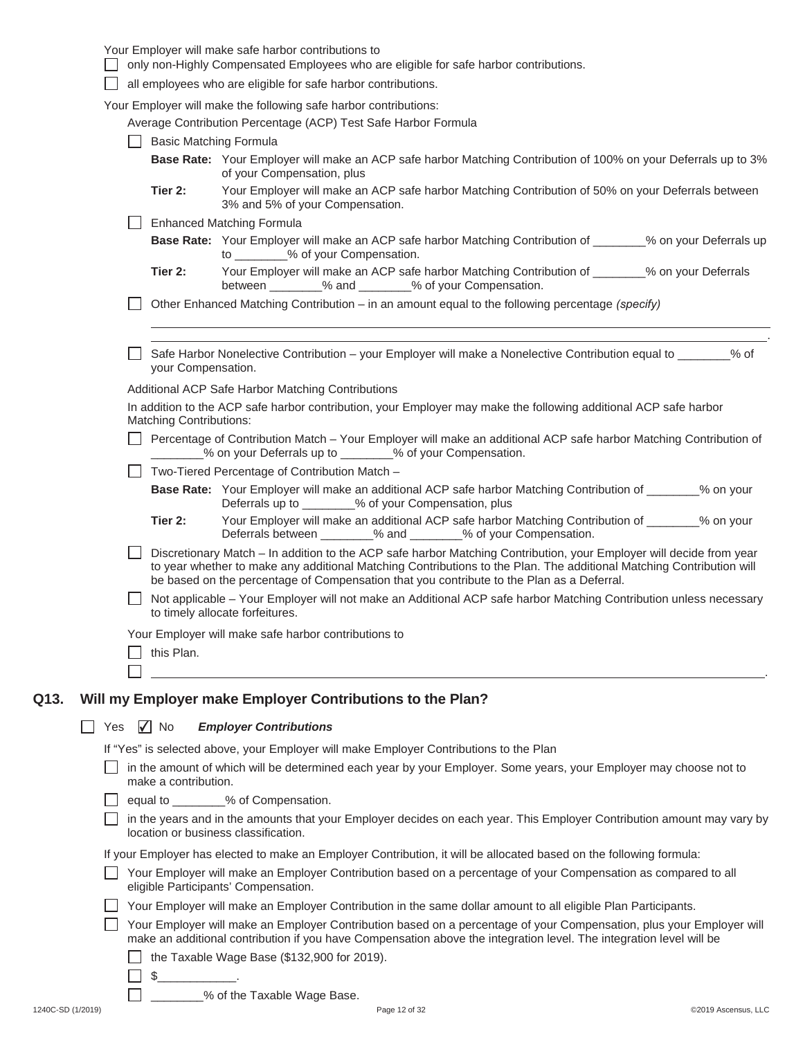Your Employer will make safe harbor contributions to

- ☐ only non-Highly Compensated Employees who are eligible for safe harbor contributions.
- ☐ all employees who are eligible for safe harbor contributions.

Your Employer will make the following safe harbor contributions:

Average Contribution Percentage (ACP) Test Safe Harbor Formula

- ☐ Basic Matching Formula
  - **Base Rate:** Your Employer will make an ACP safe harbor Matching Contribution of 100% on your Deferrals up to 3% of your Compensation, plus
  - **Tier 2:** Your Employer will make an ACP safe harbor Matching Contribution of 50% on your Deferrals between 3% and 5% of your Compensation.
- ☐ Enhanced Matching Formula
  - **Base Rate:** Your Employer will make an ACP safe harbor Matching Contribution of ________% on your Deferrals up to ________% of your Compensation.
  - **Tier 2:** Your Employer will make an ACP safe harbor Matching Contribution of ________% on your Deferrals between ________% and ________% of your Compensation.
- ☐ Other Enhanced Matching Contribution – in an amount equal to the following percentage *(specify)*

  ______________________________________________________________________________________.

- ☐ Safe Harbor Nonelective Contribution – your Employer will make a Nonelective Contribution equal to ________% of your Compensation.

Additional ACP Safe Harbor Matching Contributions

In addition to the ACP safe harbor contribution, your Employer may make the following additional ACP safe harbor Matching Contributions:

- ☐ Percentage of Contribution Match – Your Employer will make an additional ACP safe harbor Matching Contribution of ________% on your Deferrals up to ________% of your Compensation.
- ☐ Two-Tiered Percentage of Contribution Match –
  - **Base Rate:** Your Employer will make an additional ACP safe harbor Matching Contribution of ________% on your Deferrals up to ________% of your Compensation, plus
  - **Tier 2:** Your Employer will make an additional ACP safe harbor Matching Contribution of ________% on your Deferrals between ________% and ________% of your Compensation.
- ☐ Discretionary Match – In addition to the ACP safe harbor Matching Contribution, your Employer will decide from year to year whether to make any additional Matching Contributions to the Plan. The additional Matching Contribution will be based on the percentage of Compensation that you contribute to the Plan as a Deferral.
- ☐ Not applicable – Your Employer will not make an Additional ACP safe harbor Matching Contribution unless necessary to timely allocate forfeitures.

Your Employer will make safe harbor contributions to

- ☐ this Plan.
- ☐ ______________________________________________________________________________________.

## Q13. Will my Employer make Employer Contributions to the Plan?

☐ Yes ☑ No ***Employer Contributions***

If "Yes" is selected above, your Employer will make Employer Contributions to the Plan

- ☐ in the amount of which will be determined each year by your Employer. Some years, your Employer may choose not to make a contribution.
- ☐ equal to ________% of Compensation.
- ☐ in the years and in the amounts that your Employer decides on each year. This Employer Contribution amount may vary by location or business classification.

If your Employer has elected to make an Employer Contribution, it will be allocated based on the following formula:

- ☐ Your Employer will make an Employer Contribution based on a percentage of your Compensation as compared to all eligible Participants' Compensation.
- ☐ Your Employer will make an Employer Contribution in the same dollar amount to all eligible Plan Participants.
- ☐ Your Employer will make an Employer Contribution based on a percentage of your Compensation, plus your Employer will make an additional contribution if you have Compensation above the integration level. The integration level will be
  - ☐ the Taxable Wage Base ($132,900 for 2019).
  - ☐ $____________.
  - ☐ ________% of the Taxable Wage Base.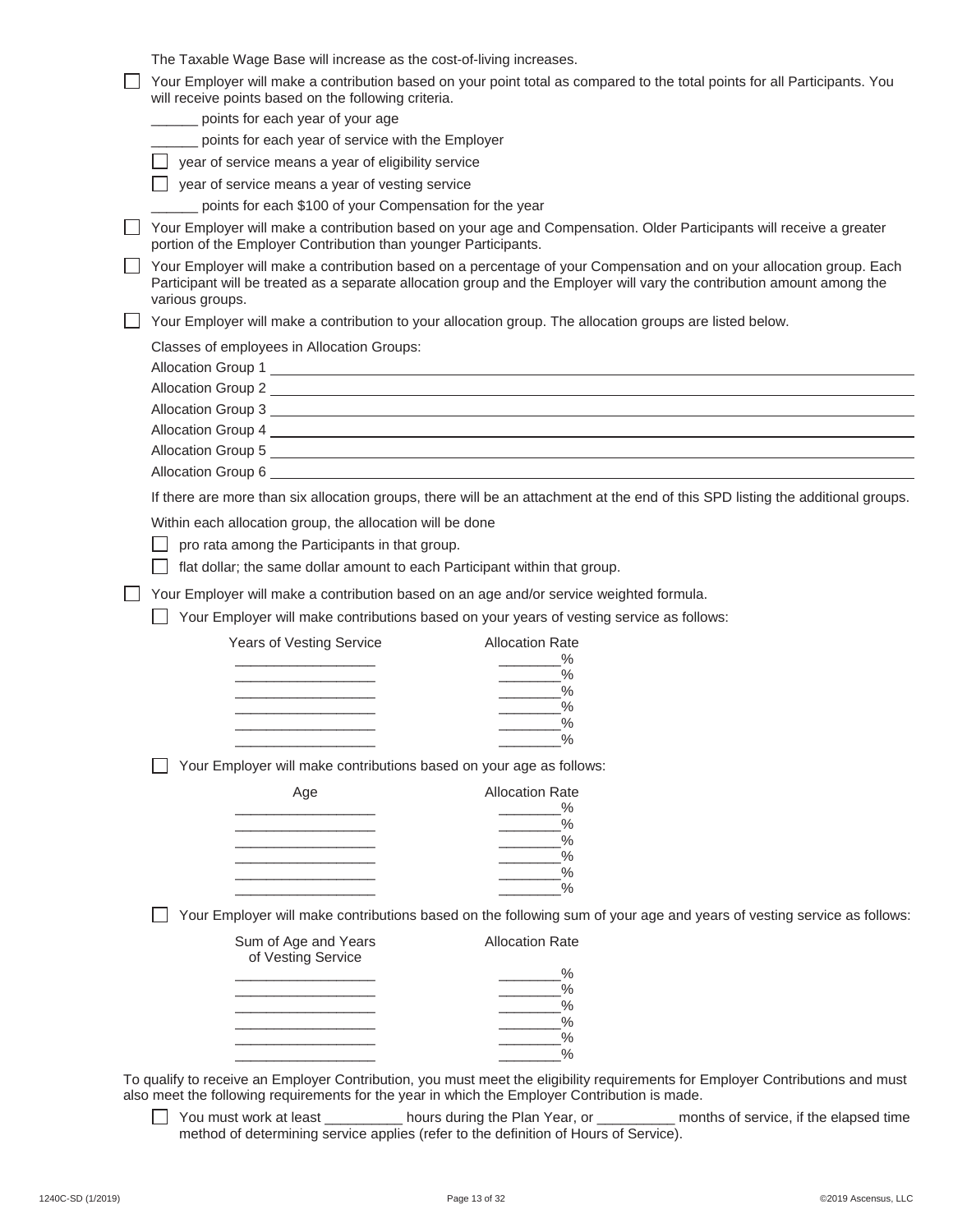The Taxable Wage Base will increase as the cost-of-living increases.

☐ Your Employer will make a contribution based on your point total as compared to the total points for all Participants. You will receive points based on the following criteria.

______ points for each year of your age

______ points for each year of service with the Employer

☐ year of service means a year of eligibility service

☐ year of service means a year of vesting service

______ points for each $100 of your Compensation for the year

☐ Your Employer will make a contribution based on your age and Compensation. Older Participants will receive a greater portion of the Employer Contribution than younger Participants.

☐ Your Employer will make a contribution based on a percentage of your Compensation and on your allocation group. Each Participant will be treated as a separate allocation group and the Employer will vary the contribution amount among the various groups.

☐ Your Employer will make a contribution to your allocation group. The allocation groups are listed below.

Classes of employees in Allocation Groups:

Allocation Group 1 ______________________________

Allocation Group 2 ______________________________

Allocation Group 3 ______________________________

Allocation Group 4 ______________________________

Allocation Group 5 ______________________________

Allocation Group 6 ______________________________

If there are more than six allocation groups, there will be an attachment at the end of this SPD listing the additional groups.

Within each allocation group, the allocation will be done

☐ pro rata among the Participants in that group.

☐ flat dollar; the same dollar amount to each Participant within that group.

☐ Your Employer will make a contribution based on an age and/or service weighted formula.

☐ Your Employer will make contributions based on your years of vesting service as follows:

| Years of Vesting Service | Allocation Rate |
|---|---|
| __________________ | ________% |
| __________________ | ________% |
| __________________ | ________% |
| __________________ | ________% |
| __________________ | ________% |
| __________________ | ________% |

☐ Your Employer will make contributions based on your age as follows:

| Age | Allocation Rate |
|---|---|
| __________________ | ________% |
| __________________ | ________% |
| __________________ | ________% |
| __________________ | ________% |
| __________________ | ________% |
| __________________ | ________% |

☐ Your Employer will make contributions based on the following sum of your age and years of vesting service as follows:

| Sum of Age and Years of Vesting Service | Allocation Rate |
|---|---|
| __________________ | ________% |
| __________________ | ________% |
| __________________ | ________% |
| __________________ | ________% |
| __________________ | ________% |
| __________________ | ________% |

To qualify to receive an Employer Contribution, you must meet the eligibility requirements for Employer Contributions and must also meet the following requirements for the year in which the Employer Contribution is made.

☐ You must work at least __________ hours during the Plan Year, or __________ months of service, if the elapsed time method of determining service applies (refer to the definition of Hours of Service).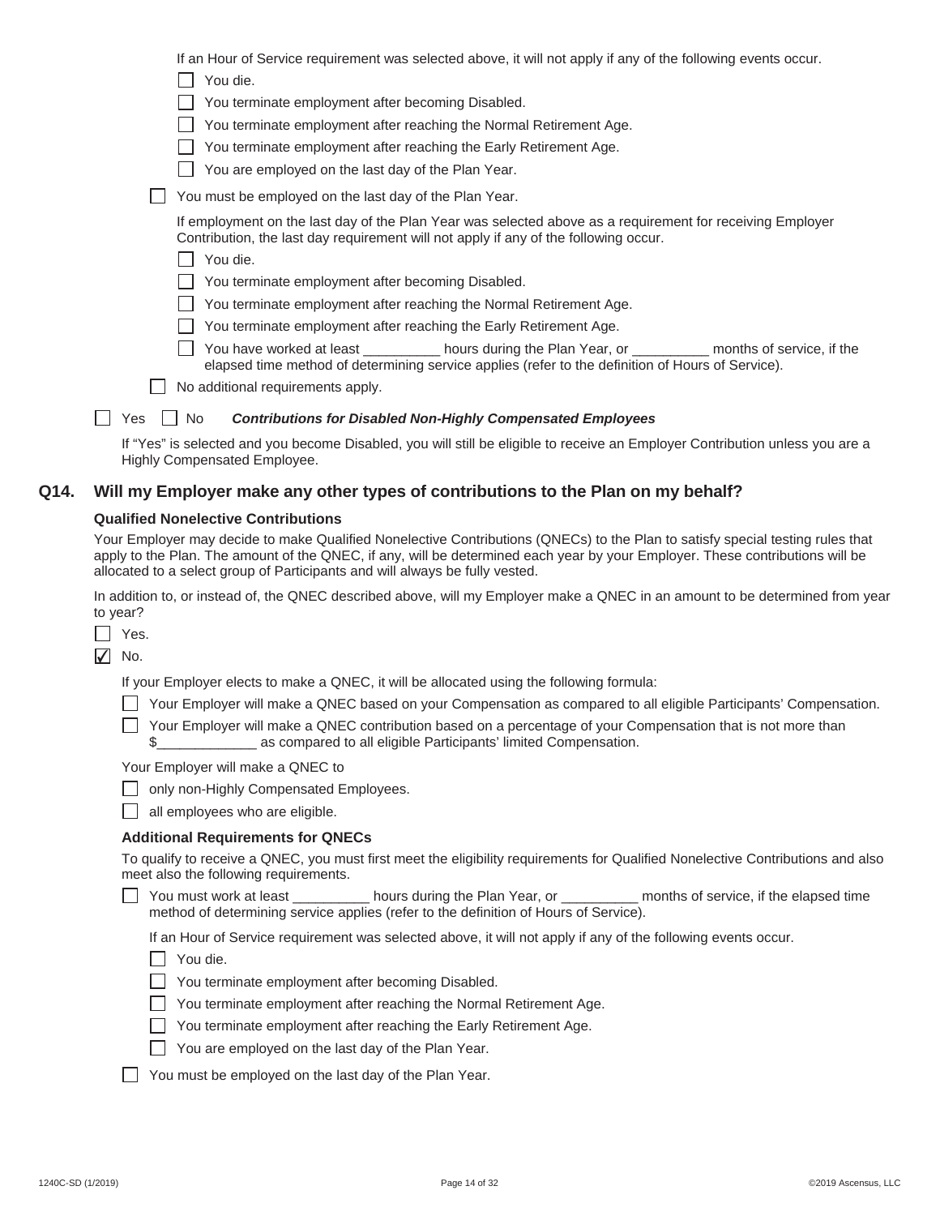If an Hour of Service requirement was selected above, it will not apply if any of the following events occur.

- ☐ You die.
- ☐ You terminate employment after becoming Disabled.
- ☐ You terminate employment after reaching the Normal Retirement Age.
- ☐ You terminate employment after reaching the Early Retirement Age.
- ☐ You are employed on the last day of the Plan Year.

☐ You must be employed on the last day of the Plan Year.

If employment on the last day of the Plan Year was selected above as a requirement for receiving Employer Contribution, the last day requirement will not apply if any of the following occur.

- ☐ You die.
- ☐ You terminate employment after becoming Disabled.
- ☐ You terminate employment after reaching the Normal Retirement Age.
- ☐ You terminate employment after reaching the Early Retirement Age.
- ☐ You have worked at least __________ hours during the Plan Year, or __________ months of service, if the elapsed time method of determining service applies (refer to the definition of Hours of Service).

☐ No additional requirements apply.

☐ Yes ☐ No ***Contributions for Disabled Non-Highly Compensated Employees***

If "Yes" is selected and you become Disabled, you will still be eligible to receive an Employer Contribution unless you are a Highly Compensated Employee.

## Q14. Will my Employer make any other types of contributions to the Plan on my behalf?

**Qualified Nonelective Contributions**

Your Employer may decide to make Qualified Nonelective Contributions (QNECs) to the Plan to satisfy special testing rules that apply to the Plan. The amount of the QNEC, if any, will be determined each year by your Employer. These contributions will be allocated to a select group of Participants and will always be fully vested.

In addition to, or instead of, the QNEC described above, will my Employer make a QNEC in an amount to be determined from year to year?

- ☐ Yes.
- ☑ No.

If your Employer elects to make a QNEC, it will be allocated using the following formula:

- ☐ Your Employer will make a QNEC based on your Compensation as compared to all eligible Participants' Compensation.
- ☐ Your Employer will make a QNEC contribution based on a percentage of your Compensation that is not more than $_____________ as compared to all eligible Participants' limited Compensation.

Your Employer will make a QNEC to

- ☐ only non-Highly Compensated Employees.
- ☐ all employees who are eligible.

**Additional Requirements for QNECs**

To qualify to receive a QNEC, you must first meet the eligibility requirements for Qualified Nonelective Contributions and also meet also the following requirements.

☐ You must work at least __________ hours during the Plan Year, or __________ months of service, if the elapsed time method of determining service applies (refer to the definition of Hours of Service).

If an Hour of Service requirement was selected above, it will not apply if any of the following events occur.

- ☐ You die.
- ☐ You terminate employment after becoming Disabled.
- ☐ You terminate employment after reaching the Normal Retirement Age.
- ☐ You terminate employment after reaching the Early Retirement Age.
- ☐ You are employed on the last day of the Plan Year.

☐ You must be employed on the last day of the Plan Year.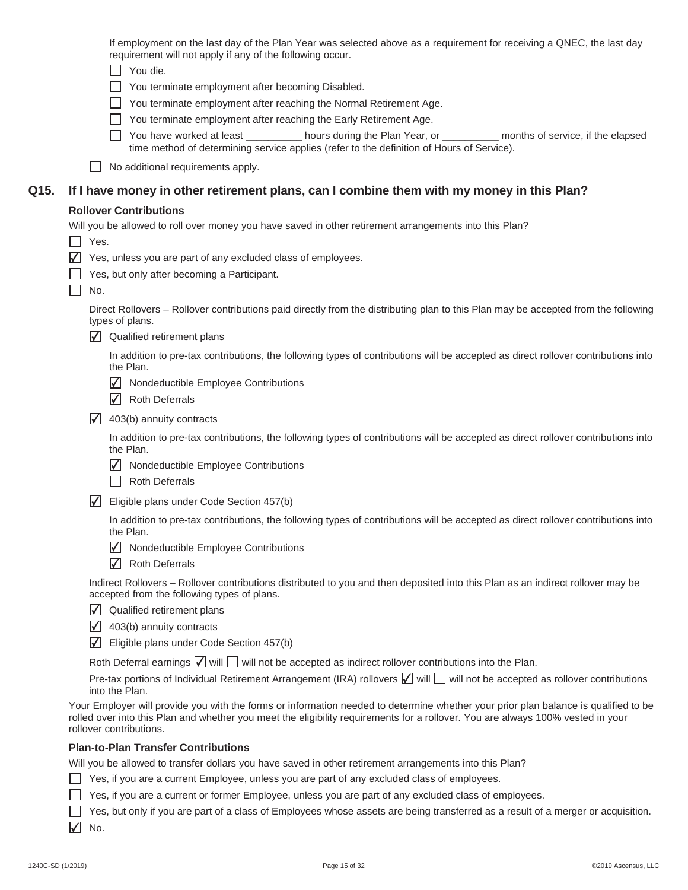If employment on the last day of the Plan Year was selected above as a requirement for receiving a QNEC, the last day requirement will not apply if any of the following occur.

- ☐ You die.
- ☐ You terminate employment after becoming Disabled.
- ☐ You terminate employment after reaching the Normal Retirement Age.
- ☐ You terminate employment after reaching the Early Retirement Age.
- ☐ You have worked at least __________ hours during the Plan Year, or __________ months of service, if the elapsed time method of determining service applies (refer to the definition of Hours of Service).

☐ No additional requirements apply.

## Q15. If I have money in other retirement plans, can I combine them with my money in this Plan?

### Rollover Contributions

Will you be allowed to roll over money you have saved in other retirement arrangements into this Plan?

- ☐ Yes.
- ☑ Yes, unless you are part of any excluded class of employees.
- ☐ Yes, but only after becoming a Participant.
- ☐ No.

Direct Rollovers – Rollover contributions paid directly from the distributing plan to this Plan may be accepted from the following types of plans.

☑ Qualified retirement plans

In addition to pre-tax contributions, the following types of contributions will be accepted as direct rollover contributions into the Plan.

- ☑ Nondeductible Employee Contributions
- ☑ Roth Deferrals

☑ 403(b) annuity contracts

In addition to pre-tax contributions, the following types of contributions will be accepted as direct rollover contributions into the Plan.

- ☑ Nondeductible Employee Contributions
- ☐ Roth Deferrals

☑ Eligible plans under Code Section 457(b)

In addition to pre-tax contributions, the following types of contributions will be accepted as direct rollover contributions into the Plan.

- ☑ Nondeductible Employee Contributions
- ☑ Roth Deferrals

Indirect Rollovers – Rollover contributions distributed to you and then deposited into this Plan as an indirect rollover may be accepted from the following types of plans.

- ☑ Qualified retirement plans
- ☑ 403(b) annuity contracts
- ☑ Eligible plans under Code Section 457(b)

Roth Deferral earnings ☑ will ☐ will not be accepted as indirect rollover contributions into the Plan.

Pre-tax portions of Individual Retirement Arrangement (IRA) rollovers ☑ will ☐ will not be accepted as rollover contributions into the Plan.

Your Employer will provide you with the forms or information needed to determine whether your prior plan balance is qualified to be rolled over into this Plan and whether you meet the eligibility requirements for a rollover. You are always 100% vested in your rollover contributions.

### Plan-to-Plan Transfer Contributions

Will you be allowed to transfer dollars you have saved in other retirement arrangements into this Plan?

- ☐ Yes, if you are a current Employee, unless you are part of any excluded class of employees.
- ☐ Yes, if you are a current or former Employee, unless you are part of any excluded class of employees.
- ☐ Yes, but only if you are part of a class of Employees whose assets are being transferred as a result of a merger or acquisition.
- ☑ No.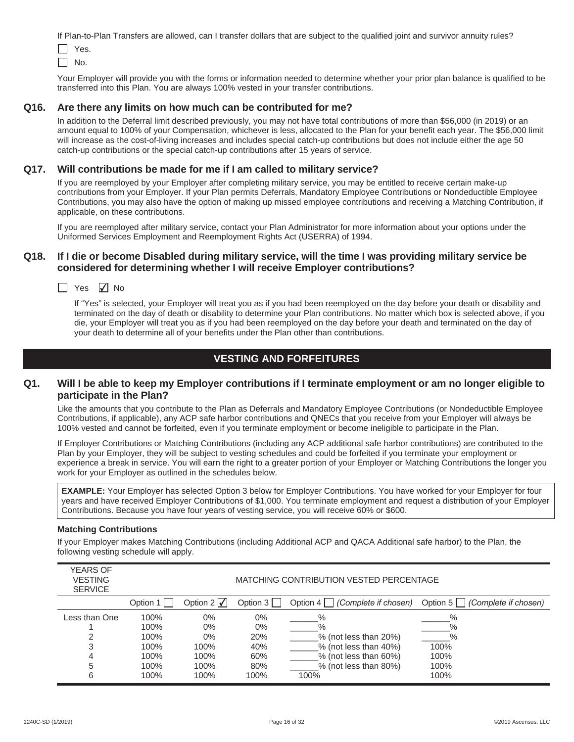If Plan-to-Plan Transfers are allowed, can I transfer dollars that are subject to the qualified joint and survivor annuity rules?

☐ Yes.

☐ No.

Your Employer will provide you with the forms or information needed to determine whether your prior plan balance is qualified to be transferred into this Plan. You are always 100% vested in your transfer contributions.

### Q16. Are there any limits on how much can be contributed for me?

In addition to the Deferral limit described previously, you may not have total contributions of more than $56,000 (in 2019) or an amount equal to 100% of your Compensation, whichever is less, allocated to the Plan for your benefit each year. The $56,000 limit will increase as the cost-of-living increases and includes special catch-up contributions but does not include either the age 50 catch-up contributions or the special catch-up contributions after 15 years of service.

### Q17. Will contributions be made for me if I am called to military service?

If you are reemployed by your Employer after completing military service, you may be entitled to receive certain make-up contributions from your Employer. If your Plan permits Deferrals, Mandatory Employee Contributions or Nondeductible Employee Contributions, you may also have the option of making up missed employee contributions and receiving a Matching Contribution, if applicable, on these contributions.

If you are reemployed after military service, contact your Plan Administrator for more information about your options under the Uniformed Services Employment and Reemployment Rights Act (USERRA) of 1994.

### Q18. If I die or become Disabled during military service, will the time I was providing military service be considered for determining whether I will receive Employer contributions?

☐ Yes ☑ No

If "Yes" is selected, your Employer will treat you as if you had been reemployed on the day before your death or disability and terminated on the day of death or disability to determine your Plan contributions. No matter which box is selected above, if you die, your Employer will treat you as if you had been reemployed on the day before your death and terminated on the day of your death to determine all of your benefits under the Plan other than contributions.

## VESTING AND FORFEITURES

### Q1. Will I be able to keep my Employer contributions if I terminate employment or am no longer eligible to participate in the Plan?

Like the amounts that you contribute to the Plan as Deferrals and Mandatory Employee Contributions (or Nondeductible Employee Contributions, if applicable), any ACP safe harbor contributions and QNECs that you receive from your Employer will always be 100% vested and cannot be forfeited, even if you terminate employment or become ineligible to participate in the Plan.

If Employer Contributions or Matching Contributions (including any ACP additional safe harbor contributions) are contributed to the Plan by your Employer, they will be subject to vesting schedules and could be forfeited if you terminate your employment or experience a break in service. You will earn the right to a greater portion of your Employer or Matching Contributions the longer you work for your Employer as outlined in the schedules below.

**EXAMPLE:** Your Employer has selected Option 3 below for Employer Contributions. You have worked for your Employer for four years and have received Employer Contributions of $1,000. You terminate employment and request a distribution of your Employer Contributions. Because you have four years of vesting service, you will receive 60% or $600.

#### Matching Contributions

If your Employer makes Matching Contributions (including Additional ACP and QACA Additional safe harbor) to the Plan, the following vesting schedule will apply.

| YEARS OF VESTING SERVICE | MATCHING CONTRIBUTION VESTED PERCENTAGE | | | | |
|---|---|---|---|---|---|
| | Option 1 ☐ | Option 2 ☑ | Option 3 ☐ | Option 4 ☐ *(Complete if chosen)* | Option 5 ☐ *(Complete if chosen)* |
| Less than One | 100% | 0% | 0% | ______% | ______% |
| 1 | 100% | 0% | 0% | ______% | ______% |
| 2 | 100% | 0% | 20% | ______% (not less than 20%) | ______% |
| 3 | 100% | 100% | 40% | ______% (not less than 40%) | 100% |
| 4 | 100% | 100% | 60% | ______% (not less than 60%) | 100% |
| 5 | 100% | 100% | 80% | ______% (not less than 80%) | 100% |
| 6 | 100% | 100% | 100% | 100% | 100% |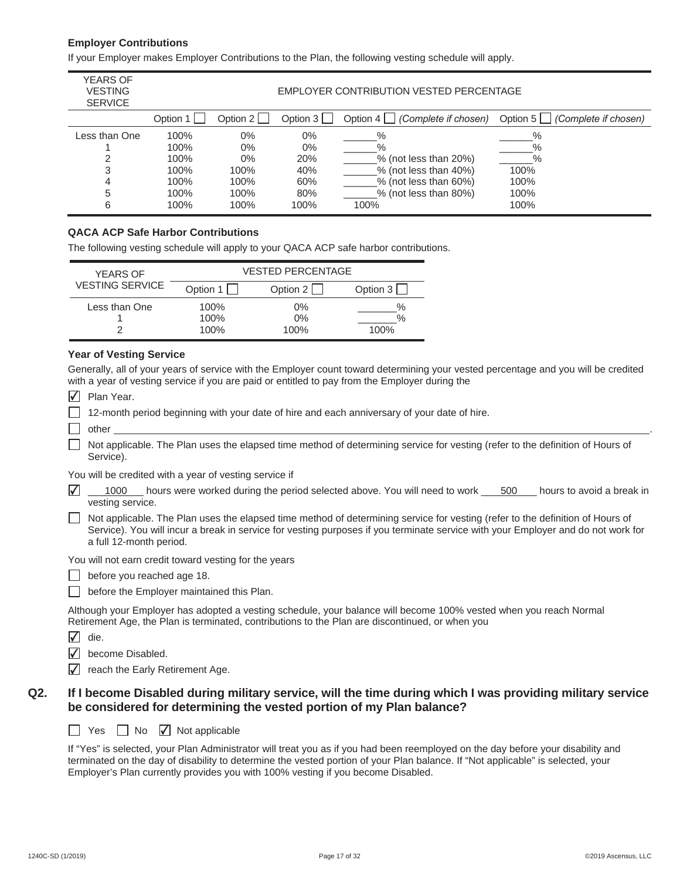### Employer Contributions

If your Employer makes Employer Contributions to the Plan, the following vesting schedule will apply.

| YEARS OF VESTING SERVICE | EMPLOYER CONTRIBUTION VESTED PERCENTAGE | | | | |
|---|---|---|---|---|---|
| | Option 1 ☐ | Option 2 ☐ | Option 3 ☐ | Option 4 ☐ *(Complete if chosen)* | Option 5 ☐ *(Complete if chosen)* |
| Less than One | 100% | 0% | 0% | ______% | ______% |
| 1 | 100% | 0% | 0% | ______% | ______% |
| 2 | 100% | 0% | 20% | ______% (not less than 20%) | ______% |
| 3 | 100% | 100% | 40% | ______% (not less than 40%) | 100% |
| 4 | 100% | 100% | 60% | ______% (not less than 60%) | 100% |
| 5 | 100% | 100% | 80% | ______% (not less than 80%) | 100% |
| 6 | 100% | 100% | 100% | 100% | 100% |

### QACA ACP Safe Harbor Contributions

The following vesting schedule will apply to your QACA ACP safe harbor contributions.

| YEARS OF VESTING SERVICE | VESTED PERCENTAGE | | |
|---|---|---|---|
| | Option 1 ☐ | Option 2 ☐ | Option 3 ☐ |
| Less than One | 100% | 0% | _______% |
| 1 | 100% | 0% | _______% |
| 2 | 100% | 100% | 100% |

### Year of Vesting Service

Generally, all of your years of service with the Employer count toward determining your vested percentage and you will be credited with a year of vesting service if you are paid or entitled to pay from the Employer during the

- ☑ Plan Year.
- ☐ 12-month period beginning with your date of hire and each anniversary of your date of hire.
- ☐ other ________________________________________________.
- ☐ Not applicable. The Plan uses the elapsed time method of determining service for vesting (refer to the definition of Hours of Service).

You will be credited with a year of vesting service if

- ☑ ___1000___ hours were worked during the period selected above. You will need to work ___500___ hours to avoid a break in vesting service.
- ☐ Not applicable. The Plan uses the elapsed time method of determining service for vesting (refer to the definition of Hours of Service). You will incur a break in service for vesting purposes if you terminate service with your Employer and do not work for a full 12-month period.

You will not earn credit toward vesting for the years

- ☐ before you reached age 18.
- ☐ before the Employer maintained this Plan.

Although your Employer has adopted a vesting schedule, your balance will become 100% vested when you reach Normal Retirement Age, the Plan is terminated, contributions to the Plan are discontinued, or when you

- ☑ die.
- ☑ become Disabled.
- ☑ reach the Early Retirement Age.

## Q2. If I become Disabled during military service, will the time during which I was providing military service be considered for determining the vested portion of my Plan balance?

☐ Yes ☐ No ☑ Not applicable

If "Yes" is selected, your Plan Administrator will treat you as if you had been reemployed on the day before your disability and terminated on the day of disability to determine the vested portion of your Plan balance. If "Not applicable" is selected, your Employer's Plan currently provides you with 100% vesting if you become Disabled.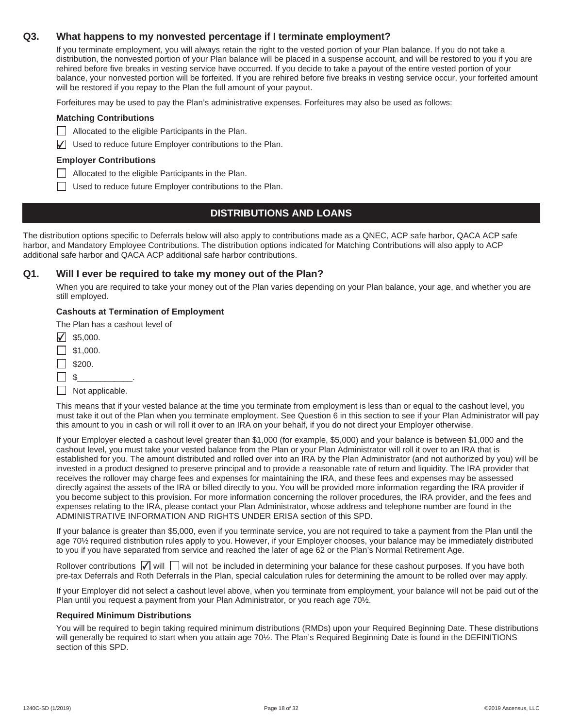### Q3. What happens to my nonvested percentage if I terminate employment?

If you terminate employment, you will always retain the right to the vested portion of your Plan balance. If you do not take a distribution, the nonvested portion of your Plan balance will be placed in a suspense account, and will be restored to you if you are rehired before five breaks in vesting service have occurred. If you decide to take a payout of the entire vested portion of your balance, your nonvested portion will be forfeited. If you are rehired before five breaks in vesting service occur, your forfeited amount will be restored if you repay to the Plan the full amount of your payout.

Forfeitures may be used to pay the Plan's administrative expenses. Forfeitures may also be used as follows:

**Matching Contributions**

- ☐ Allocated to the eligible Participants in the Plan.
- ☑ Used to reduce future Employer contributions to the Plan.

**Employer Contributions**

- ☐ Allocated to the eligible Participants in the Plan.
- ☐ Used to reduce future Employer contributions to the Plan.

## DISTRIBUTIONS AND LOANS

The distribution options specific to Deferrals below will also apply to contributions made as a QNEC, ACP safe harbor, QACA ACP safe harbor, and Mandatory Employee Contributions. The distribution options indicated for Matching Contributions will also apply to ACP additional safe harbor and QACA ACP additional safe harbor contributions.

### Q1. Will I ever be required to take my money out of the Plan?

When you are required to take your money out of the Plan varies depending on your Plan balance, your age, and whether you are still employed.

**Cashouts at Termination of Employment**

The Plan has a cashout level of

- ☑ $5,000.
- ☐ $1,000.
- ☐ $200.
- ☐ $____________.
- ☐ Not applicable.

This means that if your vested balance at the time you terminate from employment is less than or equal to the cashout level, you must take it out of the Plan when you terminate employment. See Question 6 in this section to see if your Plan Administrator will pay this amount to you in cash or will roll it over to an IRA on your behalf, if you do not direct your Employer otherwise.

If your Employer elected a cashout level greater than $1,000 (for example, $5,000) and your balance is between $1,000 and the cashout level, you must take your vested balance from the Plan or your Plan Administrator will roll it over to an IRA that is established for you. The amount distributed and rolled over into an IRA by the Plan Administrator (and not authorized by you) will be invested in a product designed to preserve principal and to provide a reasonable rate of return and liquidity. The IRA provider that receives the rollover may charge fees and expenses for maintaining the IRA, and these fees and expenses may be assessed directly against the assets of the IRA or billed directly to you. You will be provided more information regarding the IRA provider if you become subject to this provision. For more information concerning the rollover procedures, the IRA provider, and the fees and expenses relating to the IRA, please contact your Plan Administrator, whose address and telephone number are found in the ADMINISTRATIVE INFORMATION AND RIGHTS UNDER ERISA section of this SPD.

If your balance is greater than $5,000, even if you terminate service, you are not required to take a payment from the Plan until the age 70½ required distribution rules apply to you. However, if your Employer chooses, your balance may be immediately distributed to you if you have separated from service and reached the later of age 62 or the Plan's Normal Retirement Age.

Rollover contributions ☑ will ☐ will not be included in determining your balance for these cashout purposes. If you have both pre-tax Deferrals and Roth Deferrals in the Plan, special calculation rules for determining the amount to be rolled over may apply.

If your Employer did not select a cashout level above, when you terminate from employment, your balance will not be paid out of the Plan until you request a payment from your Plan Administrator, or you reach age 70½.

**Required Minimum Distributions**

You will be required to begin taking required minimum distributions (RMDs) upon your Required Beginning Date. These distributions will generally be required to start when you attain age 70½. The Plan's Required Beginning Date is found in the DEFINITIONS section of this SPD.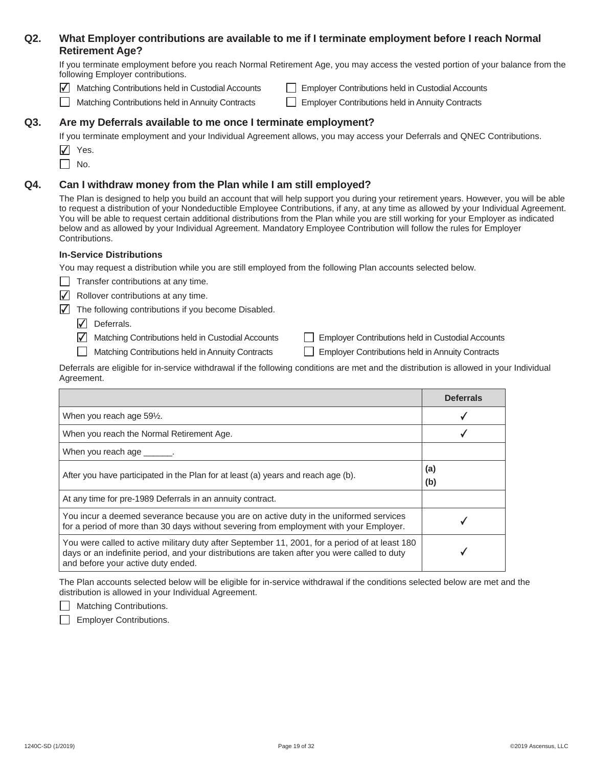## Q2. What Employer contributions are available to me if I terminate employment before I reach Normal Retirement Age?

If you terminate employment before you reach Normal Retirement Age, you may access the vested portion of your balance from the following Employer contributions.

- ☑ Matching Contributions held in Custodial Accounts
- ☐ Employer Contributions held in Custodial Accounts
- ☐ Matching Contributions held in Annuity Contracts
- ☐ Employer Contributions held in Annuity Contracts

## Q3. Are my Deferrals available to me once I terminate employment?

If you terminate employment and your Individual Agreement allows, you may access your Deferrals and QNEC Contributions.

- ☑ Yes.
- ☐ No.

## Q4. Can I withdraw money from the Plan while I am still employed?

The Plan is designed to help you build an account that will help support you during your retirement years. However, you will be able to request a distribution of your Nondeductible Employee Contributions, if any, at any time as allowed by your Individual Agreement. You will be able to request certain additional distributions from the Plan while you are still working for your Employer as indicated below and as allowed by your Individual Agreement. Mandatory Employee Contribution will follow the rules for Employer Contributions.

### In-Service Distributions

You may request a distribution while you are still employed from the following Plan accounts selected below.

- ☐ Transfer contributions at any time.
- ☑ Rollover contributions at any time.
- ☑ The following contributions if you become Disabled.
  - ☑ Deferrals.
  - ☑ Matching Contributions held in Custodial Accounts
  - ☐ Employer Contributions held in Custodial Accounts
  - ☐ Matching Contributions held in Annuity Contracts
  - ☐ Employer Contributions held in Annuity Contracts

Deferrals are eligible for in-service withdrawal if the following conditions are met and the distribution is allowed in your Individual Agreement.

| | Deferrals |
|---|---|
| When you reach age 59½. | ✓ |
| When you reach the Normal Retirement Age. | ✓ |
| When you reach age ______. | |
| After you have participated in the Plan for at least (a) years and reach age (b). | (a)<br>(b) |
| At any time for pre-1989 Deferrals in an annuity contract. | |
| You incur a deemed severance because you are on active duty in the uniformed services for a period of more than 30 days without severing from employment with your Employer. | ✓ |
| You were called to active military duty after September 11, 2001, for a period of at least 180 days or an indefinite period, and your distributions are taken after you were called to duty and before your active duty ended. | ✓ |

The Plan accounts selected below will be eligible for in-service withdrawal if the conditions selected below are met and the distribution is allowed in your Individual Agreement.

- ☐ Matching Contributions.
- ☐ Employer Contributions.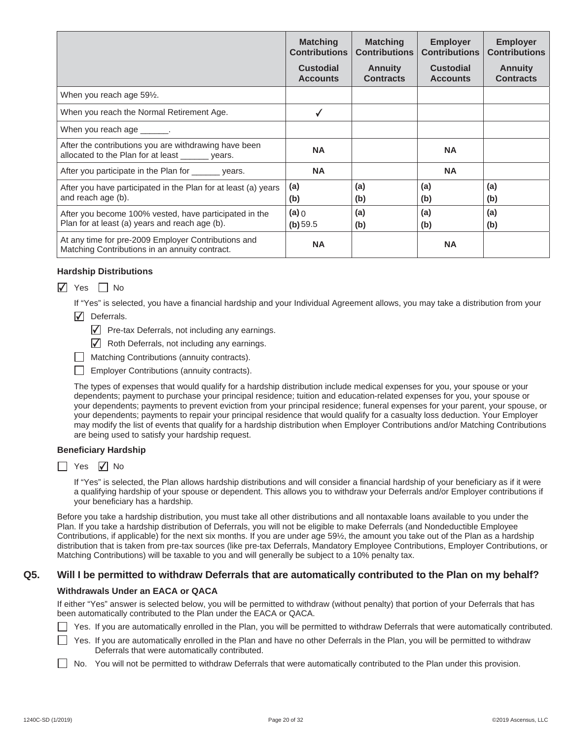| | Matching Contributions Custodial Accounts | Matching Contributions Annuity Contracts | Employer Contributions Custodial Accounts | Employer Contributions Annuity Contracts |
|---|---|---|---|---|
| When you reach age 59½. | | | | |
| When you reach the Normal Retirement Age. | ✓ | | | |
| When you reach age ______. | | | | |
| After the contributions you are withdrawing have been allocated to the Plan for at least ______ years. | NA | | NA | |
| After you participate in the Plan for ______ years. | NA | | NA | |
| After you have participated in the Plan for at least (a) years and reach age (b). | (a) (b) | (a) (b) | (a) (b) | (a) (b) |
| After you become 100% vested, have participated in the Plan for at least (a) years and reach age (b). | (a) 0 (b) 59.5 | (a) (b) | (a) (b) | (a) (b) |
| At any time for pre-2009 Employer Contributions and Matching Contributions in an annuity contract. | NA | | NA | |

### Hardship Distributions

☑ Yes ☐ No

If "Yes" is selected, you have a financial hardship and your Individual Agreement allows, you may take a distribution from your

☑ Deferrals.

☑ Pre-tax Deferrals, not including any earnings.

☑ Roth Deferrals, not including any earnings.

☐ Matching Contributions (annuity contracts).

☐ Employer Contributions (annuity contracts).

The types of expenses that would qualify for a hardship distribution include medical expenses for you, your spouse or your dependents; payment to purchase your principal residence; tuition and education-related expenses for you, your spouse or your dependents; payments to prevent eviction from your principal residence; funeral expenses for your parent, your spouse, or your dependents; payments to repair your principal residence that would qualify for a casualty loss deduction. Your Employer may modify the list of events that qualify for a hardship distribution when Employer Contributions and/or Matching Contributions are being used to satisfy your hardship request.

### Beneficiary Hardship

☐ Yes ☑ No

If "Yes" is selected, the Plan allows hardship distributions and will consider a financial hardship of your beneficiary as if it were a qualifying hardship of your spouse or dependent. This allows you to withdraw your Deferrals and/or Employer contributions if your beneficiary has a hardship.

Before you take a hardship distribution, you must take all other distributions and all nontaxable loans available to you under the Plan. If you take a hardship distribution of Deferrals, you will not be eligible to make Deferrals (and Nondeductible Employee Contributions, if applicable) for the next six months. If you are under age 59½, the amount you take out of the Plan as a hardship distribution that is taken from pre-tax sources (like pre-tax Deferrals, Mandatory Employee Contributions, Employer Contributions, or Matching Contributions) will be taxable to you and will generally be subject to a 10% penalty tax.

## Q5. Will I be permitted to withdraw Deferrals that are automatically contributed to the Plan on my behalf?

### Withdrawals Under an EACA or QACA

If either "Yes" answer is selected below, you will be permitted to withdraw (without penalty) that portion of your Deferrals that has been automatically contributed to the Plan under the EACA or QACA.

☐ Yes. If you are automatically enrolled in the Plan, you will be permitted to withdraw Deferrals that were automatically contributed.

☐ Yes. If you are automatically enrolled in the Plan and have no other Deferrals in the Plan, you will be permitted to withdraw Deferrals that were automatically contributed.

☐ No. You will not be permitted to withdraw Deferrals that were automatically contributed to the Plan under this provision.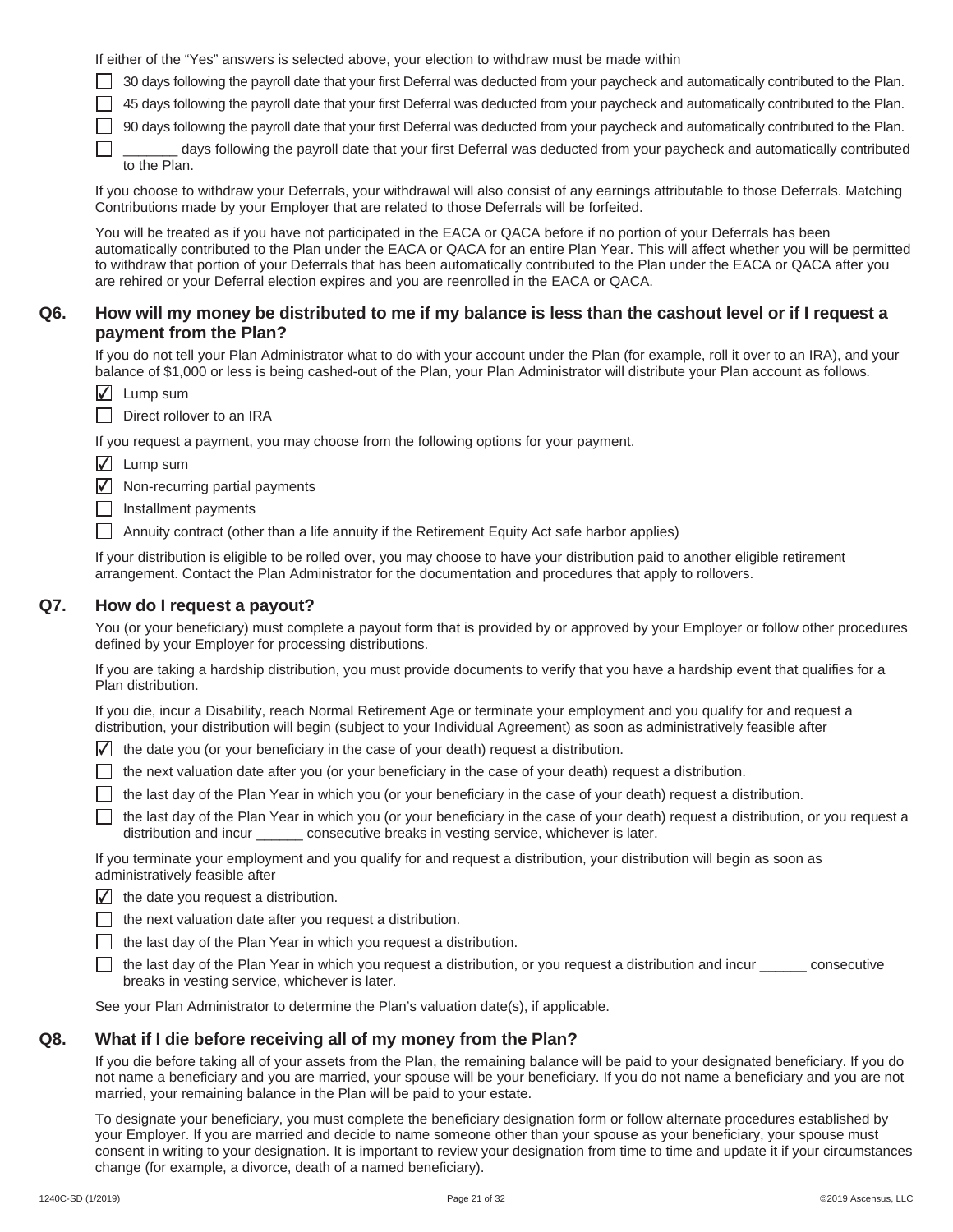If either of the "Yes" answers is selected above, your election to withdraw must be made within

- ☐ 30 days following the payroll date that your first Deferral was deducted from your paycheck and automatically contributed to the Plan.
- ☐ 45 days following the payroll date that your first Deferral was deducted from your paycheck and automatically contributed to the Plan.
- ☐ 90 days following the payroll date that your first Deferral was deducted from your paycheck and automatically contributed to the Plan.
- ☐ _______ days following the payroll date that your first Deferral was deducted from your paycheck and automatically contributed to the Plan.

If you choose to withdraw your Deferrals, your withdrawal will also consist of any earnings attributable to those Deferrals. Matching Contributions made by your Employer that are related to those Deferrals will be forfeited.

You will be treated as if you have not participated in the EACA or QACA before if no portion of your Deferrals has been automatically contributed to the Plan under the EACA or QACA for an entire Plan Year. This will affect whether you will be permitted to withdraw that portion of your Deferrals that has been automatically contributed to the Plan under the EACA or QACA after you are rehired or your Deferral election expires and you are reenrolled in the EACA or QACA.

## Q6. How will my money be distributed to me if my balance is less than the cashout level or if I request a payment from the Plan?

If you do not tell your Plan Administrator what to do with your account under the Plan (for example, roll it over to an IRA), and your balance of $1,000 or less is being cashed-out of the Plan, your Plan Administrator will distribute your Plan account as follows.

- ☑ Lump sum
- ☐ Direct rollover to an IRA

If you request a payment, you may choose from the following options for your payment.

- ☑ Lump sum
- ☑ Non-recurring partial payments
- ☐ Installment payments
- ☐ Annuity contract (other than a life annuity if the Retirement Equity Act safe harbor applies)

If your distribution is eligible to be rolled over, you may choose to have your distribution paid to another eligible retirement arrangement. Contact the Plan Administrator for the documentation and procedures that apply to rollovers.

## Q7. How do I request a payout?

You (or your beneficiary) must complete a payout form that is provided by or approved by your Employer or follow other procedures defined by your Employer for processing distributions.

If you are taking a hardship distribution, you must provide documents to verify that you have a hardship event that qualifies for a Plan distribution.

If you die, incur a Disability, reach Normal Retirement Age or terminate your employment and you qualify for and request a distribution, your distribution will begin (subject to your Individual Agreement) as soon as administratively feasible after

- ☑ the date you (or your beneficiary in the case of your death) request a distribution.
- ☐ the next valuation date after you (or your beneficiary in the case of your death) request a distribution.
- ☐ the last day of the Plan Year in which you (or your beneficiary in the case of your death) request a distribution.
- ☐ the last day of the Plan Year in which you (or your beneficiary in the case of your death) request a distribution, or you request a distribution and incur ______ consecutive breaks in vesting service, whichever is later.

If you terminate your employment and you qualify for and request a distribution, your distribution will begin as soon as administratively feasible after

- ☑ the date you request a distribution.
- ☐ the next valuation date after you request a distribution.
- ☐ the last day of the Plan Year in which you request a distribution.
- ☐ the last day of the Plan Year in which you request a distribution, or you request a distribution and incur ______ consecutive breaks in vesting service, whichever is later.

See your Plan Administrator to determine the Plan's valuation date(s), if applicable.

## Q8. What if I die before receiving all of my money from the Plan?

If you die before taking all of your assets from the Plan, the remaining balance will be paid to your designated beneficiary. If you do not name a beneficiary and you are married, your spouse will be your beneficiary. If you do not name a beneficiary and you are not married, your remaining balance in the Plan will be paid to your estate.

To designate your beneficiary, you must complete the beneficiary designation form or follow alternate procedures established by your Employer. If you are married and decide to name someone other than your spouse as your beneficiary, your spouse must consent in writing to your designation. It is important to review your designation from time to time and update it if your circumstances change (for example, a divorce, death of a named beneficiary).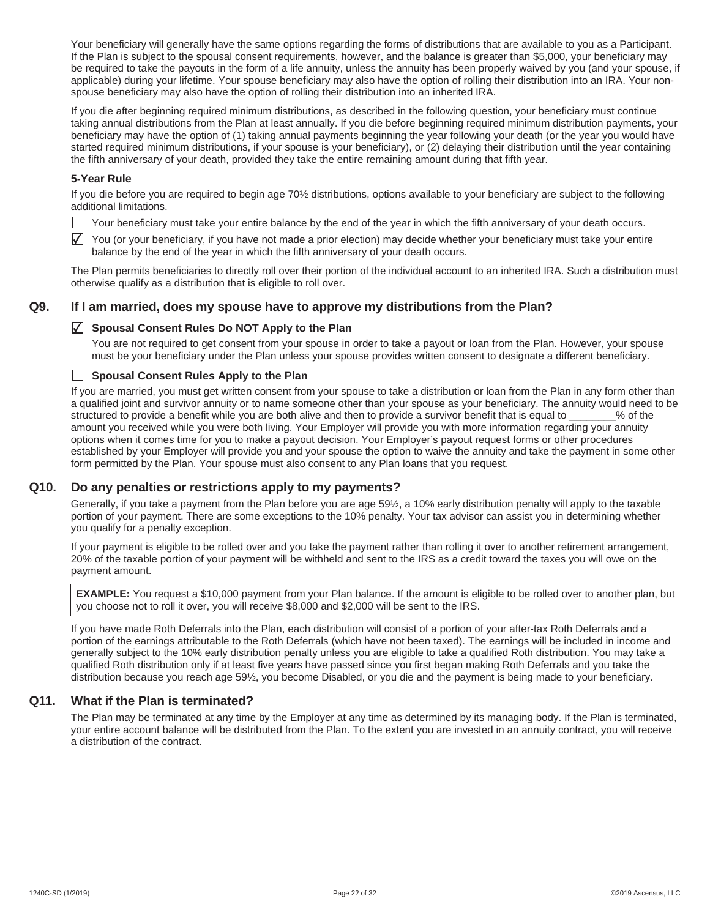Your beneficiary will generally have the same options regarding the forms of distributions that are available to you as a Participant. If the Plan is subject to the spousal consent requirements, however, and the balance is greater than $5,000, your beneficiary may be required to take the payouts in the form of a life annuity, unless the annuity has been properly waived by you (and your spouse, if applicable) during your lifetime. Your spouse beneficiary may also have the option of rolling their distribution into an IRA. Your non-spouse beneficiary may also have the option of rolling their distribution into an inherited IRA.

If you die after beginning required minimum distributions, as described in the following question, your beneficiary must continue taking annual distributions from the Plan at least annually. If you die before beginning required minimum distribution payments, your beneficiary may have the option of (1) taking annual payments beginning the year following your death (or the year you would have started required minimum distributions, if your spouse is your beneficiary), or (2) delaying their distribution until the year containing the fifth anniversary of your death, provided they take the entire remaining amount during that fifth year.

**5-Year Rule**

If you die before you are required to begin age 70½ distributions, options available to your beneficiary are subject to the following additional limitations.

☐ Your beneficiary must take your entire balance by the end of the year in which the fifth anniversary of your death occurs.

☑ You (or your beneficiary, if you have not made a prior election) may decide whether your beneficiary must take your entire balance by the end of the year in which the fifth anniversary of your death occurs.

The Plan permits beneficiaries to directly roll over their portion of the individual account to an inherited IRA. Such a distribution must otherwise qualify as a distribution that is eligible to roll over.

## Q9. If I am married, does my spouse have to approve my distributions from the Plan?

☑ **Spousal Consent Rules Do NOT Apply to the Plan**

You are not required to get consent from your spouse in order to take a payout or loan from the Plan. However, your spouse must be your beneficiary under the Plan unless your spouse provides written consent to designate a different beneficiary.

☐ **Spousal Consent Rules Apply to the Plan**

If you are married, you must get written consent from your spouse to take a distribution or loan from the Plan in any form other than a qualified joint and survivor annuity or to name someone other than your spouse as your beneficiary. The annuity would need to be structured to provide a benefit while you are both alive and then to provide a survivor benefit that is equal to ________% of the amount you received while you were both living. Your Employer will provide you with more information regarding your annuity options when it comes time for you to make a payout decision. Your Employer's payout request forms or other procedures established by your Employer will provide you and your spouse the option to waive the annuity and take the payment in some other form permitted by the Plan. Your spouse must also consent to any Plan loans that you request.

## Q10. Do any penalties or restrictions apply to my payments?

Generally, if you take a payment from the Plan before you are age 59½, a 10% early distribution penalty will apply to the taxable portion of your payment. There are some exceptions to the 10% penalty. Your tax advisor can assist you in determining whether you qualify for a penalty exception.

If your payment is eligible to be rolled over and you take the payment rather than rolling it over to another retirement arrangement, 20% of the taxable portion of your payment will be withheld and sent to the IRS as a credit toward the taxes you will owe on the payment amount.

> **EXAMPLE:** You request a $10,000 payment from your Plan balance. If the amount is eligible to be rolled over to another plan, but you choose not to roll it over, you will receive $8,000 and $2,000 will be sent to the IRS.

If you have made Roth Deferrals into the Plan, each distribution will consist of a portion of your after-tax Roth Deferrals and a portion of the earnings attributable to the Roth Deferrals (which have not been taxed). The earnings will be included in income and generally subject to the 10% early distribution penalty unless you are eligible to take a qualified Roth distribution. You may take a qualified Roth distribution only if at least five years have passed since you first began making Roth Deferrals and you take the distribution because you reach age 59½, you become Disabled, or you die and the payment is being made to your beneficiary.

## Q11. What if the Plan is terminated?

The Plan may be terminated at any time by the Employer at any time as determined by its managing body. If the Plan is terminated, your entire account balance will be distributed from the Plan. To the extent you are invested in an annuity contract, you will receive a distribution of the contract.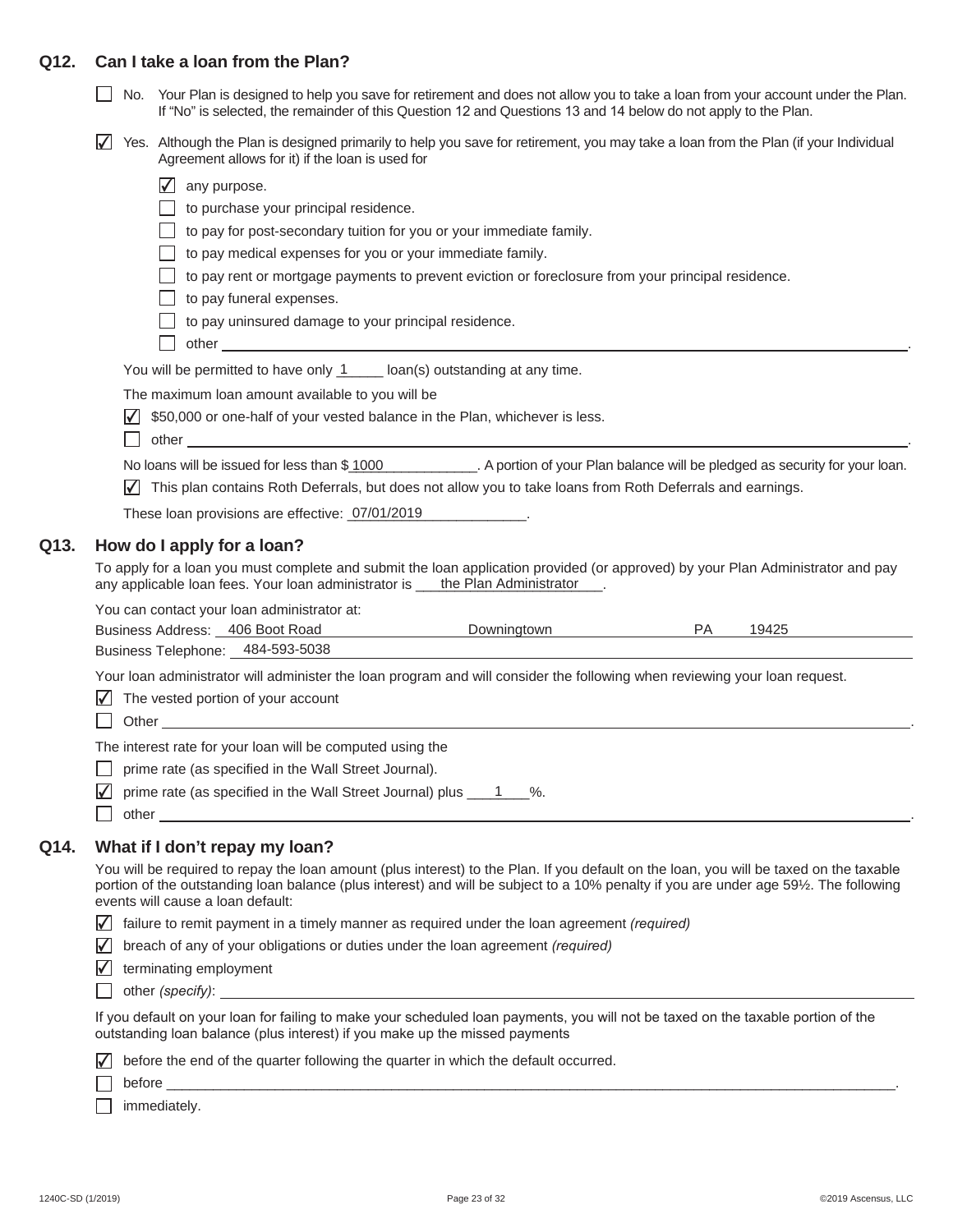## Q12. Can I take a loan from the Plan?

☐ No. Your Plan is designed to help you save for retirement and does not allow you to take a loan from your account under the Plan. If "No" is selected, the remainder of this Question 12 and Questions 13 and 14 below do not apply to the Plan.

☑ Yes. Although the Plan is designed primarily to help you save for retirement, you may take a loan from the Plan (if your Individual Agreement allows for it) if the loan is used for

- ☑ any purpose.
- ☐ to purchase your principal residence.
- ☐ to pay for post-secondary tuition for you or your immediate family.
- ☐ to pay medical expenses for you or your immediate family.
- ☐ to pay rent or mortgage payments to prevent eviction or foreclosure from your principal residence.
- ☐ to pay funeral expenses.
- ☐ to pay uninsured damage to your principal residence.
- ☐ other ______________________________.

You will be permitted to have only 1 loan(s) outstanding at any time.

The maximum loan amount available to you will be

- ☑ $50,000 or one-half of your vested balance in the Plan, whichever is less.
- ☐ other ______________________________.

No loans will be issued for less than $ 1000. A portion of your Plan balance will be pledged as security for your loan.

☑ This plan contains Roth Deferrals, but does not allow you to take loans from Roth Deferrals and earnings.

These loan provisions are effective: 07/01/2019.

## Q13. How do I apply for a loan?

To apply for a loan you must complete and submit the loan application provided (or approved) by your Plan Administrator and pay any applicable loan fees. Your loan administrator is the Plan Administrator.

You can contact your loan administrator at:

Business Address: 406 Boot Road Downingtown PA 19425

Business Telephone: 484-593-5038

Your loan administrator will administer the loan program and will consider the following when reviewing your loan request.

- ☑ The vested portion of your account
- ☐ Other ______________________________.

The interest rate for your loan will be computed using the

- ☐ prime rate (as specified in the Wall Street Journal).
- ☑ prime rate (as specified in the Wall Street Journal) plus 1 %.
- ☐ other ______________________________.

## Q14. What if I don't repay my loan?

You will be required to repay the loan amount (plus interest) to the Plan. If you default on the loan, you will be taxed on the taxable portion of the outstanding loan balance (plus interest) and will be subject to a 10% penalty if you are under age 59½. The following events will cause a loan default:

- ☑ failure to remit payment in a timely manner as required under the loan agreement *(required)*
- ☑ breach of any of your obligations or duties under the loan agreement *(required)*
- ☑ terminating employment
- ☐ other *(specify)*: ______________________________

If you default on your loan for failing to make your scheduled loan payments, you will not be taxed on the taxable portion of the outstanding loan balance (plus interest) if you make up the missed payments

- ☑ before the end of the quarter following the quarter in which the default occurred.
- ☐ before ______________________________.
- ☐ immediately.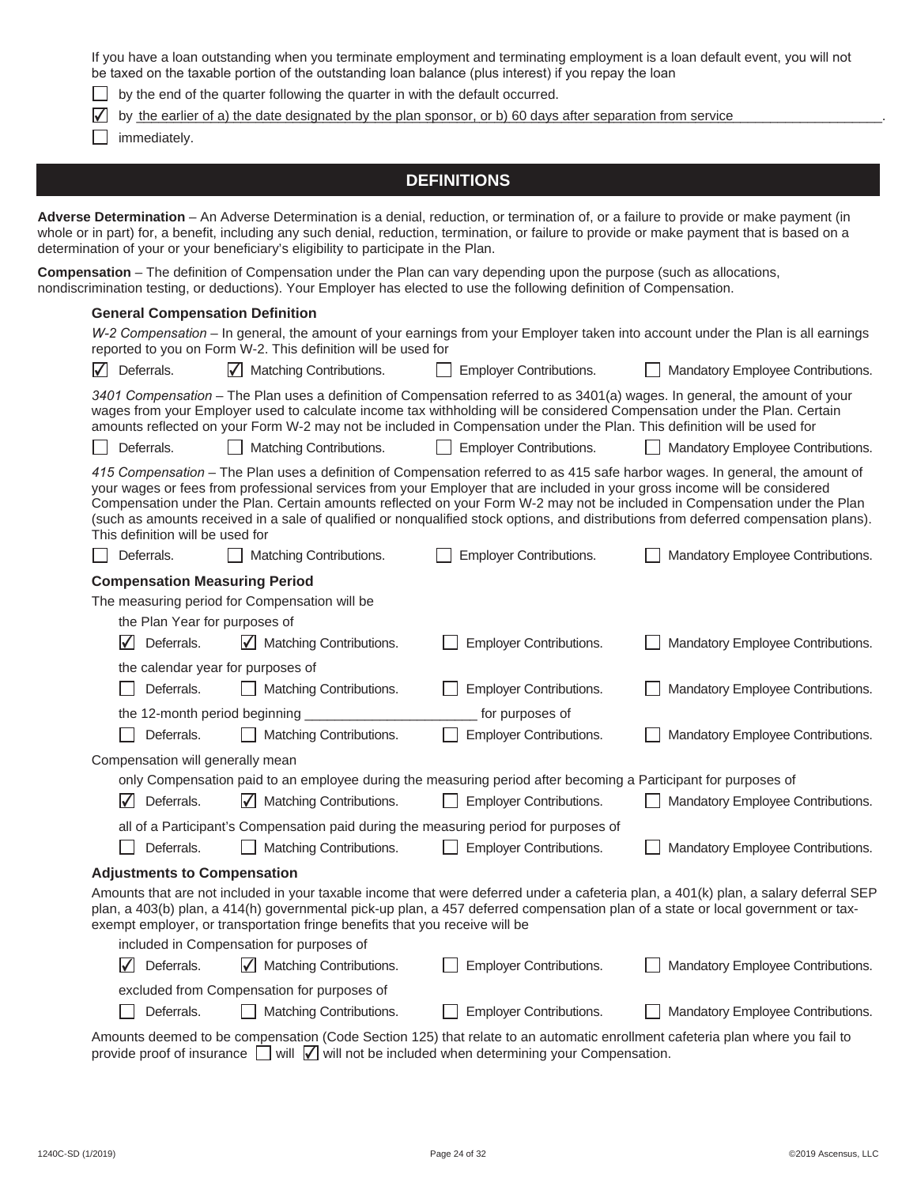If you have a loan outstanding when you terminate employment and terminating employment is a loan default event, you will not be taxed on the taxable portion of the outstanding loan balance (plus interest) if you repay the loan

☐ by the end of the quarter following the quarter in with the default occurred.

☑ by the earlier of a) the date designated by the plan sponsor, or b) 60 days after separation from service.

☐ immediately.

## DEFINITIONS

**Adverse Determination** – An Adverse Determination is a denial, reduction, or termination of, or a failure to provide or make payment (in whole or in part) for, a benefit, including any such denial, reduction, termination, or failure to provide or make payment that is based on a determination of your or your beneficiary's eligibility to participate in the Plan.

**Compensation** – The definition of Compensation under the Plan can vary depending upon the purpose (such as allocations, nondiscrimination testing, or deductions). Your Employer has elected to use the following definition of Compensation.

**General Compensation Definition**

*W-2 Compensation* – In general, the amount of your earnings from your Employer taken into account under the Plan is all earnings reported to you on Form W-2. This definition will be used for

☑ Deferrals. ☑ Matching Contributions. ☐ Employer Contributions. ☐ Mandatory Employee Contributions.

*3401 Compensation* – The Plan uses a definition of Compensation referred to as 3401(a) wages. In general, the amount of your wages from your Employer used to calculate income tax withholding will be considered Compensation under the Plan. Certain amounts reflected on your Form W-2 may not be included in Compensation under the Plan. This definition will be used for

☐ Deferrals. ☐ Matching Contributions. ☐ Employer Contributions. ☐ Mandatory Employee Contributions.

*415 Compensation* – The Plan uses a definition of Compensation referred to as 415 safe harbor wages. In general, the amount of your wages or fees from professional services from your Employer that are included in your gross income will be considered Compensation under the Plan. Certain amounts reflected on your Form W-2 may not be included in Compensation under the Plan (such as amounts received in a sale of qualified or nonqualified stock options, and distributions from deferred compensation plans). This definition will be used for

☐ Deferrals. ☐ Matching Contributions. ☐ Employer Contributions. ☐ Mandatory Employee Contributions.

**Compensation Measuring Period**

The measuring period for Compensation will be

the Plan Year for purposes of

☑ Deferrals. ☑ Matching Contributions. ☐ Employer Contributions. ☐ Mandatory Employee Contributions.

the calendar year for purposes of

☐ Deferrals. ☐ Matching Contributions. ☐ Employer Contributions. ☐ Mandatory Employee Contributions.

the 12-month period beginning ______________________ for purposes of

☐ Deferrals. ☐ Matching Contributions. ☐ Employer Contributions. ☐ Mandatory Employee Contributions.

Compensation will generally mean

only Compensation paid to an employee during the measuring period after becoming a Participant for purposes of

☑ Deferrals. ☑ Matching Contributions. ☐ Employer Contributions. ☐ Mandatory Employee Contributions.

all of a Participant's Compensation paid during the measuring period for purposes of

☐ Deferrals. ☐ Matching Contributions. ☐ Employer Contributions. ☐ Mandatory Employee Contributions.

**Adjustments to Compensation**

Amounts that are not included in your taxable income that were deferred under a cafeteria plan, a 401(k) plan, a salary deferral SEP plan, a 403(b) plan, a 414(h) governmental pick-up plan, a 457 deferred compensation plan of a state or local government or tax-exempt employer, or transportation fringe benefits that you receive will be

included in Compensation for purposes of

☑ Deferrals. ☑ Matching Contributions. ☐ Employer Contributions. ☐ Mandatory Employee Contributions.

excluded from Compensation for purposes of

☐ Deferrals. ☐ Matching Contributions. ☐ Employer Contributions. ☐ Mandatory Employee Contributions.

Amounts deemed to be compensation (Code Section 125) that relate to an automatic enrollment cafeteria plan where you fail to provide proof of insurance ☐ will ☑ will not be included when determining your Compensation.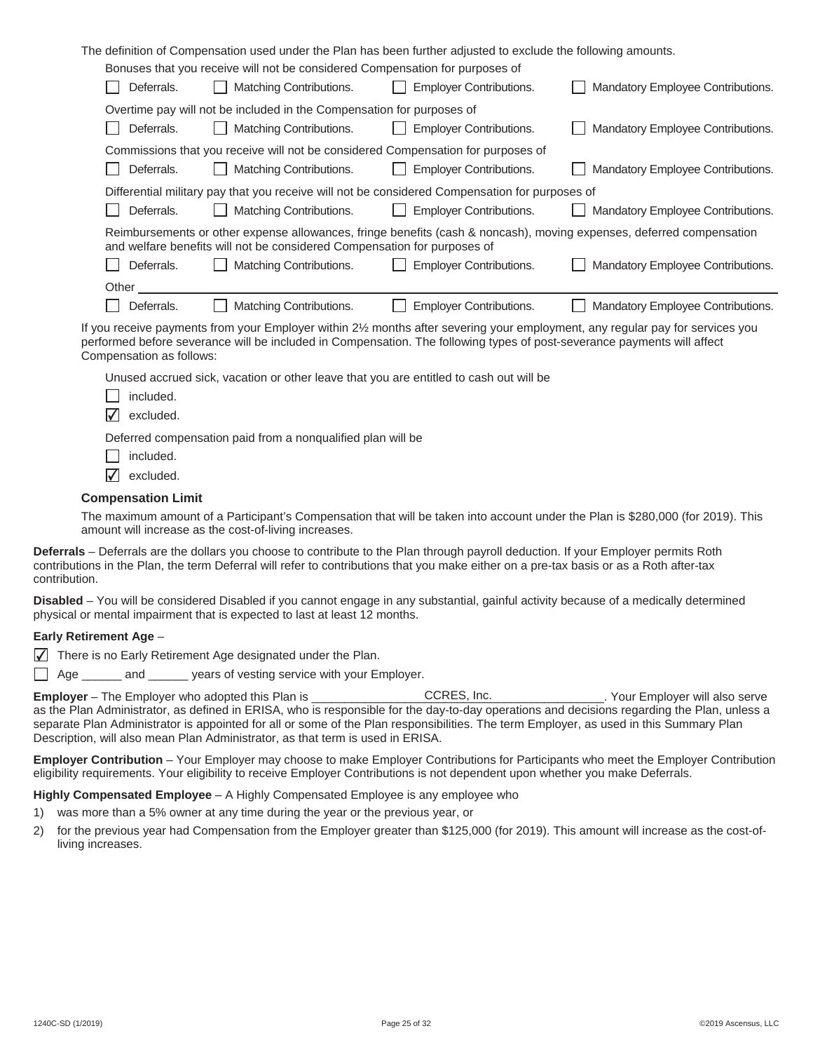The definition of Compensation used under the Plan has been further adjusted to exclude the following amounts.

Bonuses that you receive will not be considered Compensation for purposes of

☐ Deferrals. ☐ Matching Contributions. ☐ Employer Contributions. ☐ Mandatory Employee Contributions.

Overtime pay will not be included in the Compensation for purposes of

☐ Deferrals. ☐ Matching Contributions. ☐ Employer Contributions. ☐ Mandatory Employee Contributions.

Commissions that you receive will not be considered Compensation for purposes of

☐ Deferrals. ☐ Matching Contributions. ☐ Employer Contributions. ☐ Mandatory Employee Contributions.

Differential military pay that you receive will not be considered Compensation for purposes of

☐ Deferrals. ☐ Matching Contributions. ☐ Employer Contributions. ☐ Mandatory Employee Contributions.

Reimbursements or other expense allowances, fringe benefits (cash & noncash), moving expenses, deferred compensation and welfare benefits will not be considered Compensation for purposes of

☐ Deferrals. ☐ Matching Contributions. ☐ Employer Contributions. ☐ Mandatory Employee Contributions.

Other ______________________________

☐ Deferrals. ☐ Matching Contributions. ☐ Employer Contributions. ☐ Mandatory Employee Contributions.

If you receive payments from your Employer within 2½ months after severing your employment, any regular pay for services you performed before severance will be included in Compensation. The following types of post-severance payments will affect Compensation as follows:

Unused accrued sick, vacation or other leave that you are entitled to cash out will be

☐ included.

☑ excluded.

Deferred compensation paid from a nonqualified plan will be

☐ included.

☑ excluded.

**Compensation Limit**

The maximum amount of a Participant's Compensation that will be taken into account under the Plan is $280,000 (for 2019). This amount will increase as the cost-of-living increases.

**Deferrals** – Deferrals are the dollars you choose to contribute to the Plan through payroll deduction. If your Employer permits Roth contributions in the Plan, the term Deferral will refer to contributions that you make either on a pre-tax basis or as a Roth after-tax contribution.

**Disabled** – You will be considered Disabled if you cannot engage in any substantial, gainful activity because of a medically determined physical or mental impairment that is expected to last at least 12 months.

**Early Retirement Age** –

☑ There is no Early Retirement Age designated under the Plan.

☐ Age ______ and ______ years of vesting service with your Employer.

**Employer** – The Employer who adopted this Plan is CCRES, Inc.. Your Employer will also serve as the Plan Administrator, as defined in ERISA, who is responsible for the day-to-day operations and decisions regarding the Plan, unless a separate Plan Administrator is appointed for all or some of the Plan responsibilities. The term Employer, as used in this Summary Plan Description, will also mean Plan Administrator, as that term is used in ERISA.

**Employer Contribution** – Your Employer may choose to make Employer Contributions for Participants who meet the Employer Contribution eligibility requirements. Your eligibility to receive Employer Contributions is not dependent upon whether you make Deferrals.

**Highly Compensated Employee** – A Highly Compensated Employee is any employee who

1) was more than a 5% owner at any time during the year or the previous year, or
2) for the previous year had Compensation from the Employer greater than $125,000 (for 2019). This amount will increase as the cost-of-living increases.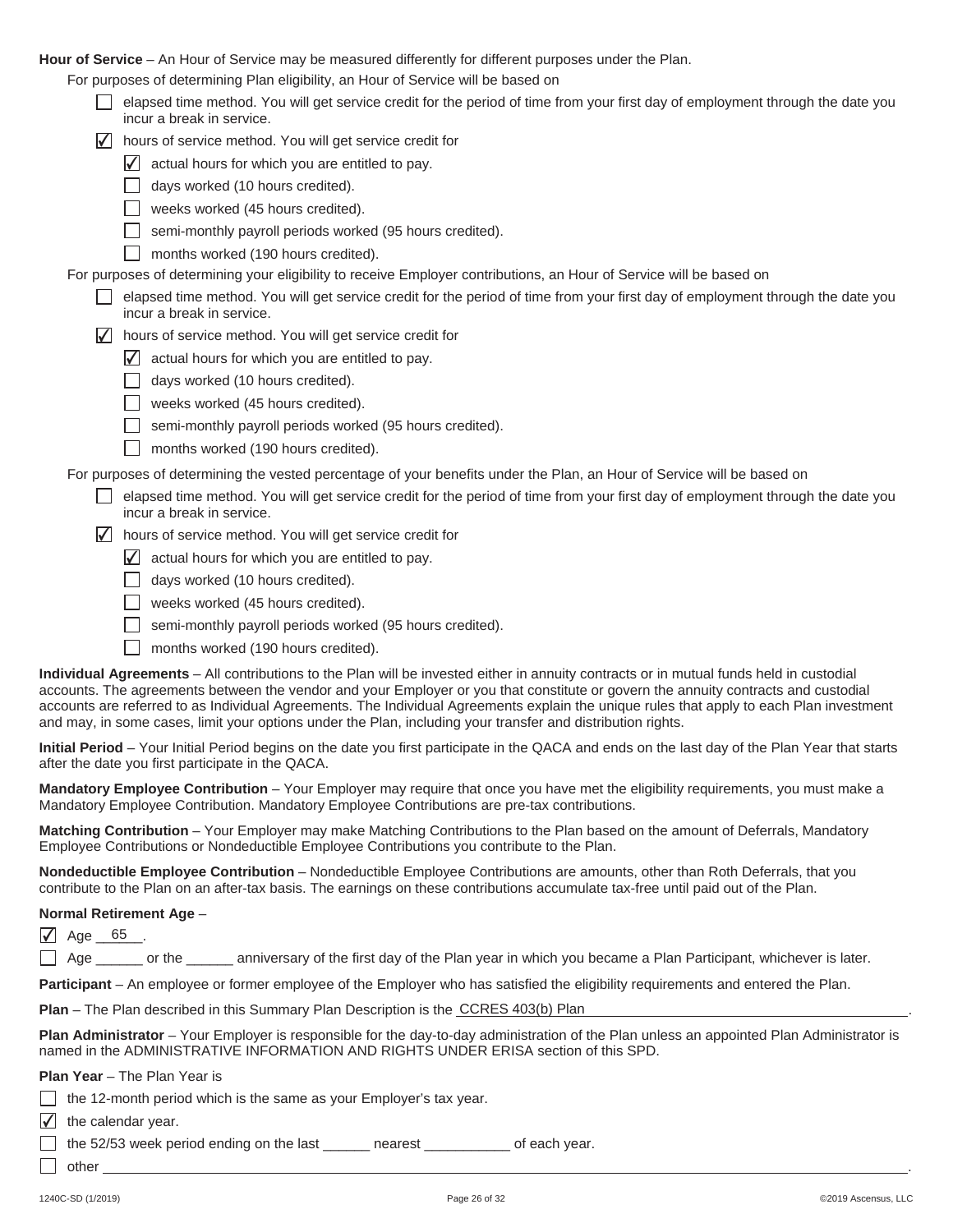**Hour of Service** – An Hour of Service may be measured differently for different purposes under the Plan.

For purposes of determining Plan eligibility, an Hour of Service will be based on

- ☐ elapsed time method. You will get service credit for the period of time from your first day of employment through the date you incur a break in service.
- ☑ hours of service method. You will get service credit for
  - ☑ actual hours for which you are entitled to pay.
  - ☐ days worked (10 hours credited).
  - ☐ weeks worked (45 hours credited).
  - ☐ semi-monthly payroll periods worked (95 hours credited).
  - ☐ months worked (190 hours credited).

For purposes of determining your eligibility to receive Employer contributions, an Hour of Service will be based on

- ☐ elapsed time method. You will get service credit for the period of time from your first day of employment through the date you incur a break in service.
- ☑ hours of service method. You will get service credit for
  - ☑ actual hours for which you are entitled to pay.
  - ☐ days worked (10 hours credited).
  - ☐ weeks worked (45 hours credited).
  - ☐ semi-monthly payroll periods worked (95 hours credited).
  - ☐ months worked (190 hours credited).

For purposes of determining the vested percentage of your benefits under the Plan, an Hour of Service will be based on

- ☐ elapsed time method. You will get service credit for the period of time from your first day of employment through the date you incur a break in service.
- ☑ hours of service method. You will get service credit for
  - ☑ actual hours for which you are entitled to pay.
  - ☐ days worked (10 hours credited).
  - ☐ weeks worked (45 hours credited).
  - ☐ semi-monthly payroll periods worked (95 hours credited).
  - ☐ months worked (190 hours credited).

**Individual Agreements** – All contributions to the Plan will be invested either in annuity contracts or in mutual funds held in custodial accounts. The agreements between the vendor and your Employer or you that constitute or govern the annuity contracts and custodial accounts are referred to as Individual Agreements. The Individual Agreements explain the unique rules that apply to each Plan investment and may, in some cases, limit your options under the Plan, including your transfer and distribution rights.

**Initial Period** – Your Initial Period begins on the date you first participate in the QACA and ends on the last day of the Plan Year that starts after the date you first participate in the QACA.

**Mandatory Employee Contribution** – Your Employer may require that once you have met the eligibility requirements, you must make a Mandatory Employee Contribution. Mandatory Employee Contributions are pre-tax contributions.

**Matching Contribution** – Your Employer may make Matching Contributions to the Plan based on the amount of Deferrals, Mandatory Employee Contributions or Nondeductible Employee Contributions you contribute to the Plan.

**Nondeductible Employee Contribution** – Nondeductible Employee Contributions are amounts, other than Roth Deferrals, that you contribute to the Plan on an after-tax basis. The earnings on these contributions accumulate tax-free until paid out of the Plan.

**Normal Retirement Age** –

- ☑ Age 65.
- ☐ Age ______ or the ______ anniversary of the first day of the Plan year in which you became a Plan Participant, whichever is later.

**Participant** – An employee or former employee of the Employer who has satisfied the eligibility requirements and entered the Plan.

**Plan** – The Plan described in this Summary Plan Description is the CCRES 403(b) Plan.

**Plan Administrator** – Your Employer is responsible for the day-to-day administration of the Plan unless an appointed Plan Administrator is named in the ADMINISTRATIVE INFORMATION AND RIGHTS UNDER ERISA section of this SPD.

**Plan Year** – The Plan Year is

- ☐ the 12-month period which is the same as your Employer's tax year.
- ☑ the calendar year.
- ☐ the 52/53 week period ending on the last ______ nearest ___________ of each year.
- ☐ other ______.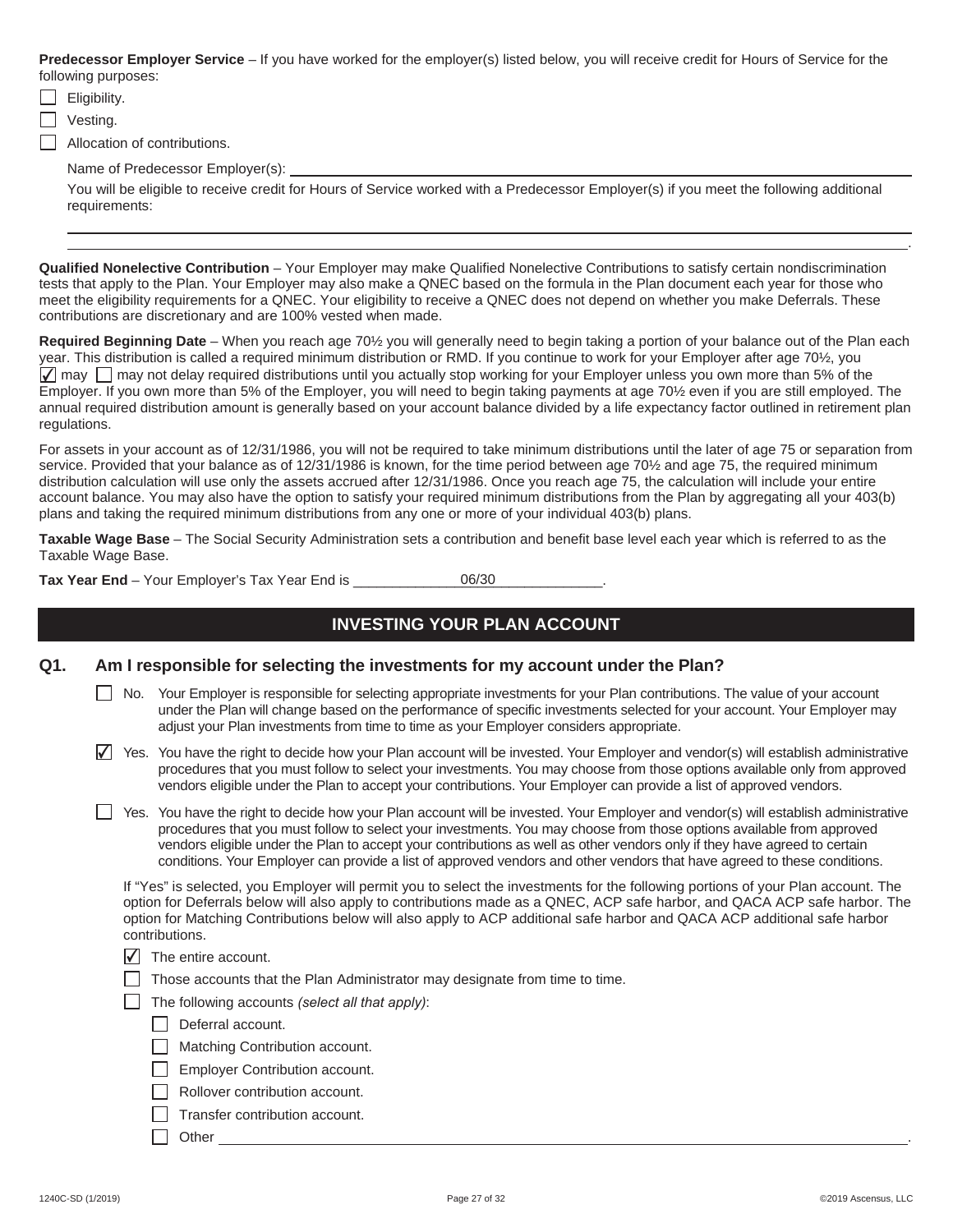**Predecessor Employer Service** – If you have worked for the employer(s) listed below, you will receive credit for Hours of Service for the following purposes:

- ☐ Eligibility.
- ☐ Vesting.
- ☐ Allocation of contributions.

Name of Predecessor Employer(s): ______________________________

You will be eligible to receive credit for Hours of Service worked with a Predecessor Employer(s) if you meet the following additional requirements:

______________________________

______________________________.

**Qualified Nonelective Contribution** – Your Employer may make Qualified Nonelective Contributions to satisfy certain nondiscrimination tests that apply to the Plan. Your Employer may also make a QNEC based on the formula in the Plan document each year for those who meet the eligibility requirements for a QNEC. Your eligibility to receive a QNEC does not depend on whether you make Deferrals. These contributions are discretionary and are 100% vested when made.

**Required Beginning Date** – When you reach age 70½ you will generally need to begin taking a portion of your balance out of the Plan each year. This distribution is called a required minimum distribution or RMD. If you continue to work for your Employer after age 70½, you ☑ may ☐ may not delay required distributions until you actually stop working for your Employer unless you own more than 5% of the Employer. If you own more than 5% of the Employer, you will need to begin taking payments at age 70½ even if you are still employed. The annual required distribution amount is generally based on your account balance divided by a life expectancy factor outlined in retirement plan regulations.

For assets in your account as of 12/31/1986, you will not be required to take minimum distributions until the later of age 75 or separation from service. Provided that your balance as of 12/31/1986 is known, for the time period between age 70½ and age 75, the required minimum distribution calculation will use only the assets accrued after 12/31/1986. Once you reach age 75, the calculation will include your entire account balance. You may also have the option to satisfy your required minimum distributions from the Plan by aggregating all your 403(b) plans and taking the required minimum distributions from any one or more of your individual 403(b) plans.

**Taxable Wage Base** – The Social Security Administration sets a contribution and benefit base level each year which is referred to as the Taxable Wage Base.

**Tax Year End** – Your Employer's Tax Year End is 06/30.

## INVESTING YOUR PLAN ACCOUNT

### Q1. Am I responsible for selecting the investments for my account under the Plan?

- ☐ No. Your Employer is responsible for selecting appropriate investments for your Plan contributions. The value of your account under the Plan will change based on the performance of specific investments selected for your account. Your Employer may adjust your Plan investments from time to time as your Employer considers appropriate.
- ☑ Yes. You have the right to decide how your Plan account will be invested. Your Employer and vendor(s) will establish administrative procedures that you must follow to select your investments. You may choose from those options available only from approved vendors eligible under the Plan to accept your contributions. Your Employer can provide a list of approved vendors.
- ☐ Yes. You have the right to decide how your Plan account will be invested. Your Employer and vendor(s) will establish administrative procedures that you must follow to select your investments. You may choose from those options available from approved vendors eligible under the Plan to accept your contributions as well as other vendors only if they have agreed to certain conditions. Your Employer can provide a list of approved vendors and other vendors that have agreed to these conditions.

If "Yes" is selected, you Employer will permit you to select the investments for the following portions of your Plan account. The option for Deferrals below will also apply to contributions made as a QNEC, ACP safe harbor, and QACA ACP safe harbor. The option for Matching Contributions below will also apply to ACP additional safe harbor and QACA ACP additional safe harbor contributions.

- ☑ The entire account.
- ☐ Those accounts that the Plan Administrator may designate from time to time.
- ☐ The following accounts *(select all that apply)*:
  - ☐ Deferral account.
  - ☐ Matching Contribution account.
  - ☐ Employer Contribution account.
  - ☐ Rollover contribution account.
  - ☐ Transfer contribution account.
  - ☐ Other ______________________________.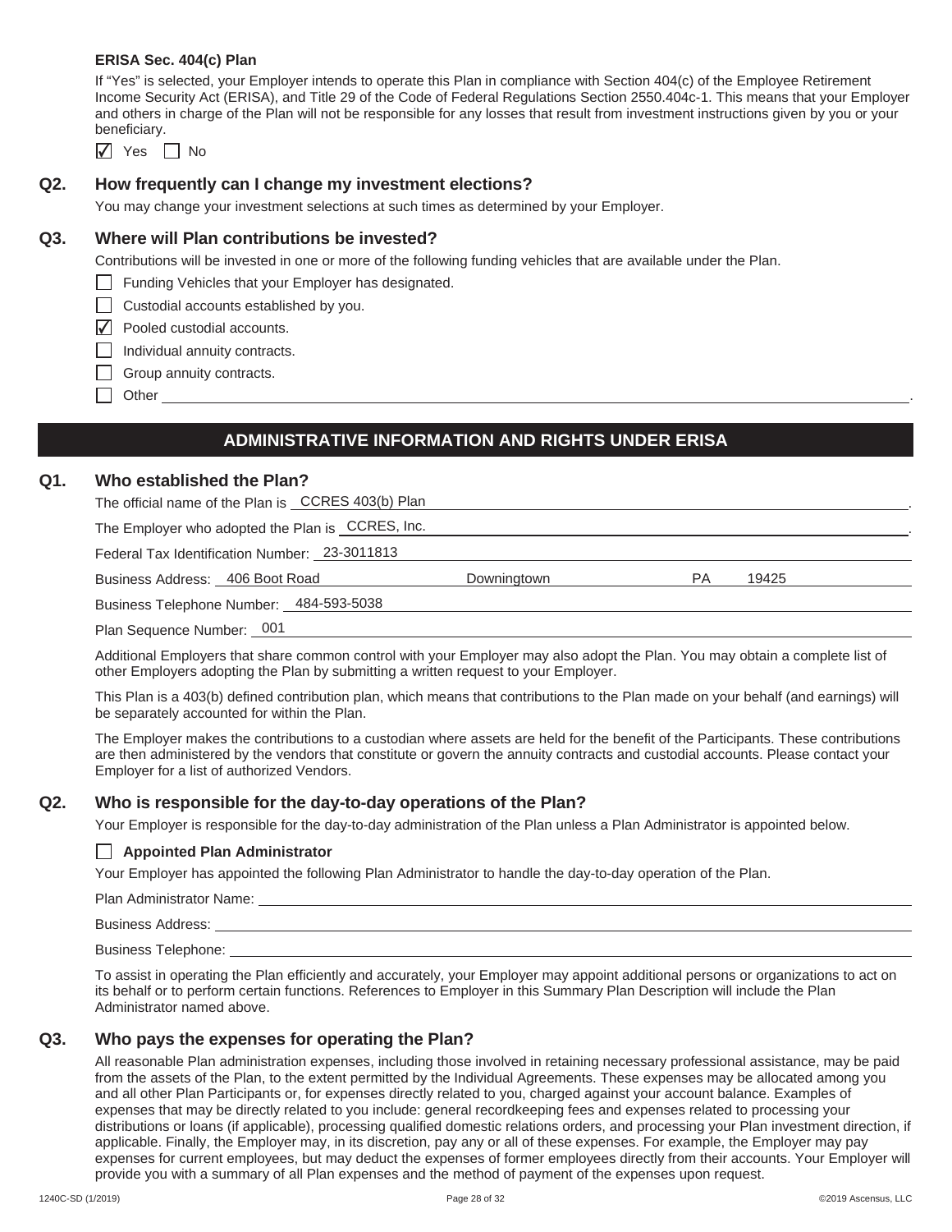**ERISA Sec. 404(c) Plan**

If "Yes" is selected, your Employer intends to operate this Plan in compliance with Section 404(c) of the Employee Retirement Income Security Act (ERISA), and Title 29 of the Code of Federal Regulations Section 2550.404c-1. This means that your Employer and others in charge of the Plan will not be responsible for any losses that result from investment instructions given by you or your beneficiary.

☑ Yes ☐ No

## Q2. How frequently can I change my investment elections?

You may change your investment selections at such times as determined by your Employer.

## Q3. Where will Plan contributions be invested?

Contributions will be invested in one or more of the following funding vehicles that are available under the Plan.

- ☐ Funding Vehicles that your Employer has designated.
- ☐ Custodial accounts established by you.
- ☑ Pooled custodial accounts.
- ☐ Individual annuity contracts.
- ☐ Group annuity contracts.
- ☐ Other ______________________________.

# ADMINISTRATIVE INFORMATION AND RIGHTS UNDER ERISA

## Q1. Who established the Plan?

The official name of the Plan is CCRES 403(b) Plan.

The Employer who adopted the Plan is CCRES, Inc.

Federal Tax Identification Number: 23-3011813

Business Address: 406 Boot Road Downingtown PA 19425

Business Telephone Number: 484-593-5038

Plan Sequence Number: 001

Additional Employers that share common control with your Employer may also adopt the Plan. You may obtain a complete list of other Employers adopting the Plan by submitting a written request to your Employer.

This Plan is a 403(b) defined contribution plan, which means that contributions to the Plan made on your behalf (and earnings) will be separately accounted for within the Plan.

The Employer makes the contributions to a custodian where assets are held for the benefit of the Participants. These contributions are then administered by the vendors that constitute or govern the annuity contracts and custodial accounts. Please contact your Employer for a list of authorized Vendors.

## Q2. Who is responsible for the day-to-day operations of the Plan?

Your Employer is responsible for the day-to-day administration of the Plan unless a Plan Administrator is appointed below.

☐ **Appointed Plan Administrator**

Your Employer has appointed the following Plan Administrator to handle the day-to-day operation of the Plan.

Plan Administrator Name: ______________________________

Business Address: ______________________________

Business Telephone: ______________________________

To assist in operating the Plan efficiently and accurately, your Employer may appoint additional persons or organizations to act on its behalf or to perform certain functions. References to Employer in this Summary Plan Description will include the Plan Administrator named above.

## Q3. Who pays the expenses for operating the Plan?

All reasonable Plan administration expenses, including those involved in retaining necessary professional assistance, may be paid from the assets of the Plan, to the extent permitted by the Individual Agreements. These expenses may be allocated among you and all other Plan Participants or, for expenses directly related to you, charged against your account balance. Examples of expenses that may be directly related to you include: general recordkeeping fees and expenses related to processing your distributions or loans (if applicable), processing qualified domestic relations orders, and processing your Plan investment direction, if applicable. Finally, the Employer may, in its discretion, pay any or all of these expenses. For example, the Employer may pay expenses for current employees, but may deduct the expenses of former employees directly from their accounts. Your Employer will provide you with a summary of all Plan expenses and the method of payment of the expenses upon request.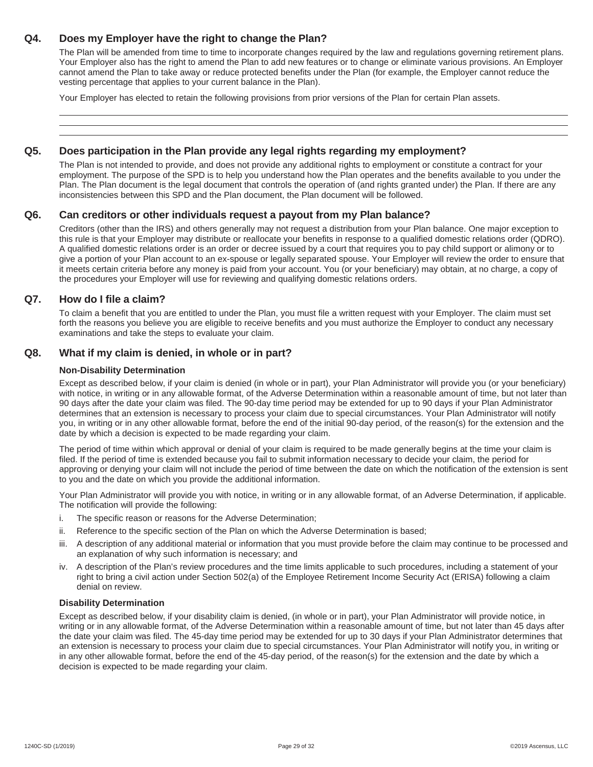## Q4. Does my Employer have the right to change the Plan?

The Plan will be amended from time to time to incorporate changes required by the law and regulations governing retirement plans. Your Employer also has the right to amend the Plan to add new features or to change or eliminate various provisions. An Employer cannot amend the Plan to take away or reduce protected benefits under the Plan (for example, the Employer cannot reduce the vesting percentage that applies to your current balance in the Plan).

Your Employer has elected to retain the following provisions from prior versions of the Plan for certain Plan assets.

## Q5. Does participation in the Plan provide any legal rights regarding my employment?

The Plan is not intended to provide, and does not provide any additional rights to employment or constitute a contract for your employment. The purpose of the SPD is to help you understand how the Plan operates and the benefits available to you under the Plan. The Plan document is the legal document that controls the operation of (and rights granted under) the Plan. If there are any inconsistencies between this SPD and the Plan document, the Plan document will be followed.

## Q6. Can creditors or other individuals request a payout from my Plan balance?

Creditors (other than the IRS) and others generally may not request a distribution from your Plan balance. One major exception to this rule is that your Employer may distribute or reallocate your benefits in response to a qualified domestic relations order (QDRO). A qualified domestic relations order is an order or decree issued by a court that requires you to pay child support or alimony or to give a portion of your Plan account to an ex-spouse or legally separated spouse. Your Employer will review the order to ensure that it meets certain criteria before any money is paid from your account. You (or your beneficiary) may obtain, at no charge, a copy of the procedures your Employer will use for reviewing and qualifying domestic relations orders.

## Q7. How do I file a claim?

To claim a benefit that you are entitled to under the Plan, you must file a written request with your Employer. The claim must set forth the reasons you believe you are eligible to receive benefits and you must authorize the Employer to conduct any necessary examinations and take the steps to evaluate your claim.

## Q8. What if my claim is denied, in whole or in part?

**Non-Disability Determination**

Except as described below, if your claim is denied (in whole or in part), your Plan Administrator will provide you (or your beneficiary) with notice, in writing or in any allowable format, of the Adverse Determination within a reasonable amount of time, but not later than 90 days after the date your claim was filed. The 90-day time period may be extended for up to 90 days if your Plan Administrator determines that an extension is necessary to process your claim due to special circumstances. Your Plan Administrator will notify you, in writing or in any other allowable format, before the end of the initial 90-day period, of the reason(s) for the extension and the date by which a decision is expected to be made regarding your claim.

The period of time within which approval or denial of your claim is required to be made generally begins at the time your claim is filed. If the period of time is extended because you fail to submit information necessary to decide your claim, the period for approving or denying your claim will not include the period of time between the date on which the notification of the extension is sent to you and the date on which you provide the additional information.

Your Plan Administrator will provide you with notice, in writing or in any allowable format, of an Adverse Determination, if applicable. The notification will provide the following:

i. The specific reason or reasons for the Adverse Determination;

ii. Reference to the specific section of the Plan on which the Adverse Determination is based;

iii. A description of any additional material or information that you must provide before the claim may continue to be processed and an explanation of why such information is necessary; and

iv. A description of the Plan's review procedures and the time limits applicable to such procedures, including a statement of your right to bring a civil action under Section 502(a) of the Employee Retirement Income Security Act (ERISA) following a claim denial on review.

**Disability Determination**

Except as described below, if your disability claim is denied, (in whole or in part), your Plan Administrator will provide notice, in writing or in any allowable format, of the Adverse Determination within a reasonable amount of time, but not later than 45 days after the date your claim was filed. The 45-day time period may be extended for up to 30 days if your Plan Administrator determines that an extension is necessary to process your claim due to special circumstances. Your Plan Administrator will notify you, in writing or in any other allowable format, before the end of the 45-day period, of the reason(s) for the extension and the date by which a decision is expected to be made regarding your claim.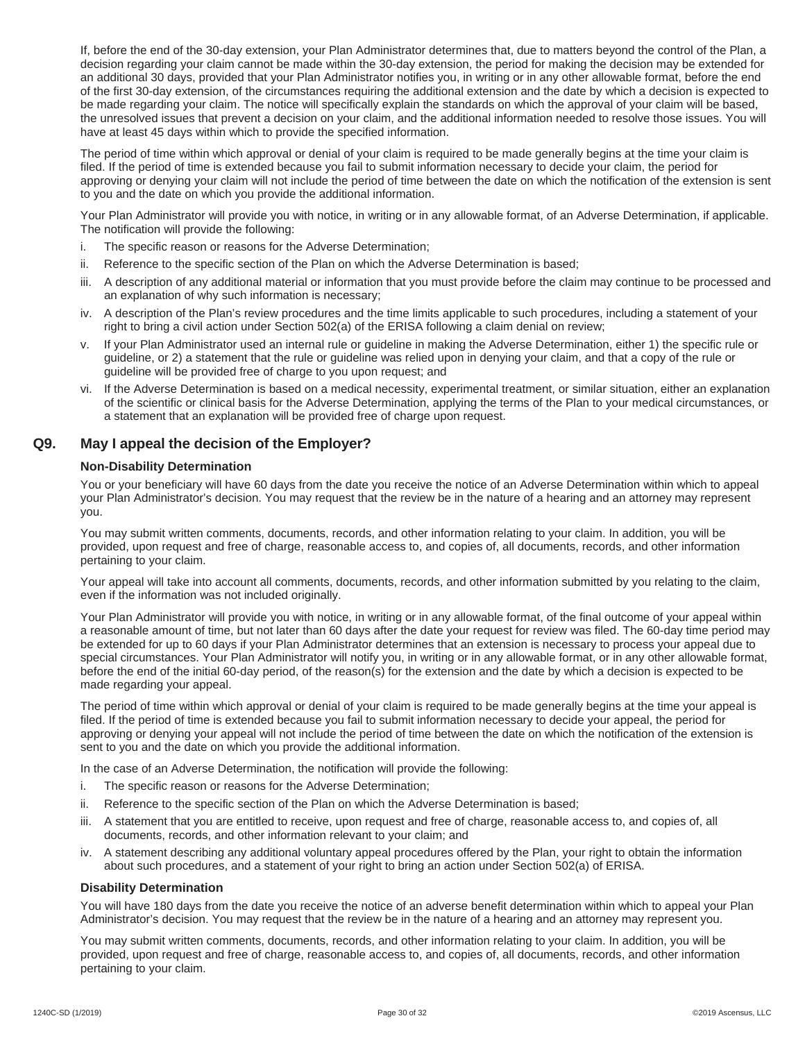If, before the end of the 30-day extension, your Plan Administrator determines that, due to matters beyond the control of the Plan, a decision regarding your claim cannot be made within the 30-day extension, the period for making the decision may be extended for an additional 30 days, provided that your Plan Administrator notifies you, in writing or in any other allowable format, before the end of the first 30-day extension, of the circumstances requiring the additional extension and the date by which a decision is expected to be made regarding your claim. The notice will specifically explain the standards on which the approval of your claim will be based, the unresolved issues that prevent a decision on your claim, and the additional information needed to resolve those issues. You will have at least 45 days within which to provide the specified information.

The period of time within which approval or denial of your claim is required to be made generally begins at the time your claim is filed. If the period of time is extended because you fail to submit information necessary to decide your claim, the period for approving or denying your claim will not include the period of time between the date on which the notification of the extension is sent to you and the date on which you provide the additional information.

Your Plan Administrator will provide you with notice, in writing or in any allowable format, of an Adverse Determination, if applicable. The notification will provide the following:

i. The specific reason or reasons for the Adverse Determination;

ii. Reference to the specific section of the Plan on which the Adverse Determination is based;

iii. A description of any additional material or information that you must provide before the claim may continue to be processed and an explanation of why such information is necessary;

iv. A description of the Plan's review procedures and the time limits applicable to such procedures, including a statement of your right to bring a civil action under Section 502(a) of the ERISA following a claim denial on review;

v. If your Plan Administrator used an internal rule or guideline in making the Adverse Determination, either 1) the specific rule or guideline, or 2) a statement that the rule or guideline was relied upon in denying your claim, and that a copy of the rule or guideline will be provided free of charge to you upon request; and

vi. If the Adverse Determination is based on a medical necessity, experimental treatment, or similar situation, either an explanation of the scientific or clinical basis for the Adverse Determination, applying the terms of the Plan to your medical circumstances, or a statement that an explanation will be provided free of charge upon request.

## Q9. May I appeal the decision of the Employer?

### Non-Disability Determination

You or your beneficiary will have 60 days from the date you receive the notice of an Adverse Determination within which to appeal your Plan Administrator's decision. You may request that the review be in the nature of a hearing and an attorney may represent you.

You may submit written comments, documents, records, and other information relating to your claim. In addition, you will be provided, upon request and free of charge, reasonable access to, and copies of, all documents, records, and other information pertaining to your claim.

Your appeal will take into account all comments, documents, records, and other information submitted by you relating to the claim, even if the information was not included originally.

Your Plan Administrator will provide you with notice, in writing or in any allowable format, of the final outcome of your appeal within a reasonable amount of time, but not later than 60 days after the date your request for review was filed. The 60-day time period may be extended for up to 60 days if your Plan Administrator determines that an extension is necessary to process your appeal due to special circumstances. Your Plan Administrator will notify you, in writing or in any allowable format, or in any other allowable format, before the end of the initial 60-day period, of the reason(s) for the extension and the date by which a decision is expected to be made regarding your appeal.

The period of time within which approval or denial of your claim is required to be made generally begins at the time your appeal is filed. If the period of time is extended because you fail to submit information necessary to decide your appeal, the period for approving or denying your appeal will not include the period of time between the date on which the notification of the extension is sent to you and the date on which you provide the additional information.

In the case of an Adverse Determination, the notification will provide the following:

i. The specific reason or reasons for the Adverse Determination;

ii. Reference to the specific section of the Plan on which the Adverse Determination is based;

iii. A statement that you are entitled to receive, upon request and free of charge, reasonable access to, and copies of, all documents, records, and other information relevant to your claim; and

iv. A statement describing any additional voluntary appeal procedures offered by the Plan, your right to obtain the information about such procedures, and a statement of your right to bring an action under Section 502(a) of ERISA.

### Disability Determination

You will have 180 days from the date you receive the notice of an adverse benefit determination within which to appeal your Plan Administrator's decision. You may request that the review be in the nature of a hearing and an attorney may represent you.

You may submit written comments, documents, records, and other information relating to your claim. In addition, you will be provided, upon request and free of charge, reasonable access to, and copies of, all documents, records, and other information pertaining to your claim.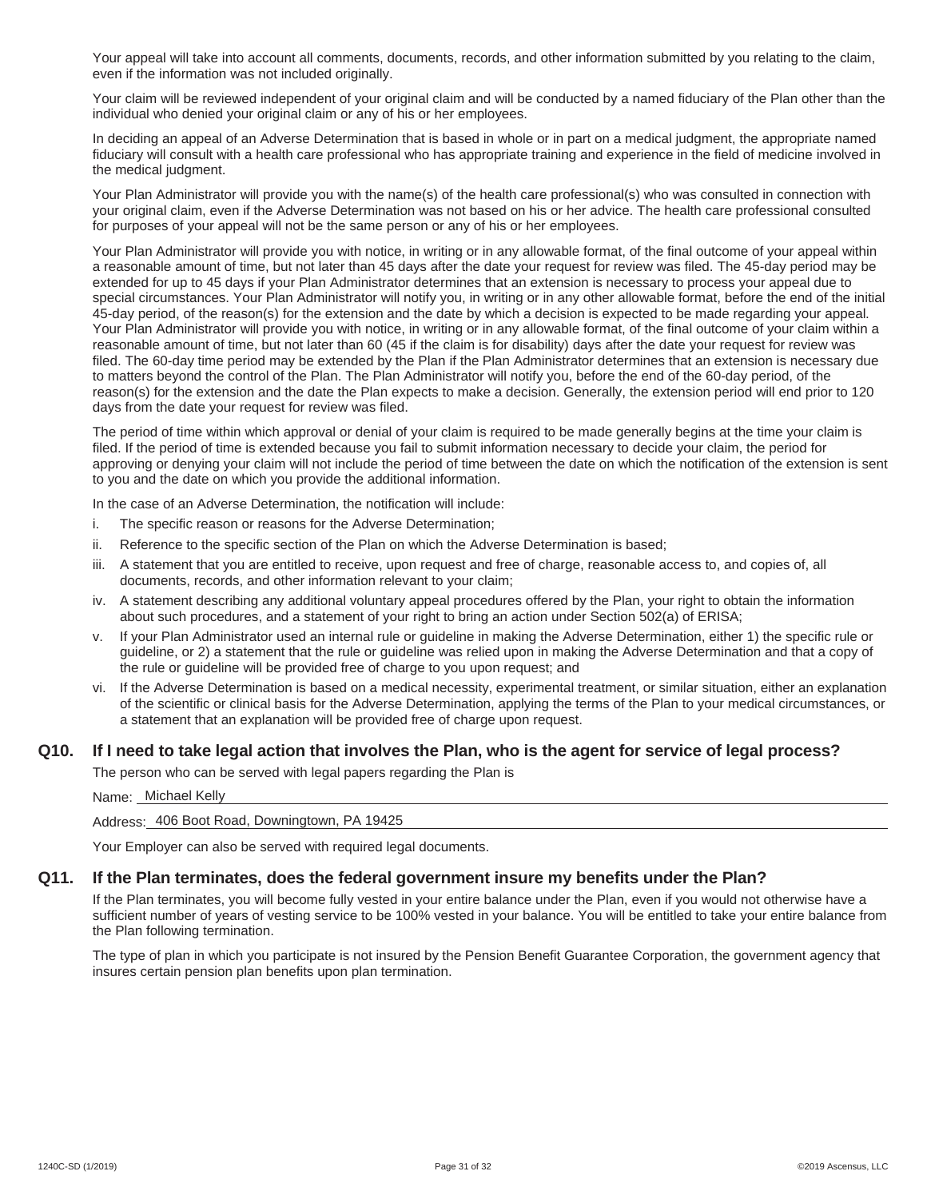Your appeal will take into account all comments, documents, records, and other information submitted by you relating to the claim, even if the information was not included originally.

Your claim will be reviewed independent of your original claim and will be conducted by a named fiduciary of the Plan other than the individual who denied your original claim or any of his or her employees.

In deciding an appeal of an Adverse Determination that is based in whole or in part on a medical judgment, the appropriate named fiduciary will consult with a health care professional who has appropriate training and experience in the field of medicine involved in the medical judgment.

Your Plan Administrator will provide you with the name(s) of the health care professional(s) who was consulted in connection with your original claim, even if the Adverse Determination was not based on his or her advice. The health care professional consulted for purposes of your appeal will not be the same person or any of his or her employees.

Your Plan Administrator will provide you with notice, in writing or in any allowable format, of the final outcome of your appeal within a reasonable amount of time, but not later than 45 days after the date your request for review was filed. The 45-day period may be extended for up to 45 days if your Plan Administrator determines that an extension is necessary to process your appeal due to special circumstances. Your Plan Administrator will notify you, in writing or in any other allowable format, before the end of the initial 45-day period, of the reason(s) for the extension and the date by which a decision is expected to be made regarding your appeal. Your Plan Administrator will provide you with notice, in writing or in any allowable format, of the final outcome of your claim within a reasonable amount of time, but not later than 60 (45 if the claim is for disability) days after the date your request for review was filed. The 60-day time period may be extended by the Plan if the Plan Administrator determines that an extension is necessary due to matters beyond the control of the Plan. The Plan Administrator will notify you, before the end of the 60-day period, of the reason(s) for the extension and the date the Plan expects to make a decision. Generally, the extension period will end prior to 120 days from the date your request for review was filed.

The period of time within which approval or denial of your claim is required to be made generally begins at the time your claim is filed. If the period of time is extended because you fail to submit information necessary to decide your claim, the period for approving or denying your claim will not include the period of time between the date on which the notification of the extension is sent to you and the date on which you provide the additional information.

In the case of an Adverse Determination, the notification will include:

i. The specific reason or reasons for the Adverse Determination;
ii. Reference to the specific section of the Plan on which the Adverse Determination is based;
iii. A statement that you are entitled to receive, upon request and free of charge, reasonable access to, and copies of, all documents, records, and other information relevant to your claim;
iv. A statement describing any additional voluntary appeal procedures offered by the Plan, your right to obtain the information about such procedures, and a statement of your right to bring an action under Section 502(a) of ERISA;
v. If your Plan Administrator used an internal rule or guideline in making the Adverse Determination, either 1) the specific rule or guideline, or 2) a statement that the rule or guideline was relied upon in making the Adverse Determination and that a copy of the rule or guideline will be provided free of charge to you upon request; and
vi. If the Adverse Determination is based on a medical necessity, experimental treatment, or similar situation, either an explanation of the scientific or clinical basis for the Adverse Determination, applying the terms of the Plan to your medical circumstances, or a statement that an explanation will be provided free of charge upon request.

## Q10. If I need to take legal action that involves the Plan, who is the agent for service of legal process?

The person who can be served with legal papers regarding the Plan is

Name: Michael Kelly

Address: 406 Boot Road, Downingtown, PA 19425

Your Employer can also be served with required legal documents.

## Q11. If the Plan terminates, does the federal government insure my benefits under the Plan?

If the Plan terminates, you will become fully vested in your entire balance under the Plan, even if you would not otherwise have a sufficient number of years of vesting service to be 100% vested in your balance. You will be entitled to take your entire balance from the Plan following termination.

The type of plan in which you participate is not insured by the Pension Benefit Guarantee Corporation, the government agency that insures certain pension plan benefits upon plan termination.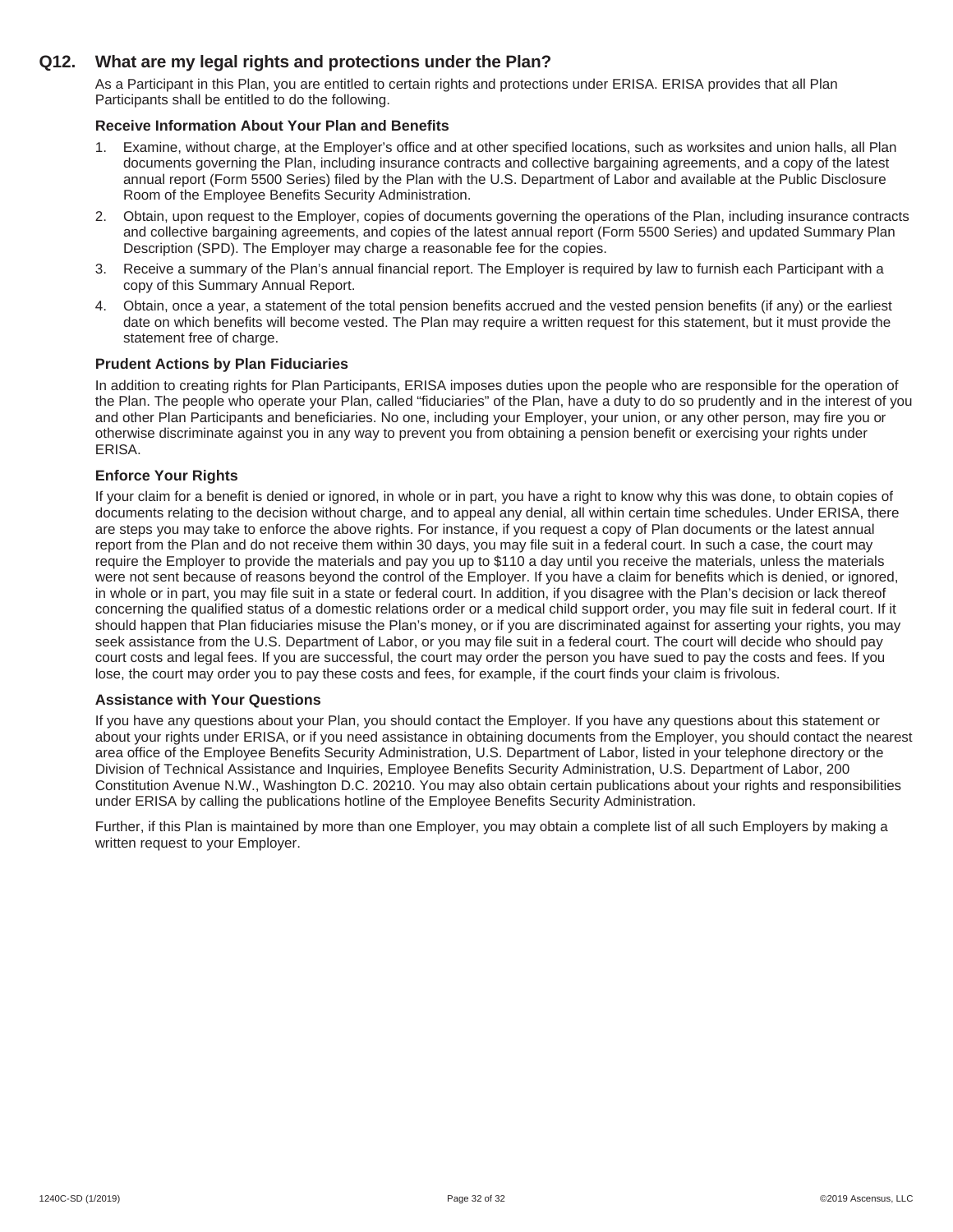## Q12. What are my legal rights and protections under the Plan?

As a Participant in this Plan, you are entitled to certain rights and protections under ERISA. ERISA provides that all Plan Participants shall be entitled to do the following.

### Receive Information About Your Plan and Benefits

1. Examine, without charge, at the Employer's office and at other specified locations, such as worksites and union halls, all Plan documents governing the Plan, including insurance contracts and collective bargaining agreements, and a copy of the latest annual report (Form 5500 Series) filed by the Plan with the U.S. Department of Labor and available at the Public Disclosure Room of the Employee Benefits Security Administration.
2. Obtain, upon request to the Employer, copies of documents governing the operations of the Plan, including insurance contracts and collective bargaining agreements, and copies of the latest annual report (Form 5500 Series) and updated Summary Plan Description (SPD). The Employer may charge a reasonable fee for the copies.
3. Receive a summary of the Plan's annual financial report. The Employer is required by law to furnish each Participant with a copy of this Summary Annual Report.
4. Obtain, once a year, a statement of the total pension benefits accrued and the vested pension benefits (if any) or the earliest date on which benefits will become vested. The Plan may require a written request for this statement, but it must provide the statement free of charge.

### Prudent Actions by Plan Fiduciaries

In addition to creating rights for Plan Participants, ERISA imposes duties upon the people who are responsible for the operation of the Plan. The people who operate your Plan, called "fiduciaries" of the Plan, have a duty to do so prudently and in the interest of you and other Plan Participants and beneficiaries. No one, including your Employer, your union, or any other person, may fire you or otherwise discriminate against you in any way to prevent you from obtaining a pension benefit or exercising your rights under ERISA.

### Enforce Your Rights

If your claim for a benefit is denied or ignored, in whole or in part, you have a right to know why this was done, to obtain copies of documents relating to the decision without charge, and to appeal any denial, all within certain time schedules. Under ERISA, there are steps you may take to enforce the above rights. For instance, if you request a copy of Plan documents or the latest annual report from the Plan and do not receive them within 30 days, you may file suit in a federal court. In such a case, the court may require the Employer to provide the materials and pay you up to $110 a day until you receive the materials, unless the materials were not sent because of reasons beyond the control of the Employer. If you have a claim for benefits which is denied, or ignored, in whole or in part, you may file suit in a state or federal court. In addition, if you disagree with the Plan's decision or lack thereof concerning the qualified status of a domestic relations order or a medical child support order, you may file suit in federal court. If it should happen that Plan fiduciaries misuse the Plan's money, or if you are discriminated against for asserting your rights, you may seek assistance from the U.S. Department of Labor, or you may file suit in a federal court. The court will decide who should pay court costs and legal fees. If you are successful, the court may order the person you have sued to pay the costs and fees. If you lose, the court may order you to pay these costs and fees, for example, if the court finds your claim is frivolous.

### Assistance with Your Questions

If you have any questions about your Plan, you should contact the Employer. If you have any questions about this statement or about your rights under ERISA, or if you need assistance in obtaining documents from the Employer, you should contact the nearest area office of the Employee Benefits Security Administration, U.S. Department of Labor, listed in your telephone directory or the Division of Technical Assistance and Inquiries, Employee Benefits Security Administration, U.S. Department of Labor, 200 Constitution Avenue N.W., Washington D.C. 20210. You may also obtain certain publications about your rights and responsibilities under ERISA by calling the publications hotline of the Employee Benefits Security Administration.

Further, if this Plan is maintained by more than one Employer, you may obtain a complete list of all such Employers by making a written request to your Employer.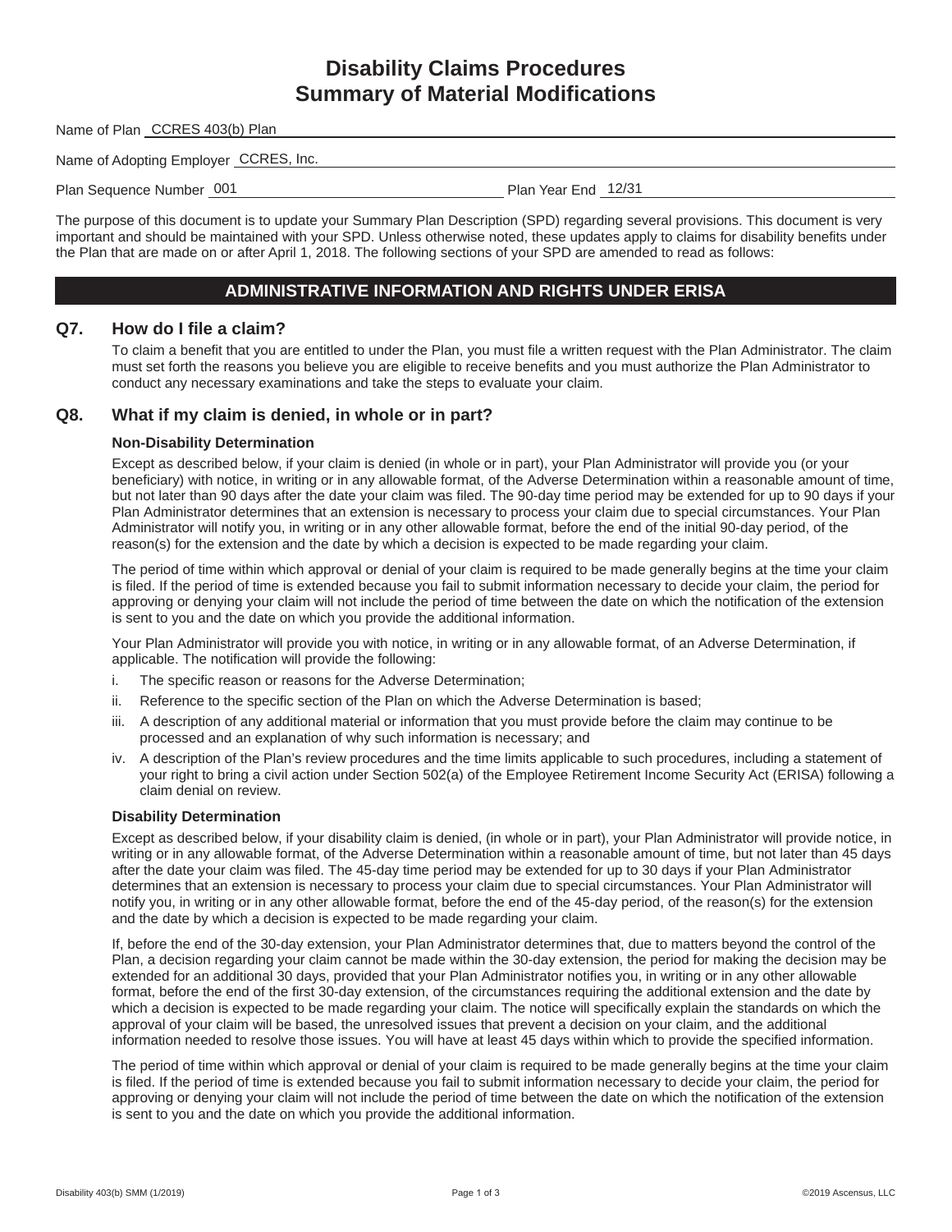# Disability Claims Procedures
# Summary of Material Modifications

Name of Plan CCRES 403(b) Plan

Name of Adopting Employer CCRES, Inc.

Plan Sequence Number 001 Plan Year End 12/31

The purpose of this document is to update your Summary Plan Description (SPD) regarding several provisions. This document is very important and should be maintained with your SPD. Unless otherwise noted, these updates apply to claims for disability benefits under the Plan that are made on or after April 1, 2018. The following sections of your SPD are amended to read as follows:

## ADMINISTRATIVE INFORMATION AND RIGHTS UNDER ERISA

### Q7. How do I file a claim?

To claim a benefit that you are entitled to under the Plan, you must file a written request with the Plan Administrator. The claim must set forth the reasons you believe you are eligible to receive benefits and you must authorize the Plan Administrator to conduct any necessary examinations and take the steps to evaluate your claim.

### Q8. What if my claim is denied, in whole or in part?

**Non-Disability Determination**

Except as described below, if your claim is denied (in whole or in part), your Plan Administrator will provide you (or your beneficiary) with notice, in writing or in any allowable format, of the Adverse Determination within a reasonable amount of time, but not later than 90 days after the date your claim was filed. The 90-day time period may be extended for up to 90 days if your Plan Administrator determines that an extension is necessary to process your claim due to special circumstances. Your Plan Administrator will notify you, in writing or in any other allowable format, before the end of the initial 90-day period, of the reason(s) for the extension and the date by which a decision is expected to be made regarding your claim.

The period of time within which approval or denial of your claim is required to be made generally begins at the time your claim is filed. If the period of time is extended because you fail to submit information necessary to decide your claim, the period for approving or denying your claim will not include the period of time between the date on which the notification of the extension is sent to you and the date on which you provide the additional information.

Your Plan Administrator will provide you with notice, in writing or in any allowable format, of an Adverse Determination, if applicable. The notification will provide the following:

i. The specific reason or reasons for the Adverse Determination;
ii. Reference to the specific section of the Plan on which the Adverse Determination is based;
iii. A description of any additional material or information that you must provide before the claim may continue to be processed and an explanation of why such information is necessary; and
iv. A description of the Plan's review procedures and the time limits applicable to such procedures, including a statement of your right to bring a civil action under Section 502(a) of the Employee Retirement Income Security Act (ERISA) following a claim denial on review.

**Disability Determination**

Except as described below, if your disability claim is denied, (in whole or in part), your Plan Administrator will provide notice, in writing or in any allowable format, of the Adverse Determination within a reasonable amount of time, but not later than 45 days after the date your claim was filed. The 45-day time period may be extended for up to 30 days if your Plan Administrator determines that an extension is necessary to process your claim due to special circumstances. Your Plan Administrator will notify you, in writing or in any other allowable format, before the end of the 45-day period, of the reason(s) for the extension and the date by which a decision is expected to be made regarding your claim.

If, before the end of the 30-day extension, your Plan Administrator determines that, due to matters beyond the control of the Plan, a decision regarding your claim cannot be made within the 30-day extension, the period for making the decision may be extended for an additional 30 days, provided that your Plan Administrator notifies you, in writing or in any other allowable format, before the end of the first 30-day extension, of the circumstances requiring the additional extension and the date by which a decision is expected to be made regarding your claim. The notice will specifically explain the standards on which the approval of your claim will be based, the unresolved issues that prevent a decision on your claim, and the additional information needed to resolve those issues. You will have at least 45 days within which to provide the specified information.

The period of time within which approval or denial of your claim is required to be made generally begins at the time your claim is filed. If the period of time is extended because you fail to submit information necessary to decide your claim, the period for approving or denying your claim will not include the period of time between the date on which the notification of the extension is sent to you and the date on which you provide the additional information.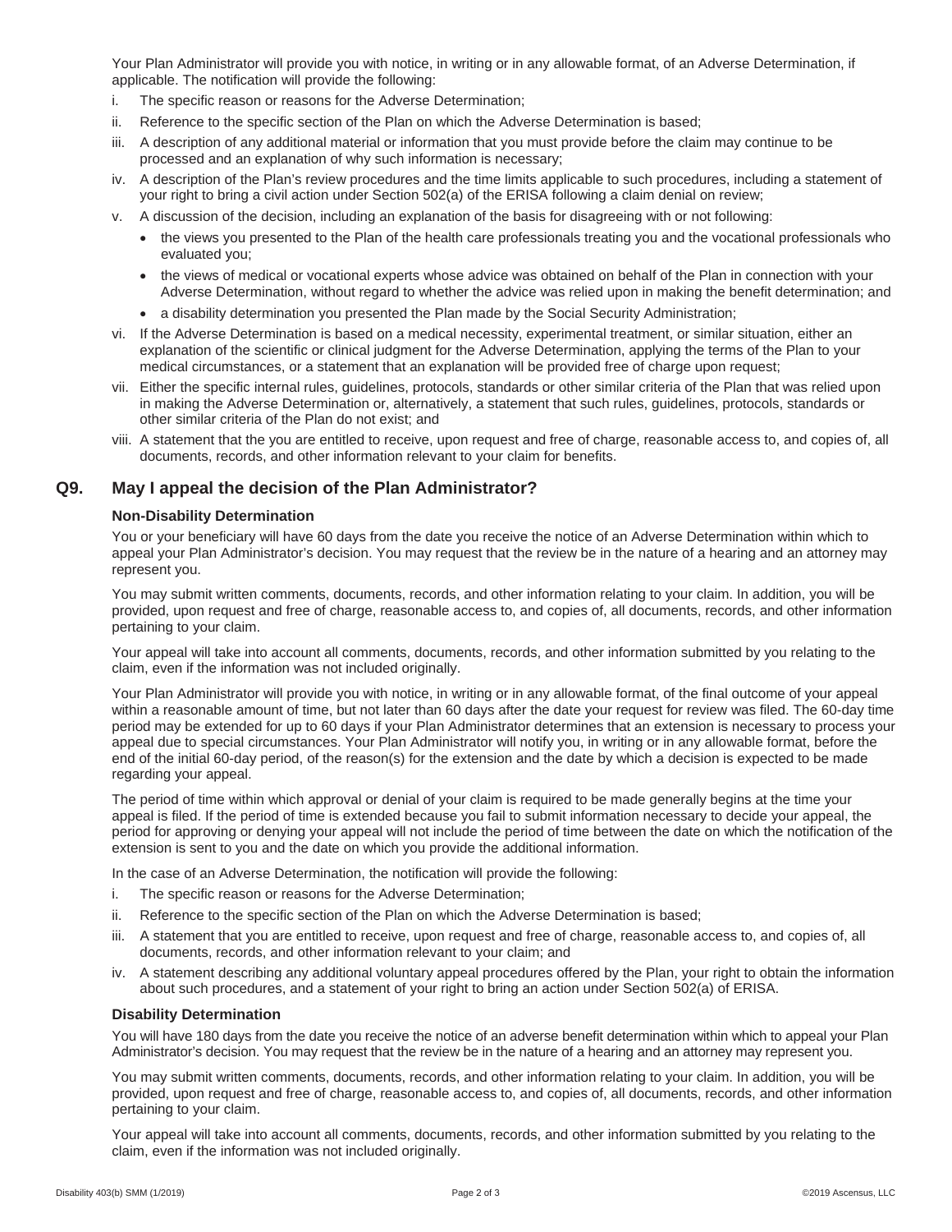Your Plan Administrator will provide you with notice, in writing or in any allowable format, of an Adverse Determination, if applicable. The notification will provide the following:

i. The specific reason or reasons for the Adverse Determination;
ii. Reference to the specific section of the Plan on which the Adverse Determination is based;
iii. A description of any additional material or information that you must provide before the claim may continue to be processed and an explanation of why such information is necessary;
iv. A description of the Plan's review procedures and the time limits applicable to such procedures, including a statement of your right to bring a civil action under Section 502(a) of the ERISA following a claim denial on review;
v. A discussion of the decision, including an explanation of the basis for disagreeing with or not following:
   - the views you presented to the Plan of the health care professionals treating you and the vocational professionals who evaluated you;
   - the views of medical or vocational experts whose advice was obtained on behalf of the Plan in connection with your Adverse Determination, without regard to whether the advice was relied upon in making the benefit determination; and
   - a disability determination you presented the Plan made by the Social Security Administration;
vi. If the Adverse Determination is based on a medical necessity, experimental treatment, or similar situation, either an explanation of the scientific or clinical judgment for the Adverse Determination, applying the terms of the Plan to your medical circumstances, or a statement that an explanation will be provided free of charge upon request;
vii. Either the specific internal rules, guidelines, protocols, standards or other similar criteria of the Plan that was relied upon in making the Adverse Determination or, alternatively, a statement that such rules, guidelines, protocols, standards or other similar criteria of the Plan do not exist; and
viii. A statement that the you are entitled to receive, upon request and free of charge, reasonable access to, and copies of, all documents, records, and other information relevant to your claim for benefits.

## Q9. May I appeal the decision of the Plan Administrator?

**Non-Disability Determination**

You or your beneficiary will have 60 days from the date you receive the notice of an Adverse Determination within which to appeal your Plan Administrator's decision. You may request that the review be in the nature of a hearing and an attorney may represent you.

You may submit written comments, documents, records, and other information relating to your claim. In addition, you will be provided, upon request and free of charge, reasonable access to, and copies of, all documents, records, and other information pertaining to your claim.

Your appeal will take into account all comments, documents, records, and other information submitted by you relating to the claim, even if the information was not included originally.

Your Plan Administrator will provide you with notice, in writing or in any allowable format, of the final outcome of your appeal within a reasonable amount of time, but not later than 60 days after the date your request for review was filed. The 60-day time period may be extended for up to 60 days if your Plan Administrator determines that an extension is necessary to process your appeal due to special circumstances. Your Plan Administrator will notify you, in writing or in any allowable format, before the end of the initial 60-day period, of the reason(s) for the extension and the date by which a decision is expected to be made regarding your appeal.

The period of time within which approval or denial of your claim is required to be made generally begins at the time your appeal is filed. If the period of time is extended because you fail to submit information necessary to decide your appeal, the period for approving or denying your appeal will not include the period of time between the date on which the notification of the extension is sent to you and the date on which you provide the additional information.

In the case of an Adverse Determination, the notification will provide the following:

i. The specific reason or reasons for the Adverse Determination;
ii. Reference to the specific section of the Plan on which the Adverse Determination is based;
iii. A statement that you are entitled to receive, upon request and free of charge, reasonable access to, and copies of, all documents, records, and other information relevant to your claim; and
iv. A statement describing any additional voluntary appeal procedures offered by the Plan, your right to obtain the information about such procedures, and a statement of your right to bring an action under Section 502(a) of ERISA.

**Disability Determination**

You will have 180 days from the date you receive the notice of an adverse benefit determination within which to appeal your Plan Administrator's decision. You may request that the review be in the nature of a hearing and an attorney may represent you.

You may submit written comments, documents, records, and other information relating to your claim. In addition, you will be provided, upon request and free of charge, reasonable access to, and copies of, all documents, records, and other information pertaining to your claim.

Your appeal will take into account all comments, documents, records, and other information submitted by you relating to the claim, even if the information was not included originally.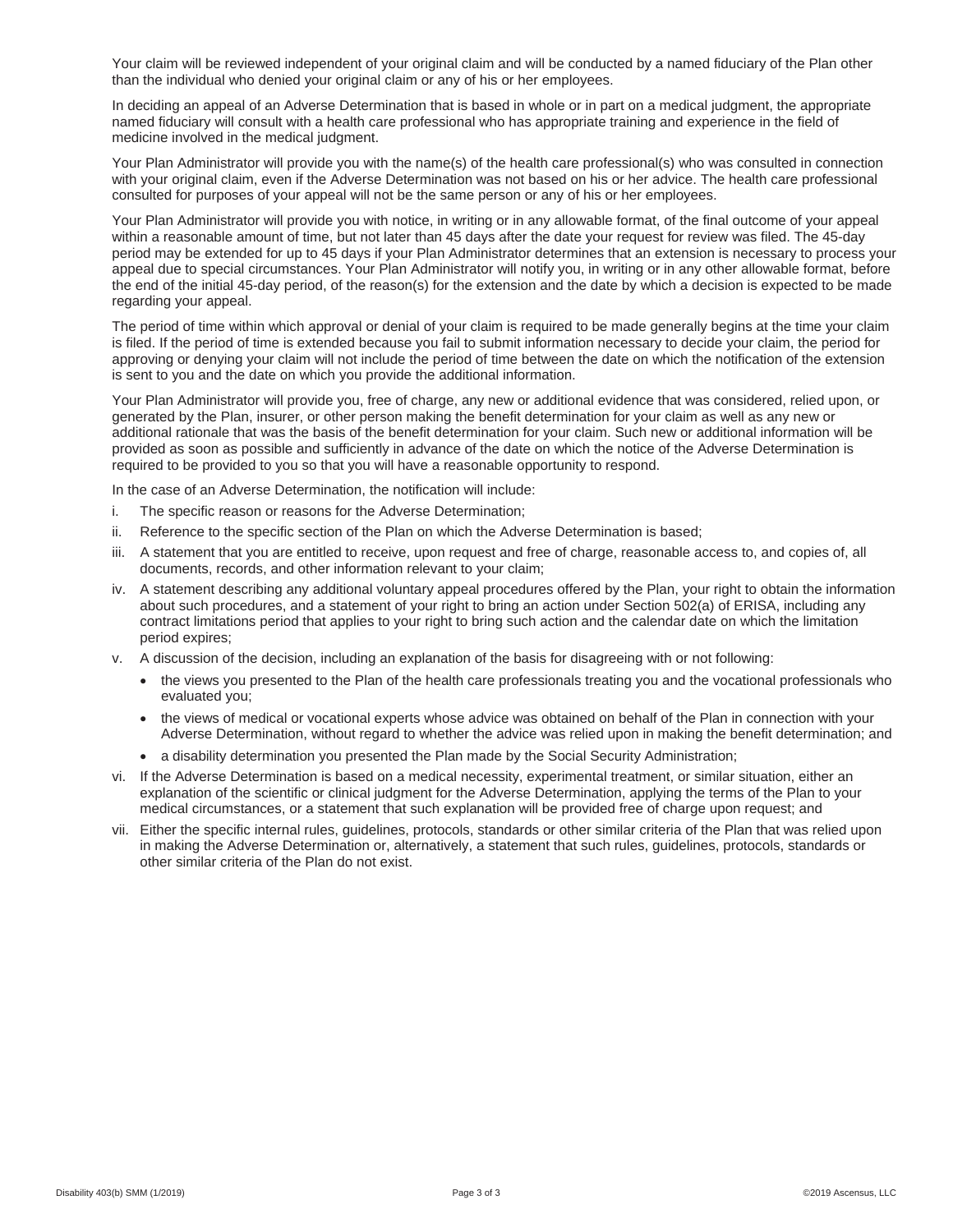Your claim will be reviewed independent of your original claim and will be conducted by a named fiduciary of the Plan other than the individual who denied your original claim or any of his or her employees.

In deciding an appeal of an Adverse Determination that is based in whole or in part on a medical judgment, the appropriate named fiduciary will consult with a health care professional who has appropriate training and experience in the field of medicine involved in the medical judgment.

Your Plan Administrator will provide you with the name(s) of the health care professional(s) who was consulted in connection with your original claim, even if the Adverse Determination was not based on his or her advice. The health care professional consulted for purposes of your appeal will not be the same person or any of his or her employees.

Your Plan Administrator will provide you with notice, in writing or in any allowable format, of the final outcome of your appeal within a reasonable amount of time, but not later than 45 days after the date your request for review was filed. The 45-day period may be extended for up to 45 days if your Plan Administrator determines that an extension is necessary to process your appeal due to special circumstances. Your Plan Administrator will notify you, in writing or in any other allowable format, before the end of the initial 45-day period, of the reason(s) for the extension and the date by which a decision is expected to be made regarding your appeal.

The period of time within which approval or denial of your claim is required to be made generally begins at the time your claim is filed. If the period of time is extended because you fail to submit information necessary to decide your claim, the period for approving or denying your claim will not include the period of time between the date on which the notification of the extension is sent to you and the date on which you provide the additional information.

Your Plan Administrator will provide you, free of charge, any new or additional evidence that was considered, relied upon, or generated by the Plan, insurer, or other person making the benefit determination for your claim as well as any new or additional rationale that was the basis of the benefit determination for your claim. Such new or additional information will be provided as soon as possible and sufficiently in advance of the date on which the notice of the Adverse Determination is required to be provided to you so that you will have a reasonable opportunity to respond.

In the case of an Adverse Determination, the notification will include:

i. The specific reason or reasons for the Adverse Determination;
ii. Reference to the specific section of the Plan on which the Adverse Determination is based;
iii. A statement that you are entitled to receive, upon request and free of charge, reasonable access to, and copies of, all documents, records, and other information relevant to your claim;
iv. A statement describing any additional voluntary appeal procedures offered by the Plan, your right to obtain the information about such procedures, and a statement of your right to bring an action under Section 502(a) of ERISA, including any contract limitations period that applies to your right to bring such action and the calendar date on which the limitation period expires;
v. A discussion of the decision, including an explanation of the basis for disagreeing with or not following:
   - the views you presented to the Plan of the health care professionals treating you and the vocational professionals who evaluated you;
   - the views of medical or vocational experts whose advice was obtained on behalf of the Plan in connection with your Adverse Determination, without regard to whether the advice was relied upon in making the benefit determination; and
   - a disability determination you presented the Plan made by the Social Security Administration;
vi. If the Adverse Determination is based on a medical necessity, experimental treatment, or similar situation, either an explanation of the scientific or clinical judgment for the Adverse Determination, applying the terms of the Plan to your medical circumstances, or a statement that such explanation will be provided free of charge upon request; and
vii. Either the specific internal rules, guidelines, protocols, standards or other similar criteria of the Plan that was relied upon in making the Adverse Determination or, alternatively, a statement that such rules, guidelines, protocols, standards or other similar criteria of the Plan do not exist.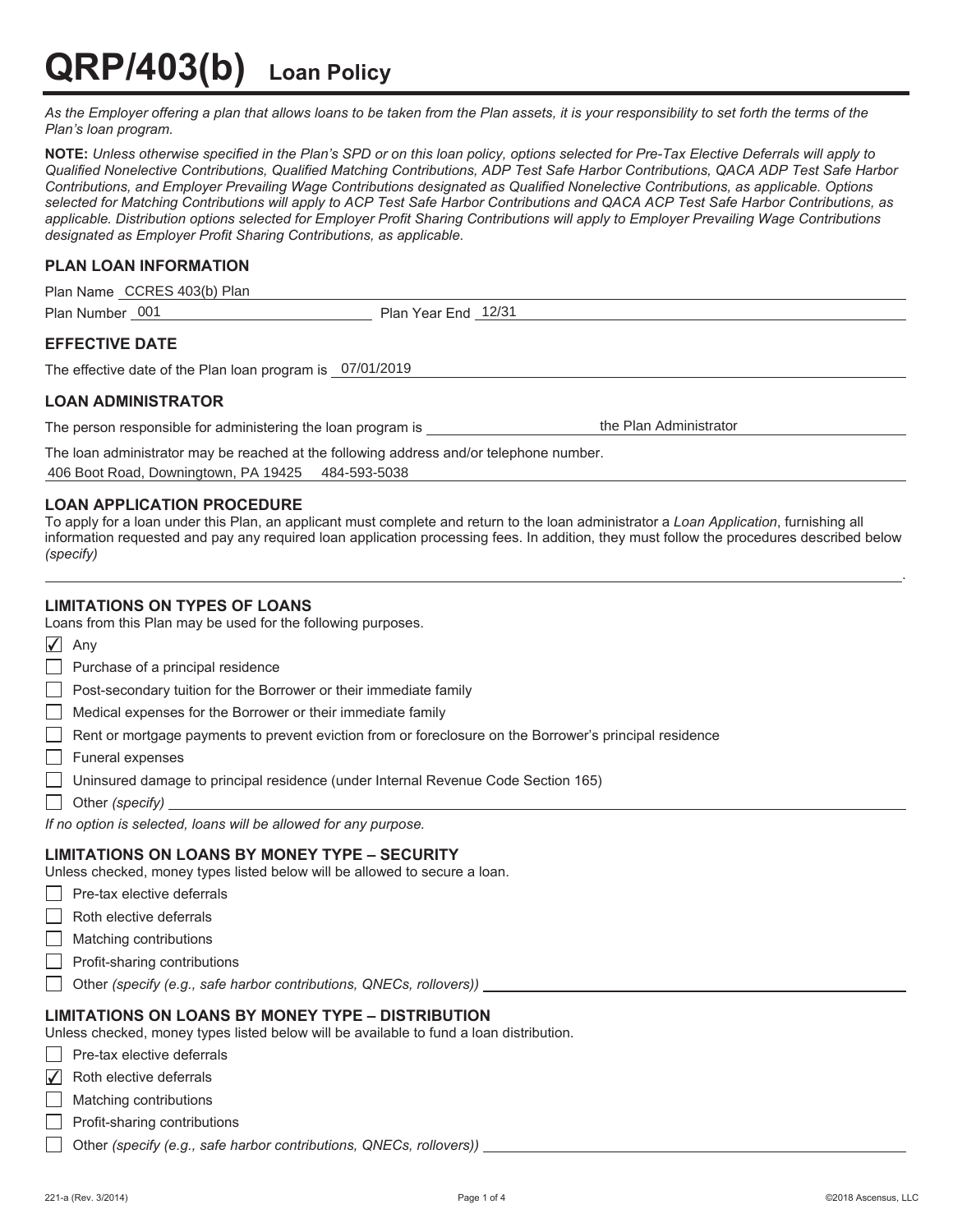# QRP/403(b) Loan Policy

*As the Employer offering a plan that allows loans to be taken from the Plan assets, it is your responsibility to set forth the terms of the Plan's loan program.*

**NOTE:** *Unless otherwise specified in the Plan's SPD or on this loan policy, options selected for Pre-Tax Elective Deferrals will apply to Qualified Nonelective Contributions, Qualified Matching Contributions, ADP Test Safe Harbor Contributions, QACA ADP Test Safe Harbor Contributions, and Employer Prevailing Wage Contributions designated as Qualified Nonelective Contributions, as applicable. Options selected for Matching Contributions will apply to ACP Test Safe Harbor Contributions and QACA ACP Test Safe Harbor Contributions, as applicable. Distribution options selected for Employer Profit Sharing Contributions will apply to Employer Prevailing Wage Contributions designated as Employer Profit Sharing Contributions, as applicable.*

## PLAN LOAN INFORMATION

Plan Name CCRES 403(b) Plan

Plan Number 001 Plan Year End 12/31

## EFFECTIVE DATE

The effective date of the Plan loan program is 07/01/2019

## LOAN ADMINISTRATOR

The person responsible for administering the loan program is the Plan Administrator

The loan administrator may be reached at the following address and/or telephone number.

406 Boot Road, Downingtown, PA 19425 484-593-5038

## LOAN APPLICATION PROCEDURE

To apply for a loan under this Plan, an applicant must complete and return to the loan administrator a *Loan Application*, furnishing all information requested and pay any required loan application processing fees. In addition, they must follow the procedures described below *(specify)*

\_\_\_\_\_\_\_\_\_\_\_\_\_\_\_\_\_\_\_\_.

## LIMITATIONS ON TYPES OF LOANS

Loans from this Plan may be used for the following purposes.

- ☑ Any
- ☐ Purchase of a principal residence
- ☐ Post-secondary tuition for the Borrower or their immediate family
- ☐ Medical expenses for the Borrower or their immediate family
- ☐ Rent or mortgage payments to prevent eviction from or foreclosure on the Borrower's principal residence
- ☐ Funeral expenses
- ☐ Uninsured damage to principal residence (under Internal Revenue Code Section 165)
- ☐ Other *(specify)* \_\_\_\_\_\_\_\_\_\_

*If no option is selected, loans will be allowed for any purpose.*

## LIMITATIONS ON LOANS BY MONEY TYPE – SECURITY

Unless checked, money types listed below will be allowed to secure a loan.

- ☐ Pre-tax elective deferrals
- ☐ Roth elective deferrals
- ☐ Matching contributions
- ☐ Profit-sharing contributions
- ☐ Other *(specify (e.g., safe harbor contributions, QNECs, rollovers))* \_\_\_\_\_\_\_\_\_\_

## LIMITATIONS ON LOANS BY MONEY TYPE – DISTRIBUTION

Unless checked, money types listed below will be available to fund a loan distribution.

- ☐ Pre-tax elective deferrals
- ☑ Roth elective deferrals
- ☐ Matching contributions
- ☐ Profit-sharing contributions
- ☐ Other *(specify (e.g., safe harbor contributions, QNECs, rollovers))* \_\_\_\_\_\_\_\_\_\_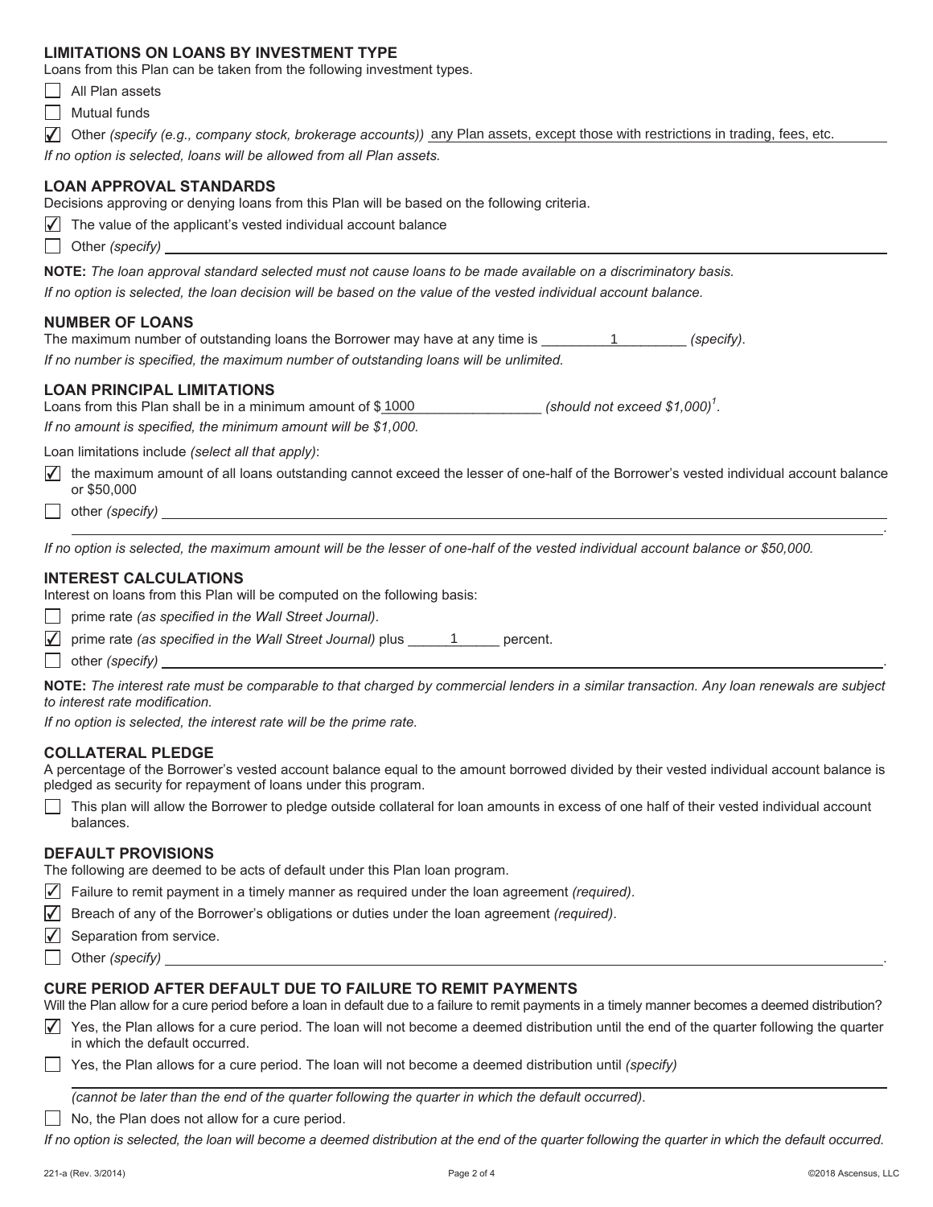## LIMITATIONS ON LOANS BY INVESTMENT TYPE

Loans from this Plan can be taken from the following investment types.

- ☐ All Plan assets
- ☐ Mutual funds
- ☑ Other *(specify (e.g., company stock, brokerage accounts))* any Plan assets, except those with restrictions in trading, fees, etc.

*If no option is selected, loans will be allowed from all Plan assets.*

## LOAN APPROVAL STANDARDS

Decisions approving or denying loans from this Plan will be based on the following criteria.

- ☑ The value of the applicant's vested individual account balance
- ☐ Other *(specify)* \_\_\_\_\_\_\_\_\_\_

**NOTE:** *The loan approval standard selected must not cause loans to be made available on a discriminatory basis.*

*If no option is selected, the loan decision will be based on the value of the vested individual account balance.*

## NUMBER OF LOANS

The maximum number of outstanding loans the Borrower may have at any time is \_\_\_1\_\_\_ *(specify).*

*If no number is specified, the maximum number of outstanding loans will be unlimited.*

## LOAN PRINCIPAL LIMITATIONS

Loans from this Plan shall be in a minimum amount of $ 1000\_\_\_\_\_\_\_\_ *(should not exceed $1,000)*[1].

*If no amount is specified, the minimum amount will be $1,000.*

Loan limitations include *(select all that apply)*:

- ☑ the maximum amount of all loans outstanding cannot exceed the lesser of one-half of the Borrower's vested individual account balance or $50,000
- ☐ other *(specify)* \_\_\_\_\_\_\_\_\_\_.

*If no option is selected, the maximum amount will be the lesser of one-half of the vested individual account balance or $50,000.*

## INTEREST CALCULATIONS

Interest on loans from this Plan will be computed on the following basis:

- ☐ prime rate *(as specified in the Wall Street Journal)*.
- ☑ prime rate *(as specified in the Wall Street Journal)* plus \_\_\_1\_\_\_ percent.
- ☐ other *(specify)* \_\_\_\_\_\_\_\_\_\_.

**NOTE:** *The interest rate must be comparable to that charged by commercial lenders in a similar transaction. Any loan renewals are subject to interest rate modification.*

*If no option is selected, the interest rate will be the prime rate.*

## COLLATERAL PLEDGE

A percentage of the Borrower's vested account balance equal to the amount borrowed divided by their vested individual account balance is pledged as security for repayment of loans under this program.

- ☐ This plan will allow the Borrower to pledge outside collateral for loan amounts in excess of one half of their vested individual account balances.

## DEFAULT PROVISIONS

The following are deemed to be acts of default under this Plan loan program.

- ☑ Failure to remit payment in a timely manner as required under the loan agreement *(required)*.
- ☑ Breach of any of the Borrower's obligations or duties under the loan agreement *(required)*.
- ☑ Separation from service.
- ☐ Other *(specify)* \_\_\_\_\_\_\_\_\_\_.

## CURE PERIOD AFTER DEFAULT DUE TO FAILURE TO REMIT PAYMENTS

Will the Plan allow for a cure period before a loan in default due to a failure to remit payments in a timely manner becomes a deemed distribution?

- ☑ Yes, the Plan allows for a cure period. The loan will not become a deemed distribution until the end of the quarter following the quarter in which the default occurred.
- ☐ Yes, the Plan allows for a cure period. The loan will not become a deemed distribution until *(specify)* \_\_\_\_\_\_\_\_\_\_ *(cannot be later than the end of the quarter following the quarter in which the default occurred).*
- ☐ No, the Plan does not allow for a cure period.

*If no option is selected, the loan will become a deemed distribution at the end of the quarter following the quarter in which the default occurred.*

221-a (Rev. 3/2014) ©2018 Ascensus, LLC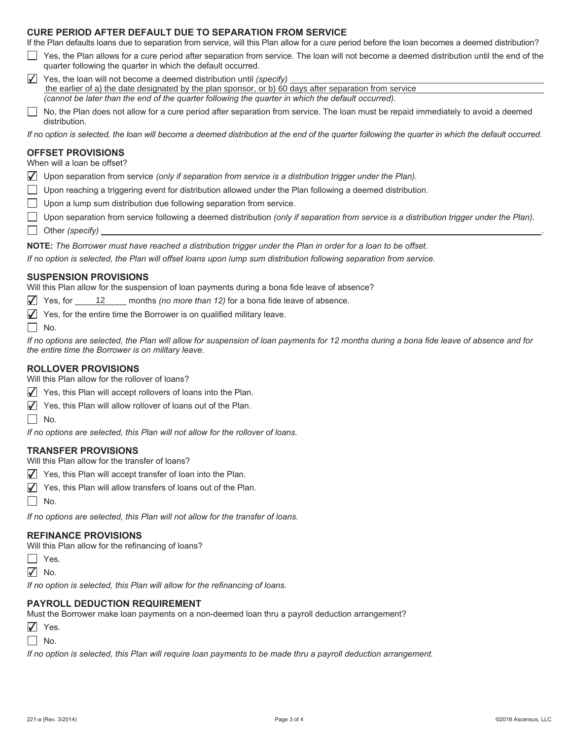### CURE PERIOD AFTER DEFAULT DUE TO SEPARATION FROM SERVICE

If the Plan defaults loans due to separation from service, will this Plan allow for a cure period before the loan becomes a deemed distribution?

☐ Yes, the Plan allows for a cure period after separation from service. The loan will not become a deemed distribution until the end of the quarter following the quarter in which the default occurred.

☑ Yes, the loan will not become a deemed distribution until *(specify)* the earlier of a) the date designated by the plan sponsor, or b) 60 days after separation from service *(cannot be later than the end of the quarter following the quarter in which the default occurred)*.

☐ No, the Plan does not allow for a cure period after separation from service. The loan must be repaid immediately to avoid a deemed distribution.

*If no option is selected, the loan will become a deemed distribution at the end of the quarter following the quarter in which the default occurred.*

### OFFSET PROVISIONS

When will a loan be offset?

☑ Upon separation from service *(only if separation from service is a distribution trigger under the Plan)*.

☐ Upon reaching a triggering event for distribution allowed under the Plan following a deemed distribution.

☐ Upon a lump sum distribution due following separation from service.

☐ Upon separation from service following a deemed distribution *(only if separation from service is a distribution trigger under the Plan)*.

☐ Other *(specify)* ______________________________.

**NOTE:** *The Borrower must have reached a distribution trigger under the Plan in order for a loan to be offset.*

*If no option is selected, the Plan will offset loans upon lump sum distribution following separation from service.*

### SUSPENSION PROVISIONS

Will this Plan allow for the suspension of loan payments during a bona fide leave of absence?

☑ Yes, for 12 months *(no more than 12)* for a bona fide leave of absence.

☑ Yes, for the entire time the Borrower is on qualified military leave.

☐ No.

*If no options are selected, the Plan will allow for suspension of loan payments for 12 months during a bona fide leave of absence and for the entire time the Borrower is on military leave.*

### ROLLOVER PROVISIONS

Will this Plan allow for the rollover of loans?

☑ Yes, this Plan will accept rollovers of loans into the Plan.

☑ Yes, this Plan will allow rollover of loans out of the Plan.

☐ No.

*If no options are selected, this Plan will not allow for the rollover of loans.*

### TRANSFER PROVISIONS

Will this Plan allow for the transfer of loans?

☑ Yes, this Plan will accept transfer of loan into the Plan.

☑ Yes, this Plan will allow transfers of loans out of the Plan.

☐ No.

*If no options are selected, this Plan will not allow for the transfer of loans.*

### REFINANCE PROVISIONS

Will this Plan allow for the refinancing of loans?

☐ Yes.

☑ No.

*If no option is selected, this Plan will allow for the refinancing of loans.*

### PAYROLL DEDUCTION REQUIREMENT

Must the Borrower make loan payments on a non-deemed loan thru a payroll deduction arrangement?

☑ Yes.

☐ No.

*If no option is selected, this Plan will require loan payments to be made thru a payroll deduction arrangement.*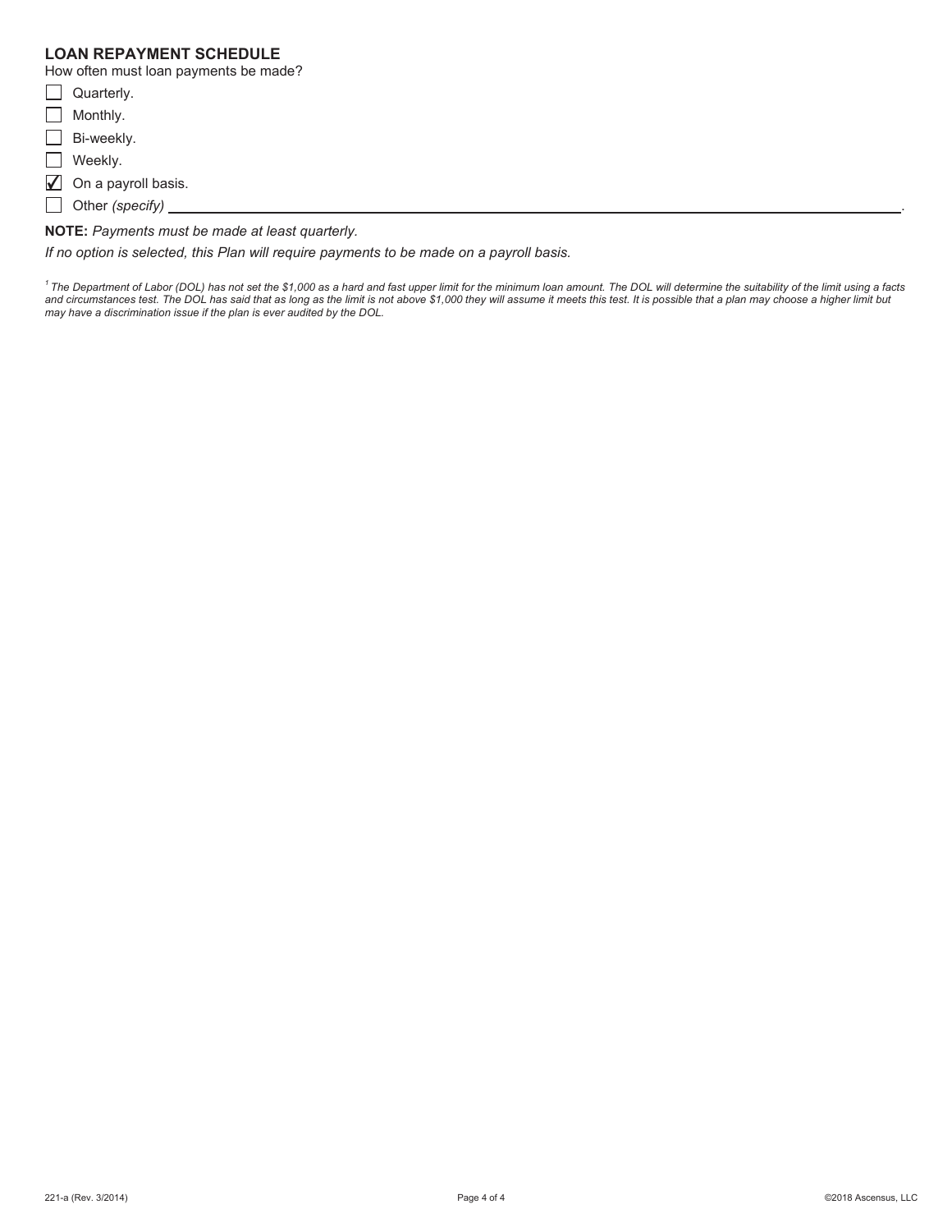## LOAN REPAYMENT SCHEDULE

How often must loan payments be made?

- ☐ Quarterly.
- ☐ Monthly.
- ☐ Bi-weekly.
- ☐ Weekly.
- ☑ On a payroll basis.
- ☐ Other *(specify)* ______________________________.

**NOTE:** *Payments must be made at least quarterly.*

*If no option is selected, this Plan will require payments to be made on a payroll basis.*

*[1] The Department of Labor (DOL) has not set the $1,000 as a hard and fast upper limit for the minimum loan amount. The DOL will determine the suitability of the limit using a facts and circumstances test. The DOL has said that as long as the limit is not above $1,000 they will assume it meets this test. It is possible that a plan may choose a higher limit but may have a discrimination issue if the plan is ever audited by the DOL.*

221-a (Rev. 3/2014) ©2018 Ascensus, LLC